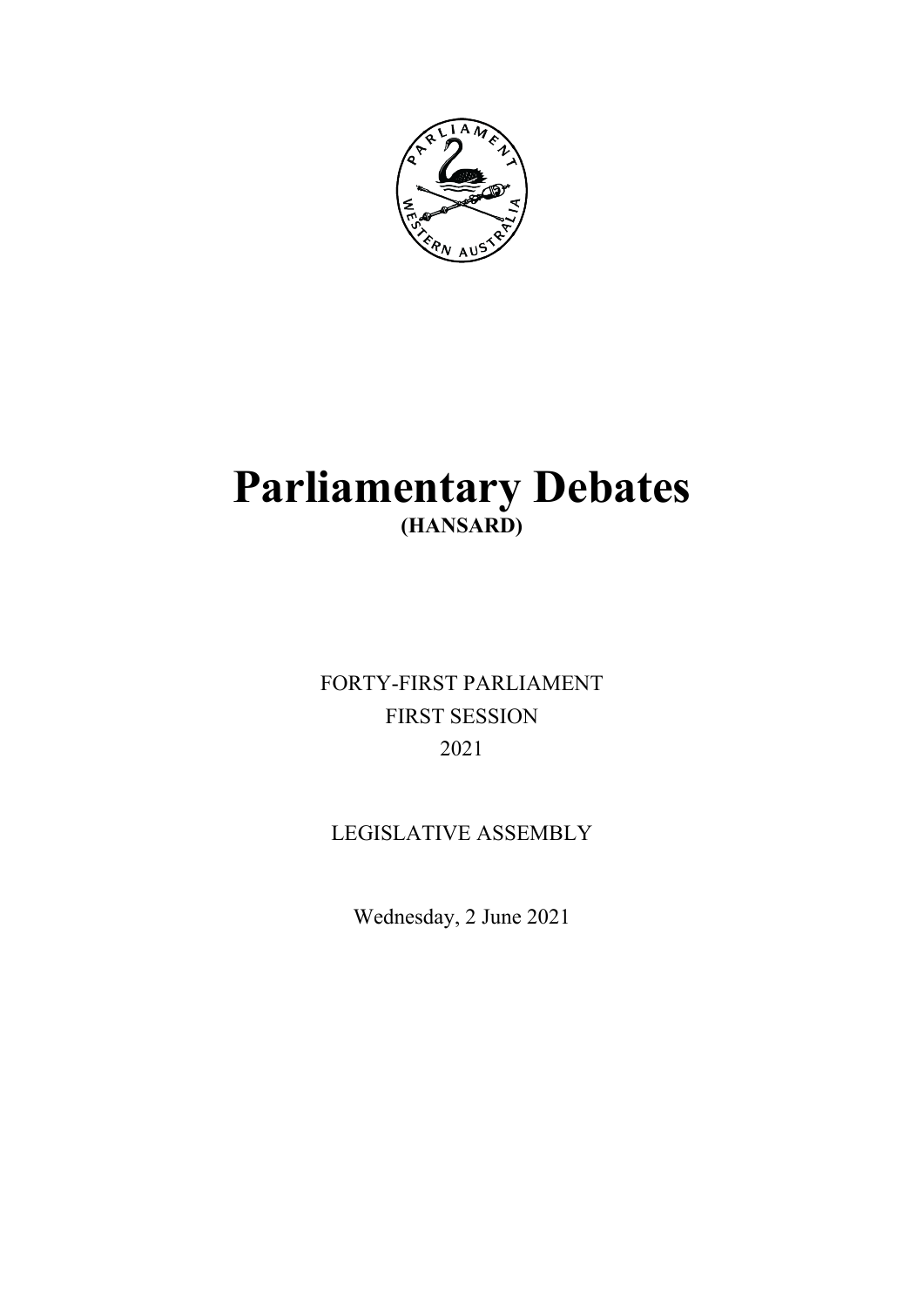# Parliamentary Debates

**(HANSARD)**

FORTY-FIRST PARLIAMENT

FIRST SESSION

2021

LEGISLATIVE ASSEMBLY

Wednesday, 2 June 2021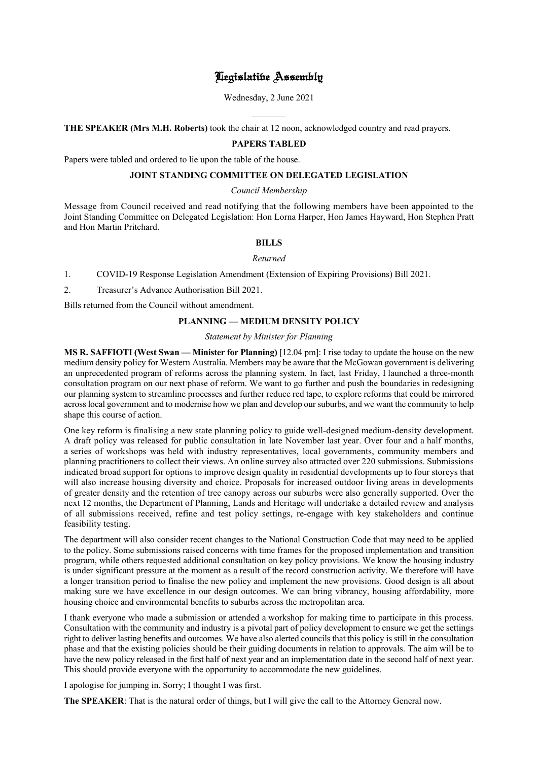# Legislative Assembly

Wednesday, 2 June 2021

**THE SPEAKER (Mrs M.H. Roberts)** took the chair at 12 noon, acknowledged country and read prayers.

## PAPERS TABLED

Papers were tabled and ordered to lie upon the table of the house.

## JOINT STANDING COMMITTEE ON DELEGATED LEGISLATION

*Council Membership*

Message from Council received and read notifying that the following members have been appointed to the Joint Standing Committee on Delegated Legislation: Hon Lorna Harper, Hon James Hayward, Hon Stephen Pratt and Hon Martin Pritchard.

## BILLS

*Returned*

1. COVID-19 Response Legislation Amendment (Extension of Expiring Provisions) Bill 2021.
2. Treasurer's Advance Authorisation Bill 2021.

Bills returned from the Council without amendment.

## PLANNING — MEDIUM DENSITY POLICY

*Statement by Minister for Planning*

**MS R. SAFFIOTI (West Swan — Minister for Planning)** [12.04 pm]: I rise today to update the house on the new medium density policy for Western Australia. Members may be aware that the McGowan government is delivering an unprecedented program of reforms across the planning system. In fact, last Friday, I launched a three-month consultation program on our next phase of reform. We want to go further and push the boundaries in redesigning our planning system to streamline processes and further reduce red tape, to explore reforms that could be mirrored across local government and to modernise how we plan and develop our suburbs, and we want the community to help shape this course of action.

One key reform is finalising a new state planning policy to guide well-designed medium-density development. A draft policy was released for public consultation in late November last year. Over four and a half months, a series of workshops was held with industry representatives, local governments, community members and planning practitioners to collect their views. An online survey also attracted over 220 submissions. Submissions indicated broad support for options to improve design quality in residential developments up to four storeys that will also increase housing diversity and choice. Proposals for increased outdoor living areas in developments of greater density and the retention of tree canopy across our suburbs were also generally supported. Over the next 12 months, the Department of Planning, Lands and Heritage will undertake a detailed review and analysis of all submissions received, refine and test policy settings, re-engage with key stakeholders and continue feasibility testing.

The department will also consider recent changes to the National Construction Code that may need to be applied to the policy. Some submissions raised concerns with time frames for the proposed implementation and transition program, while others requested additional consultation on key policy provisions. We know the housing industry is under significant pressure at the moment as a result of the record construction activity. We therefore will have a longer transition period to finalise the new policy and implement the new provisions. Good design is all about making sure we have excellence in our design outcomes. We can bring vibrancy, housing affordability, more housing choice and environmental benefits to suburbs across the metropolitan area.

I thank everyone who made a submission or attended a workshop for making time to participate in this process. Consultation with the community and industry is a pivotal part of policy development to ensure we get the settings right to deliver lasting benefits and outcomes. We have also alerted councils that this policy is still in the consultation phase and that the existing policies should be their guiding documents in relation to approvals. The aim will be to have the new policy released in the first half of next year and an implementation date in the second half of next year. This should provide everyone with the opportunity to accommodate the new guidelines.

I apologise for jumping in. Sorry; I thought I was first.

**The SPEAKER**: That is the natural order of things, but I will give the call to the Attorney General now.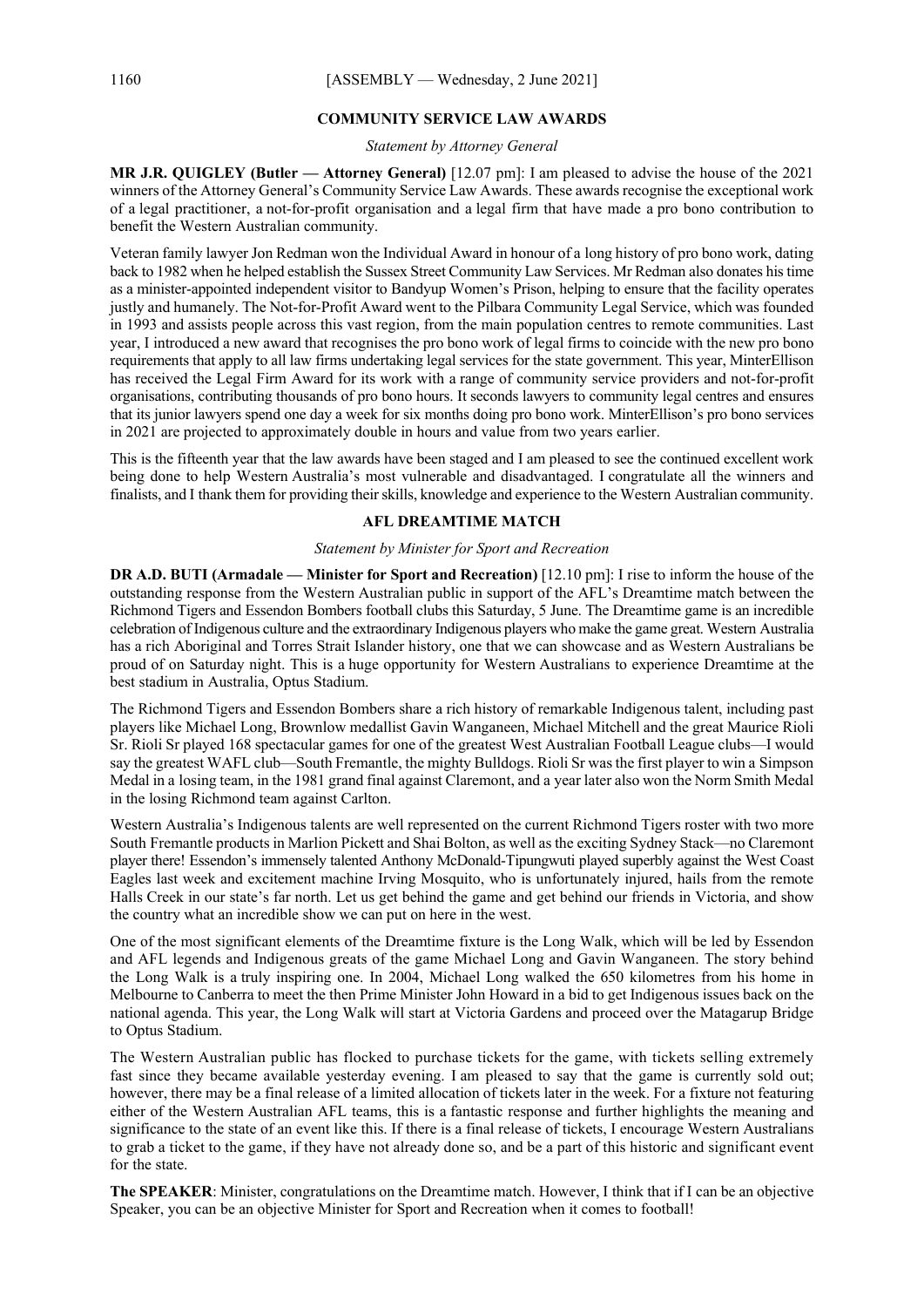## COMMUNITY SERVICE LAW AWARDS

*Statement by Attorney General*

**MR J.R. QUIGLEY (Butler — Attorney General)** [12.07 pm]: I am pleased to advise the house of the 2021 winners of the Attorney General's Community Service Law Awards. These awards recognise the exceptional work of a legal practitioner, a not-for-profit organisation and a legal firm that have made a pro bono contribution to benefit the Western Australian community.

Veteran family lawyer Jon Redman won the Individual Award in honour of a long history of pro bono work, dating back to 1982 when he helped establish the Sussex Street Community Law Services. Mr Redman also donates his time as a minister-appointed independent visitor to Bandyup Women's Prison, helping to ensure that the facility operates justly and humanely. The Not-for-Profit Award went to the Pilbara Community Legal Service, which was founded in 1993 and assists people across this vast region, from the main population centres to remote communities. Last year, I introduced a new award that recognises the pro bono work of legal firms to coincide with the new pro bono requirements that apply to all law firms undertaking legal services for the state government. This year, MinterEllison has received the Legal Firm Award for its work with a range of community service providers and not-for-profit organisations, contributing thousands of pro bono hours. It seconds lawyers to community legal centres and ensures that its junior lawyers spend one day a week for six months doing pro bono work. MinterEllison's pro bono services in 2021 are projected to approximately double in hours and value from two years earlier.

This is the fifteenth year that the law awards have been staged and I am pleased to see the continued excellent work being done to help Western Australia's most vulnerable and disadvantaged. I congratulate all the winners and finalists, and I thank them for providing their skills, knowledge and experience to the Western Australian community.

## AFL DREAMTIME MATCH

*Statement by Minister for Sport and Recreation*

**DR A.D. BUTI (Armadale — Minister for Sport and Recreation)** [12.10 pm]: I rise to inform the house of the outstanding response from the Western Australian public in support of the AFL's Dreamtime match between the Richmond Tigers and Essendon Bombers football clubs this Saturday, 5 June. The Dreamtime game is an incredible celebration of Indigenous culture and the extraordinary Indigenous players who make the game great. Western Australia has a rich Aboriginal and Torres Strait Islander history, one that we can showcase and as Western Australians be proud of on Saturday night. This is a huge opportunity for Western Australians to experience Dreamtime at the best stadium in Australia, Optus Stadium.

The Richmond Tigers and Essendon Bombers share a rich history of remarkable Indigenous talent, including past players like Michael Long, Brownlow medallist Gavin Wanganeen, Michael Mitchell and the great Maurice Rioli Sr. Rioli Sr played 168 spectacular games for one of the greatest West Australian Football League clubs—I would say the greatest WAFL club—South Fremantle, the mighty Bulldogs. Rioli Sr was the first player to win a Simpson Medal in a losing team, in the 1981 grand final against Claremont, and a year later also won the Norm Smith Medal in the losing Richmond team against Carlton.

Western Australia's Indigenous talents are well represented on the current Richmond Tigers roster with two more South Fremantle products in Marlion Pickett and Shai Bolton, as well as the exciting Sydney Stack—no Claremont player there! Essendon's immensely talented Anthony McDonald-Tipungwuti played superbly against the West Coast Eagles last week and excitement machine Irving Mosquito, who is unfortunately injured, hails from the remote Halls Creek in our state's far north. Let us get behind the game and get behind our friends in Victoria, and show the country what an incredible show we can put on here in the west.

One of the most significant elements of the Dreamtime fixture is the Long Walk, which will be led by Essendon and AFL legends and Indigenous greats of the game Michael Long and Gavin Wanganeen. The story behind the Long Walk is a truly inspiring one. In 2004, Michael Long walked the 650 kilometres from his home in Melbourne to Canberra to meet the then Prime Minister John Howard in a bid to get Indigenous issues back on the national agenda. This year, the Long Walk will start at Victoria Gardens and proceed over the Matagarup Bridge to Optus Stadium.

The Western Australian public has flocked to purchase tickets for the game, with tickets selling extremely fast since they became available yesterday evening. I am pleased to say that the game is currently sold out; however, there may be a final release of a limited allocation of tickets later in the week. For a fixture not featuring either of the Western Australian AFL teams, this is a fantastic response and further highlights the meaning and significance to the state of an event like this. If there is a final release of tickets, I encourage Western Australians to grab a ticket to the game, if they have not already done so, and be a part of this historic and significant event for the state.

**The SPEAKER**: Minister, congratulations on the Dreamtime match. However, I think that if I can be an objective Speaker, you can be an objective Minister for Sport and Recreation when it comes to football!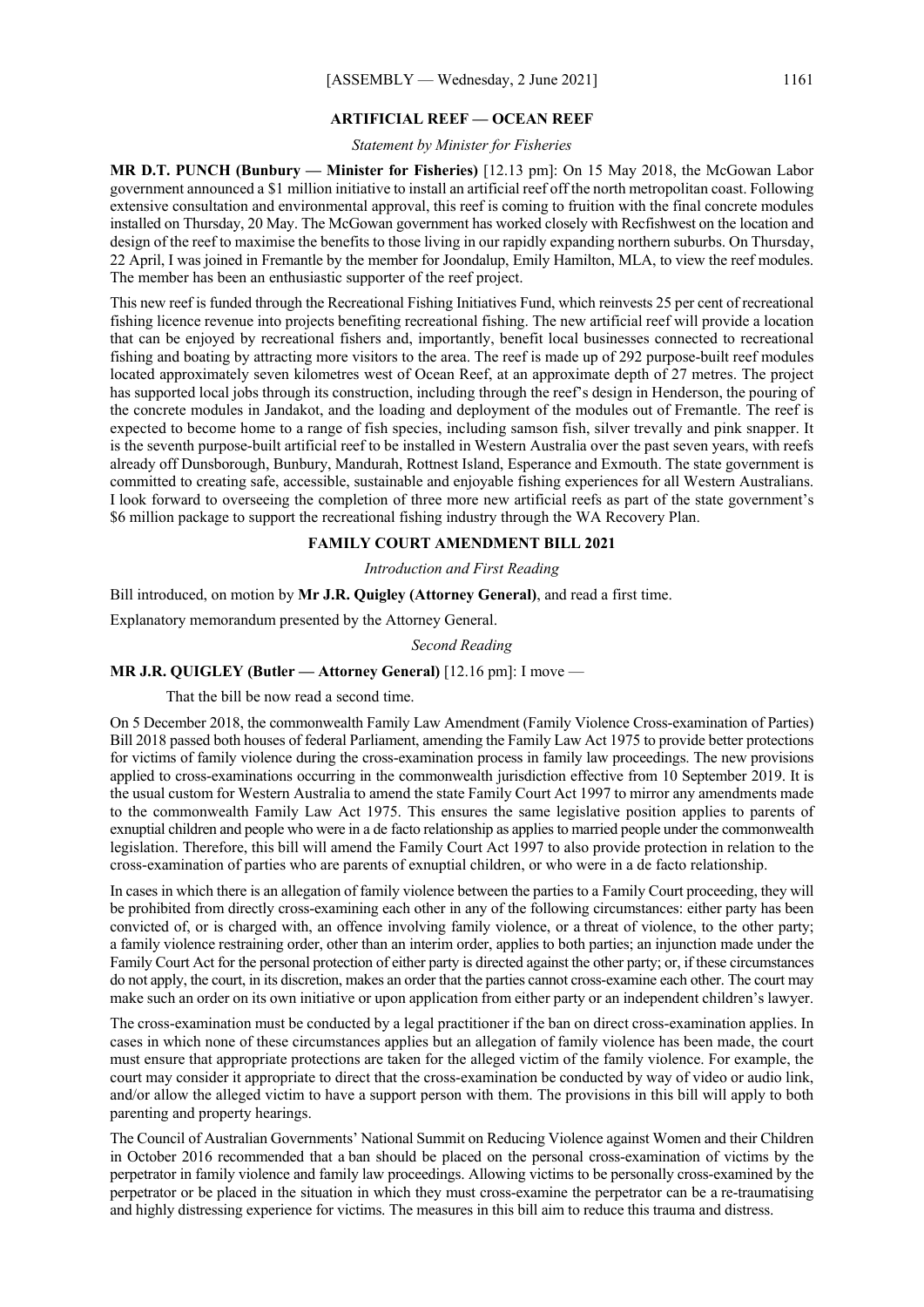## ARTIFICIAL REEF — OCEAN REEF

*Statement by Minister for Fisheries*

**MR D.T. PUNCH (Bunbury — Minister for Fisheries)** [12.13 pm]: On 15 May 2018, the McGowan Labor government announced a $1 million initiative to install an artificial reef off the north metropolitan coast. Following extensive consultation and environmental approval, this reef is coming to fruition with the final concrete modules installed on Thursday, 20 May. The McGowan government has worked closely with Recfishwest on the location and design of the reef to maximise the benefits to those living in our rapidly expanding northern suburbs. On Thursday, 22 April, I was joined in Fremantle by the member for Joondalup, Emily Hamilton, MLA, to view the reef modules. The member has been an enthusiastic supporter of the reef project.

This new reef is funded through the Recreational Fishing Initiatives Fund, which reinvests 25 per cent of recreational fishing licence revenue into projects benefiting recreational fishing. The new artificial reef will provide a location that can be enjoyed by recreational fishers and, importantly, benefit local businesses connected to recreational fishing and boating by attracting more visitors to the area. The reef is made up of 292 purpose-built reef modules located approximately seven kilometres west of Ocean Reef, at an approximate depth of 27 metres. The project has supported local jobs through its construction, including through the reef's design in Henderson, the pouring of the concrete modules in Jandakot, and the loading and deployment of the modules out of Fremantle. The reef is expected to become home to a range of fish species, including samson fish, silver trevally and pink snapper. It is the seventh purpose-built artificial reef to be installed in Western Australia over the past seven years, with reefs already off Dunsborough, Bunbury, Mandurah, Rottnest Island, Esperance and Exmouth. The state government is committed to creating safe, accessible, sustainable and enjoyable fishing experiences for all Western Australians. I look forward to overseeing the completion of three more new artificial reefs as part of the state government's $6 million package to support the recreational fishing industry through the WA Recovery Plan.

## FAMILY COURT AMENDMENT BILL 2021

*Introduction and First Reading*

Bill introduced, on motion by **Mr J.R. Quigley (Attorney General)**, and read a first time.

Explanatory memorandum presented by the Attorney General.

*Second Reading*

**MR J.R. QUIGLEY (Butler — Attorney General)** [12.16 pm]: I move —

That the bill be now read a second time.

On 5 December 2018, the commonwealth Family Law Amendment (Family Violence Cross-examination of Parties) Bill 2018 passed both houses of federal Parliament, amending the Family Law Act 1975 to provide better protections for victims of family violence during the cross-examination process in family law proceedings. The new provisions applied to cross-examinations occurring in the commonwealth jurisdiction effective from 10 September 2019. It is the usual custom for Western Australia to amend the state Family Court Act 1997 to mirror any amendments made to the commonwealth Family Law Act 1975. This ensures the same legislative position applies to parents of exnuptial children and people who were in a de facto relationship as applies to married people under the commonwealth legislation. Therefore, this bill will amend the Family Court Act 1997 to also provide protection in relation to the cross-examination of parties who are parents of exnuptial children, or who were in a de facto relationship.

In cases in which there is an allegation of family violence between the parties to a Family Court proceeding, they will be prohibited from directly cross-examining each other in any of the following circumstances: either party has been convicted of, or is charged with, an offence involving family violence, or a threat of violence, to the other party; a family violence restraining order, other than an interim order, applies to both parties; an injunction made under the Family Court Act for the personal protection of either party is directed against the other party; or, if these circumstances do not apply, the court, in its discretion, makes an order that the parties cannot cross-examine each other. The court may make such an order on its own initiative or upon application from either party or an independent children's lawyer.

The cross-examination must be conducted by a legal practitioner if the ban on direct cross-examination applies. In cases in which none of these circumstances applies but an allegation of family violence has been made, the court must ensure that appropriate protections are taken for the alleged victim of the family violence. For example, the court may consider it appropriate to direct that the cross-examination be conducted by way of video or audio link, and/or allow the alleged victim to have a support person with them. The provisions in this bill will apply to both parenting and property hearings.

The Council of Australian Governments' National Summit on Reducing Violence against Women and their Children in October 2016 recommended that a ban should be placed on the personal cross-examination of victims by the perpetrator in family violence and family law proceedings. Allowing victims to be personally cross-examined by the perpetrator or be placed in the situation in which they must cross-examine the perpetrator can be a re-traumatising and highly distressing experience for victims. The measures in this bill aim to reduce this trauma and distress.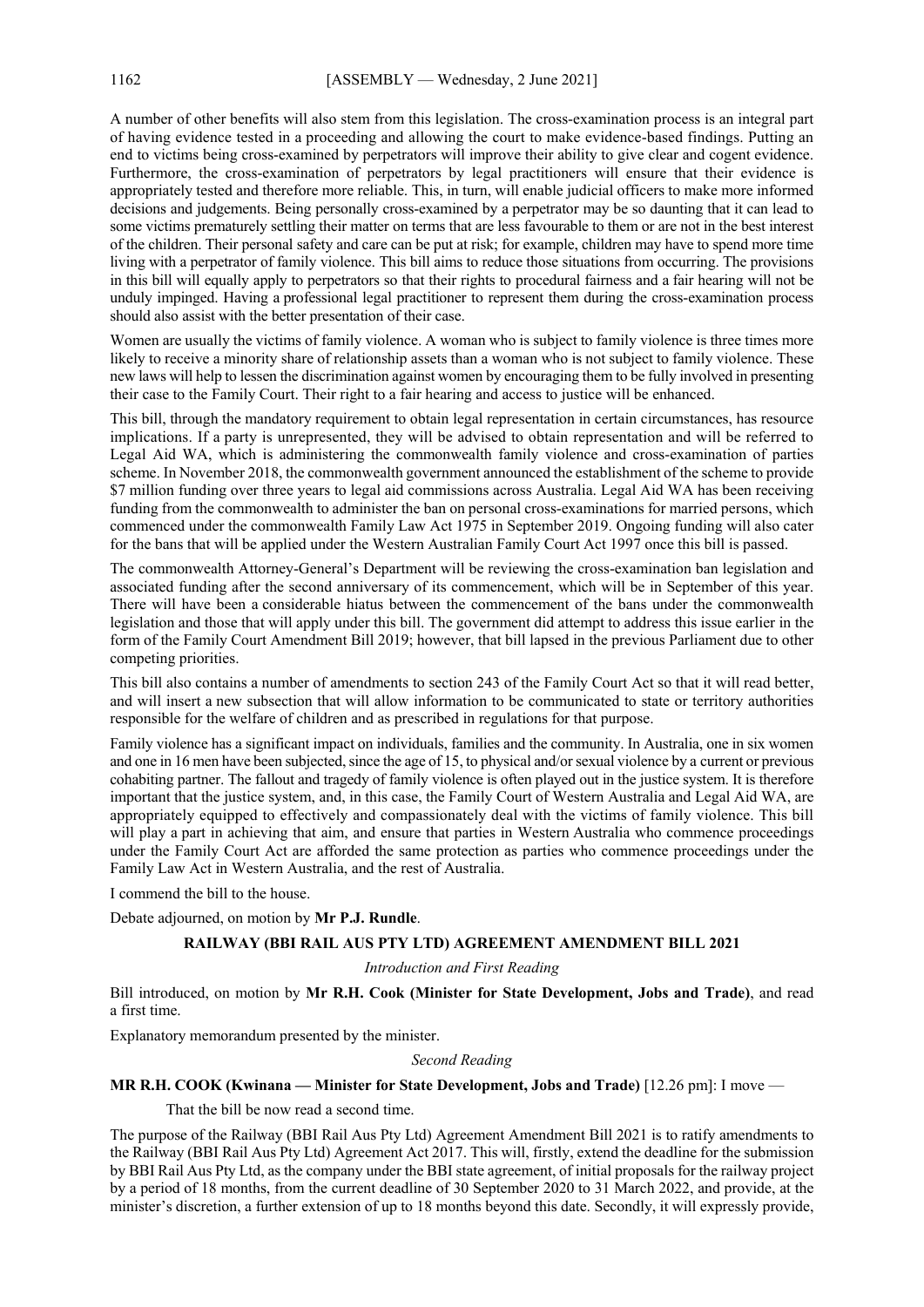A number of other benefits will also stem from this legislation. The cross-examination process is an integral part of having evidence tested in a proceeding and allowing the court to make evidence-based findings. Putting an end to victims being cross-examined by perpetrators will improve their ability to give clear and cogent evidence. Furthermore, the cross-examination of perpetrators by legal practitioners will ensure that their evidence is appropriately tested and therefore more reliable. This, in turn, will enable judicial officers to make more informed decisions and judgements. Being personally cross-examined by a perpetrator may be so daunting that it can lead to some victims prematurely settling their matter on terms that are less favourable to them or are not in the best interest of the children. Their personal safety and care can be put at risk; for example, children may have to spend more time living with a perpetrator of family violence. This bill aims to reduce those situations from occurring. The provisions in this bill will equally apply to perpetrators so that their rights to procedural fairness and a fair hearing will not be unduly impinged. Having a professional legal practitioner to represent them during the cross-examination process should also assist with the better presentation of their case.

Women are usually the victims of family violence. A woman who is subject to family violence is three times more likely to receive a minority share of relationship assets than a woman who is not subject to family violence. These new laws will help to lessen the discrimination against women by encouraging them to be fully involved in presenting their case to the Family Court. Their right to a fair hearing and access to justice will be enhanced.

This bill, through the mandatory requirement to obtain legal representation in certain circumstances, has resource implications. If a party is unrepresented, they will be advised to obtain representation and will be referred to Legal Aid WA, which is administering the commonwealth family violence and cross-examination of parties scheme. In November 2018, the commonwealth government announced the establishment of the scheme to provide $7 million funding over three years to legal aid commissions across Australia. Legal Aid WA has been receiving funding from the commonwealth to administer the ban on personal cross-examinations for married persons, which commenced under the commonwealth Family Law Act 1975 in September 2019. Ongoing funding will also cater for the bans that will be applied under the Western Australian Family Court Act 1997 once this bill is passed.

The commonwealth Attorney-General's Department will be reviewing the cross-examination ban legislation and associated funding after the second anniversary of its commencement, which will be in September of this year. There will have been a considerable hiatus between the commencement of the bans under the commonwealth legislation and those that will apply under this bill. The government did attempt to address this issue earlier in the form of the Family Court Amendment Bill 2019; however, that bill lapsed in the previous Parliament due to other competing priorities.

This bill also contains a number of amendments to section 243 of the Family Court Act so that it will read better, and will insert a new subsection that will allow information to be communicated to state or territory authorities responsible for the welfare of children and as prescribed in regulations for that purpose.

Family violence has a significant impact on individuals, families and the community. In Australia, one in six women and one in 16 men have been subjected, since the age of 15, to physical and/or sexual violence by a current or previous cohabiting partner. The fallout and tragedy of family violence is often played out in the justice system. It is therefore important that the justice system, and, in this case, the Family Court of Western Australia and Legal Aid WA, are appropriately equipped to effectively and compassionately deal with the victims of family violence. This bill will play a part in achieving that aim, and ensure that parties in Western Australia who commence proceedings under the Family Court Act are afforded the same protection as parties who commence proceedings under the Family Law Act in Western Australia, and the rest of Australia.

I commend the bill to the house.

Debate adjourned, on motion by **Mr P.J. Rundle**.

## RAILWAY (BBI RAIL AUS PTY LTD) AGREEMENT AMENDMENT BILL 2021

*Introduction and First Reading*

Bill introduced, on motion by **Mr R.H. Cook (Minister for State Development, Jobs and Trade)**, and read a first time.

Explanatory memorandum presented by the minister.

*Second Reading*

**MR R.H. COOK (Kwinana — Minister for State Development, Jobs and Trade)** [12.26 pm]: I move —

> That the bill be now read a second time.

The purpose of the Railway (BBI Rail Aus Pty Ltd) Agreement Amendment Bill 2021 is to ratify amendments to the Railway (BBI Rail Aus Pty Ltd) Agreement Act 2017. This will, firstly, extend the deadline for the submission by BBI Rail Aus Pty Ltd, as the company under the BBI state agreement, of initial proposals for the railway project by a period of 18 months, from the current deadline of 30 September 2020 to 31 March 2022, and provide, at the minister's discretion, a further extension of up to 18 months beyond this date. Secondly, it will expressly provide,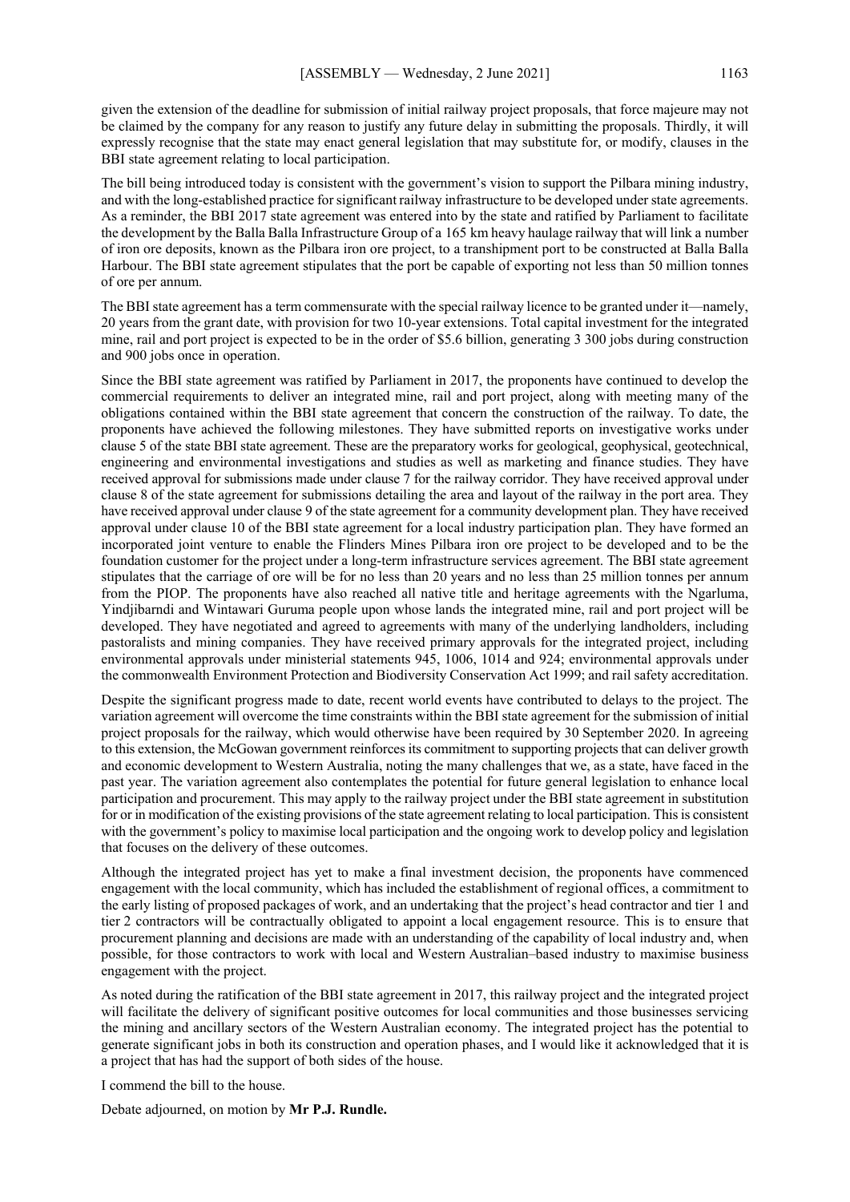given the extension of the deadline for submission of initial railway project proposals, that force majeure may not be claimed by the company for any reason to justify any future delay in submitting the proposals. Thirdly, it will expressly recognise that the state may enact general legislation that may substitute for, or modify, clauses in the BBI state agreement relating to local participation.

The bill being introduced today is consistent with the government's vision to support the Pilbara mining industry, and with the long-established practice for significant railway infrastructure to be developed under state agreements. As a reminder, the BBI 2017 state agreement was entered into by the state and ratified by Parliament to facilitate the development by the Balla Balla Infrastructure Group of a 165 km heavy haulage railway that will link a number of iron ore deposits, known as the Pilbara iron ore project, to a transhipment port to be constructed at Balla Balla Harbour. The BBI state agreement stipulates that the port be capable of exporting not less than 50 million tonnes of ore per annum.

The BBI state agreement has a term commensurate with the special railway licence to be granted under it—namely, 20 years from the grant date, with provision for two 10-year extensions. Total capital investment for the integrated mine, rail and port project is expected to be in the order of $5.6 billion, generating 3 300 jobs during construction and 900 jobs once in operation.

Since the BBI state agreement was ratified by Parliament in 2017, the proponents have continued to develop the commercial requirements to deliver an integrated mine, rail and port project, along with meeting many of the obligations contained within the BBI state agreement that concern the construction of the railway. To date, the proponents have achieved the following milestones. They have submitted reports on investigative works under clause 5 of the state BBI state agreement. These are the preparatory works for geological, geophysical, geotechnical, engineering and environmental investigations and studies as well as marketing and finance studies. They have received approval for submissions made under clause 7 for the railway corridor. They have received approval under clause 8 of the state agreement for submissions detailing the area and layout of the railway in the port area. They have received approval under clause 9 of the state agreement for a community development plan. They have received approval under clause 10 of the BBI state agreement for a local industry participation plan. They have formed an incorporated joint venture to enable the Flinders Mines Pilbara iron ore project to be developed and to be the foundation customer for the project under a long-term infrastructure services agreement. The BBI state agreement stipulates that the carriage of ore will be for no less than 20 years and no less than 25 million tonnes per annum from the PIOP. The proponents have also reached all native title and heritage agreements with the Ngarluma, Yindjibarndi and Wintawari Guruma people upon whose lands the integrated mine, rail and port project will be developed. They have negotiated and agreed to agreements with many of the underlying landholders, including pastoralists and mining companies. They have received primary approvals for the integrated project, including environmental approvals under ministerial statements 945, 1006, 1014 and 924; environmental approvals under the commonwealth Environment Protection and Biodiversity Conservation Act 1999; and rail safety accreditation.

Despite the significant progress made to date, recent world events have contributed to delays to the project. The variation agreement will overcome the time constraints within the BBI state agreement for the submission of initial project proposals for the railway, which would otherwise have been required by 30 September 2020. In agreeing to this extension, the McGowan government reinforces its commitment to supporting projects that can deliver growth and economic development to Western Australia, noting the many challenges that we, as a state, have faced in the past year. The variation agreement also contemplates the potential for future general legislation to enhance local participation and procurement. This may apply to the railway project under the BBI state agreement in substitution for or in modification of the existing provisions of the state agreement relating to local participation. This is consistent with the government's policy to maximise local participation and the ongoing work to develop policy and legislation that focuses on the delivery of these outcomes.

Although the integrated project has yet to make a final investment decision, the proponents have commenced engagement with the local community, which has included the establishment of regional offices, a commitment to the early listing of proposed packages of work, and an undertaking that the project's head contractor and tier 1 and tier 2 contractors will be contractually obligated to appoint a local engagement resource. This is to ensure that procurement planning and decisions are made with an understanding of the capability of local industry and, when possible, for those contractors to work with local and Western Australian–based industry to maximise business engagement with the project.

As noted during the ratification of the BBI state agreement in 2017, this railway project and the integrated project will facilitate the delivery of significant positive outcomes for local communities and those businesses servicing the mining and ancillary sectors of the Western Australian economy. The integrated project has the potential to generate significant jobs in both its construction and operation phases, and I would like it acknowledged that it is a project that has had the support of both sides of the house.

I commend the bill to the house.

Debate adjourned, on motion by **Mr P.J. Rundle.**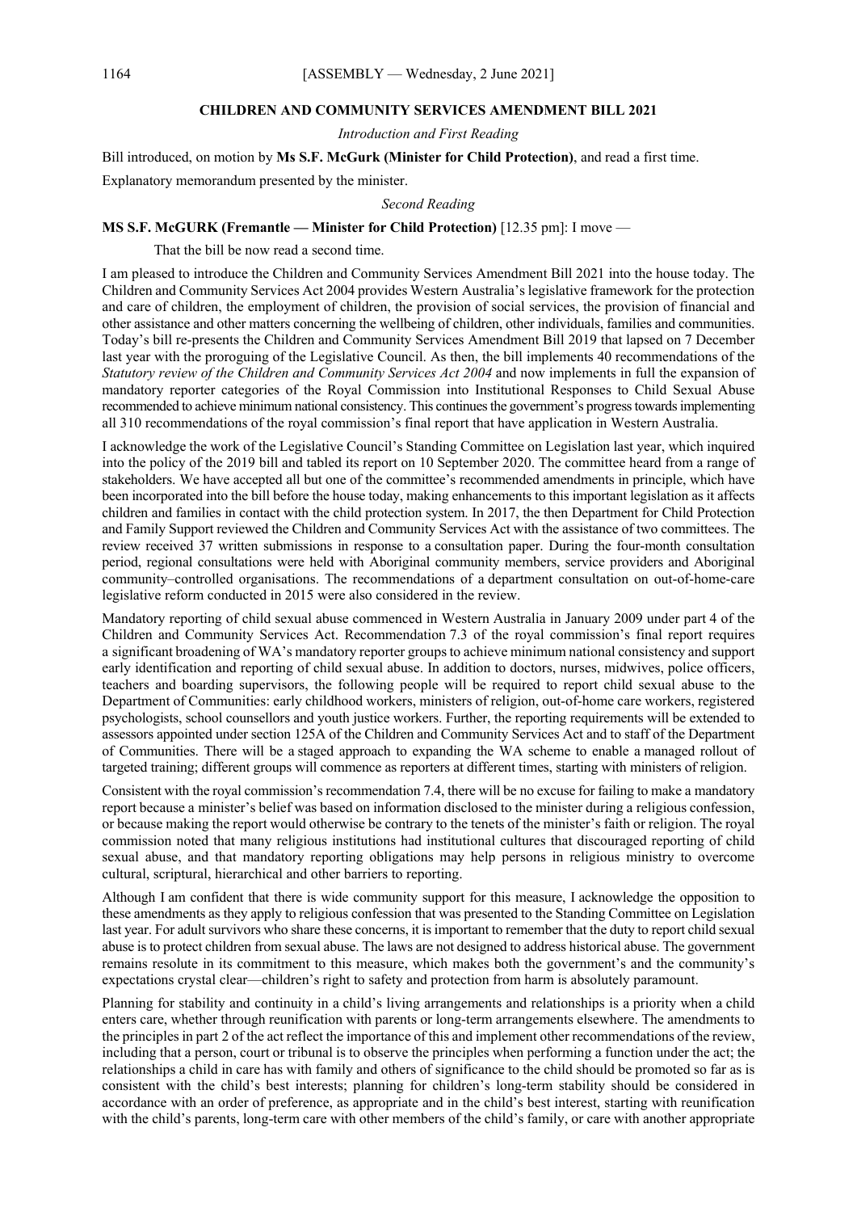## CHILDREN AND COMMUNITY SERVICES AMENDMENT BILL 2021

*Introduction and First Reading*

Bill introduced, on motion by **Ms S.F. McGurk (Minister for Child Protection)**, and read a first time.

Explanatory memorandum presented by the minister.

*Second Reading*

**MS S.F. McGURK (Fremantle — Minister for Child Protection)** [12.35 pm]: I move —

That the bill be now read a second time.

I am pleased to introduce the Children and Community Services Amendment Bill 2021 into the house today. The Children and Community Services Act 2004 provides Western Australia's legislative framework for the protection and care of children, the employment of children, the provision of social services, the provision of financial and other assistance and other matters concerning the wellbeing of children, other individuals, families and communities. Today's bill re-presents the Children and Community Services Amendment Bill 2019 that lapsed on 7 December last year with the proroguing of the Legislative Council. As then, the bill implements 40 recommendations of the *Statutory review of the Children and Community Services Act 2004* and now implements in full the expansion of mandatory reporter categories of the Royal Commission into Institutional Responses to Child Sexual Abuse recommended to achieve minimum national consistency. This continues the government's progress towards implementing all 310 recommendations of the royal commission's final report that have application in Western Australia.

I acknowledge the work of the Legislative Council's Standing Committee on Legislation last year, which inquired into the policy of the 2019 bill and tabled its report on 10 September 2020. The committee heard from a range of stakeholders. We have accepted all but one of the committee's recommended amendments in principle, which have been incorporated into the bill before the house today, making enhancements to this important legislation as it affects children and families in contact with the child protection system. In 2017, the then Department for Child Protection and Family Support reviewed the Children and Community Services Act with the assistance of two committees. The review received 37 written submissions in response to a consultation paper. During the four-month consultation period, regional consultations were held with Aboriginal community members, service providers and Aboriginal community–controlled organisations. The recommendations of a department consultation on out-of-home-care legislative reform conducted in 2015 were also considered in the review.

Mandatory reporting of child sexual abuse commenced in Western Australia in January 2009 under part 4 of the Children and Community Services Act. Recommendation 7.3 of the royal commission's final report requires a significant broadening of WA's mandatory reporter groups to achieve minimum national consistency and support early identification and reporting of child sexual abuse. In addition to doctors, nurses, midwives, police officers, teachers and boarding supervisors, the following people will be required to report child sexual abuse to the Department of Communities: early childhood workers, ministers of religion, out-of-home care workers, registered psychologists, school counsellors and youth justice workers. Further, the reporting requirements will be extended to assessors appointed under section 125A of the Children and Community Services Act and to staff of the Department of Communities. There will be a staged approach to expanding the WA scheme to enable a managed rollout of targeted training; different groups will commence as reporters at different times, starting with ministers of religion.

Consistent with the royal commission's recommendation 7.4, there will be no excuse for failing to make a mandatory report because a minister's belief was based on information disclosed to the minister during a religious confession, or because making the report would otherwise be contrary to the tenets of the minister's faith or religion. The royal commission noted that many religious institutions had institutional cultures that discouraged reporting of child sexual abuse, and that mandatory reporting obligations may help persons in religious ministry to overcome cultural, scriptural, hierarchical and other barriers to reporting.

Although I am confident that there is wide community support for this measure, I acknowledge the opposition to these amendments as they apply to religious confession that was presented to the Standing Committee on Legislation last year. For adult survivors who share these concerns, it is important to remember that the duty to report child sexual abuse is to protect children from sexual abuse. The laws are not designed to address historical abuse. The government remains resolute in its commitment to this measure, which makes both the government's and the community's expectations crystal clear—children's right to safety and protection from harm is absolutely paramount.

Planning for stability and continuity in a child's living arrangements and relationships is a priority when a child enters care, whether through reunification with parents or long-term arrangements elsewhere. The amendments to the principles in part 2 of the act reflect the importance of this and implement other recommendations of the review, including that a person, court or tribunal is to observe the principles when performing a function under the act; the relationships a child in care has with family and others of significance to the child should be promoted so far as is consistent with the child's best interests; planning for children's long-term stability should be considered in accordance with an order of preference, as appropriate and in the child's best interest, starting with reunification with the child's parents, long-term care with other members of the child's family, or care with another appropriate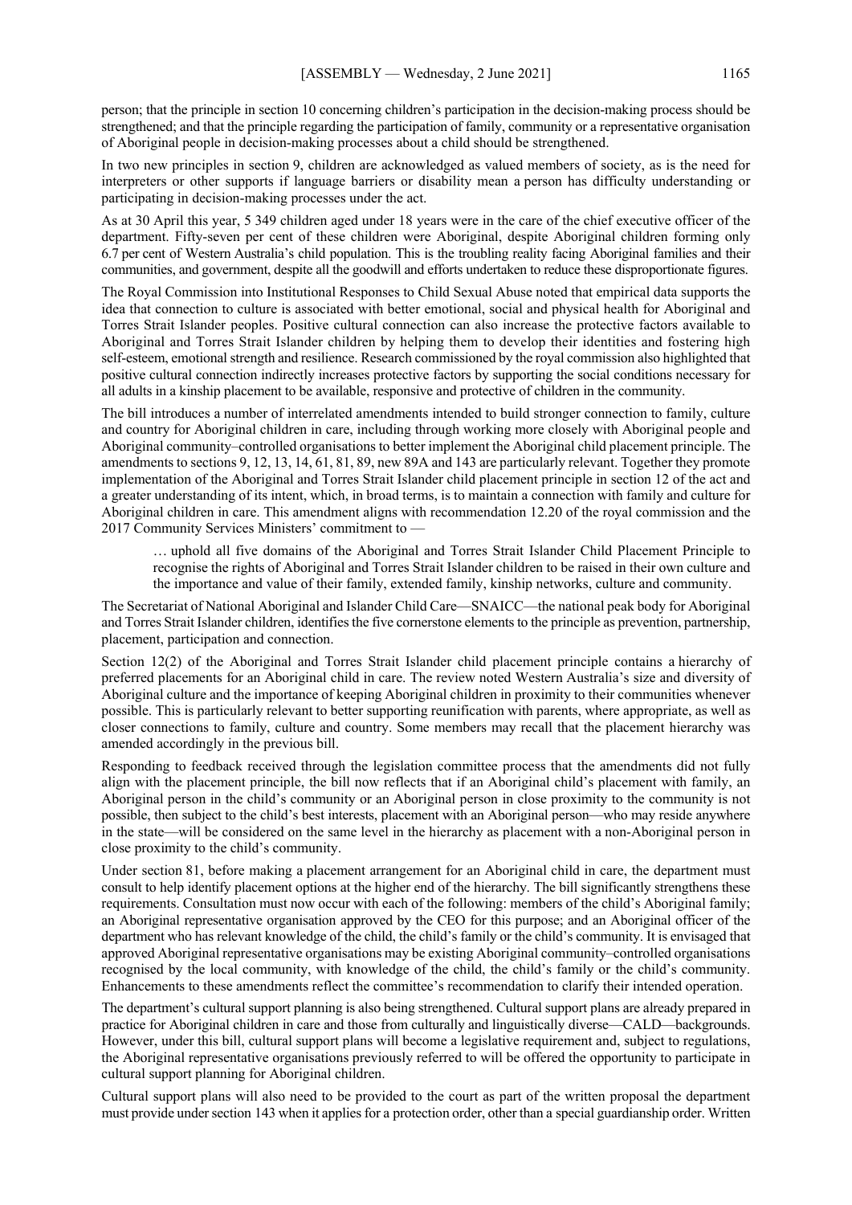person; that the principle in section 10 concerning children's participation in the decision-making process should be strengthened; and that the principle regarding the participation of family, community or a representative organisation of Aboriginal people in decision-making processes about a child should be strengthened.

In two new principles in section 9, children are acknowledged as valued members of society, as is the need for interpreters or other supports if language barriers or disability mean a person has difficulty understanding or participating in decision-making processes under the act.

As at 30 April this year, 5 349 children aged under 18 years were in the care of the chief executive officer of the department. Fifty-seven per cent of these children were Aboriginal, despite Aboriginal children forming only 6.7 per cent of Western Australia's child population. This is the troubling reality facing Aboriginal families and their communities, and government, despite all the goodwill and efforts undertaken to reduce these disproportionate figures.

The Royal Commission into Institutional Responses to Child Sexual Abuse noted that empirical data supports the idea that connection to culture is associated with better emotional, social and physical health for Aboriginal and Torres Strait Islander peoples. Positive cultural connection can also increase the protective factors available to Aboriginal and Torres Strait Islander children by helping them to develop their identities and fostering high self-esteem, emotional strength and resilience. Research commissioned by the royal commission also highlighted that positive cultural connection indirectly increases protective factors by supporting the social conditions necessary for all adults in a kinship placement to be available, responsive and protective of children in the community.

The bill introduces a number of interrelated amendments intended to build stronger connection to family, culture and country for Aboriginal children in care, including through working more closely with Aboriginal people and Aboriginal community–controlled organisations to better implement the Aboriginal child placement principle. The amendments to sections 9, 12, 13, 14, 61, 81, 89, new 89A and 143 are particularly relevant. Together they promote implementation of the Aboriginal and Torres Strait Islander child placement principle in section 12 of the act and a greater understanding of its intent, which, in broad terms, is to maintain a connection with family and culture for Aboriginal children in care. This amendment aligns with recommendation 12.20 of the royal commission and the 2017 Community Services Ministers' commitment to —

> … uphold all five domains of the Aboriginal and Torres Strait Islander Child Placement Principle to recognise the rights of Aboriginal and Torres Strait Islander children to be raised in their own culture and the importance and value of their family, extended family, kinship networks, culture and community.

The Secretariat of National Aboriginal and Islander Child Care—SNAICC—the national peak body for Aboriginal and Torres Strait Islander children, identifies the five cornerstone elements to the principle as prevention, partnership, placement, participation and connection.

Section 12(2) of the Aboriginal and Torres Strait Islander child placement principle contains a hierarchy of preferred placements for an Aboriginal child in care. The review noted Western Australia's size and diversity of Aboriginal culture and the importance of keeping Aboriginal children in proximity to their communities whenever possible. This is particularly relevant to better supporting reunification with parents, where appropriate, as well as closer connections to family, culture and country. Some members may recall that the placement hierarchy was amended accordingly in the previous bill.

Responding to feedback received through the legislation committee process that the amendments did not fully align with the placement principle, the bill now reflects that if an Aboriginal child's placement with family, an Aboriginal person in the child's community or an Aboriginal person in close proximity to the community is not possible, then subject to the child's best interests, placement with an Aboriginal person—who may reside anywhere in the state—will be considered on the same level in the hierarchy as placement with a non-Aboriginal person in close proximity to the child's community.

Under section 81, before making a placement arrangement for an Aboriginal child in care, the department must consult to help identify placement options at the higher end of the hierarchy. The bill significantly strengthens these requirements. Consultation must now occur with each of the following: members of the child's Aboriginal family; an Aboriginal representative organisation approved by the CEO for this purpose; and an Aboriginal officer of the department who has relevant knowledge of the child, the child's family or the child's community. It is envisaged that approved Aboriginal representative organisations may be existing Aboriginal community–controlled organisations recognised by the local community, with knowledge of the child, the child's family or the child's community. Enhancements to these amendments reflect the committee's recommendation to clarify their intended operation.

The department's cultural support planning is also being strengthened. Cultural support plans are already prepared in practice for Aboriginal children in care and those from culturally and linguistically diverse—CALD—backgrounds. However, under this bill, cultural support plans will become a legislative requirement and, subject to regulations, the Aboriginal representative organisations previously referred to will be offered the opportunity to participate in cultural support planning for Aboriginal children.

Cultural support plans will also need to be provided to the court as part of the written proposal the department must provide under section 143 when it applies for a protection order, other than a special guardianship order. Written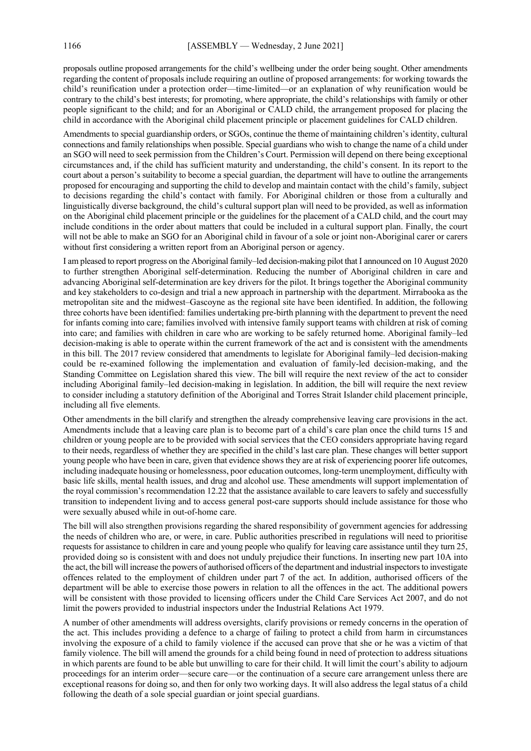proposals outline proposed arrangements for the child's wellbeing under the order being sought. Other amendments regarding the content of proposals include requiring an outline of proposed arrangements: for working towards the child's reunification under a protection order—time-limited—or an explanation of why reunification would be contrary to the child's best interests; for promoting, where appropriate, the child's relationships with family or other people significant to the child; and for an Aboriginal or CALD child, the arrangement proposed for placing the child in accordance with the Aboriginal child placement principle or placement guidelines for CALD children.

Amendments to special guardianship orders, or SGOs, continue the theme of maintaining children's identity, cultural connections and family relationships when possible. Special guardians who wish to change the name of a child under an SGO will need to seek permission from the Children's Court. Permission will depend on there being exceptional circumstances and, if the child has sufficient maturity and understanding, the child's consent. In its report to the court about a person's suitability to become a special guardian, the department will have to outline the arrangements proposed for encouraging and supporting the child to develop and maintain contact with the child's family, subject to decisions regarding the child's contact with family. For Aboriginal children or those from a culturally and linguistically diverse background, the child's cultural support plan will need to be provided, as well as information on the Aboriginal child placement principle or the guidelines for the placement of a CALD child, and the court may include conditions in the order about matters that could be included in a cultural support plan. Finally, the court will not be able to make an SGO for an Aboriginal child in favour of a sole or joint non-Aboriginal carer or carers without first considering a written report from an Aboriginal person or agency.

I am pleased to report progress on the Aboriginal family–led decision-making pilot that I announced on 10 August 2020 to further strengthen Aboriginal self-determination. Reducing the number of Aboriginal children in care and advancing Aboriginal self-determination are key drivers for the pilot. It brings together the Aboriginal community and key stakeholders to co-design and trial a new approach in partnership with the department. Mirrabooka as the metropolitan site and the midwest–Gascoyne as the regional site have been identified. In addition, the following three cohorts have been identified: families undertaking pre-birth planning with the department to prevent the need for infants coming into care; families involved with intensive family support teams with children at risk of coming into care; and families with children in care who are working to be safely returned home. Aboriginal family–led decision-making is able to operate within the current framework of the act and is consistent with the amendments in this bill. The 2017 review considered that amendments to legislate for Aboriginal family–led decision-making could be re-examined following the implementation and evaluation of family-led decision-making, and the Standing Committee on Legislation shared this view. The bill will require the next review of the act to consider including Aboriginal family–led decision-making in legislation. In addition, the bill will require the next review to consider including a statutory definition of the Aboriginal and Torres Strait Islander child placement principle, including all five elements.

Other amendments in the bill clarify and strengthen the already comprehensive leaving care provisions in the act. Amendments include that a leaving care plan is to become part of a child's care plan once the child turns 15 and children or young people are to be provided with social services that the CEO considers appropriate having regard to their needs, regardless of whether they are specified in the child's last care plan. These changes will better support young people who have been in care, given that evidence shows they are at risk of experiencing poorer life outcomes, including inadequate housing or homelessness, poor education outcomes, long-term unemployment, difficulty with basic life skills, mental health issues, and drug and alcohol use. These amendments will support implementation of the royal commission's recommendation 12.22 that the assistance available to care leavers to safely and successfully transition to independent living and to access general post-care supports should include assistance for those who were sexually abused while in out-of-home care.

The bill will also strengthen provisions regarding the shared responsibility of government agencies for addressing the needs of children who are, or were, in care. Public authorities prescribed in regulations will need to prioritise requests for assistance to children in care and young people who qualify for leaving care assistance until they turn 25, provided doing so is consistent with and does not unduly prejudice their functions. In inserting new part 10A into the act, the bill will increase the powers of authorised officers of the department and industrial inspectors to investigate offences related to the employment of children under part 7 of the act. In addition, authorised officers of the department will be able to exercise those powers in relation to all the offences in the act. The additional powers will be consistent with those provided to licensing officers under the Child Care Services Act 2007, and do not limit the powers provided to industrial inspectors under the Industrial Relations Act 1979.

A number of other amendments will address oversights, clarify provisions or remedy concerns in the operation of the act. This includes providing a defence to a charge of failing to protect a child from harm in circumstances involving the exposure of a child to family violence if the accused can prove that she or he was a victim of that family violence. The bill will amend the grounds for a child being found in need of protection to address situations in which parents are found to be able but unwilling to care for their child. It will limit the court's ability to adjourn proceedings for an interim order—secure care—or the continuation of a secure care arrangement unless there are exceptional reasons for doing so, and then for only two working days. It will also address the legal status of a child following the death of a sole special guardian or joint special guardians.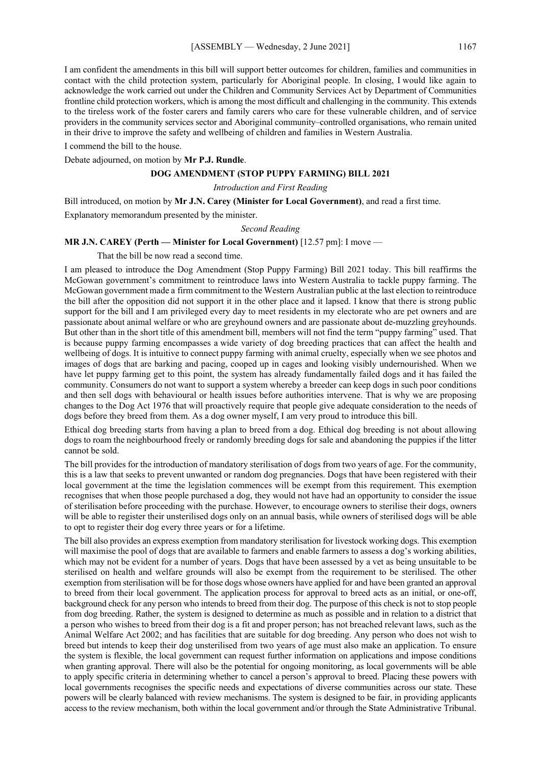I am confident the amendments in this bill will support better outcomes for children, families and communities in contact with the child protection system, particularly for Aboriginal people. In closing, I would like again to acknowledge the work carried out under the Children and Community Services Act by Department of Communities frontline child protection workers, which is among the most difficult and challenging in the community. This extends to the tireless work of the foster carers and family carers who care for these vulnerable children, and of service providers in the community services sector and Aboriginal community–controlled organisations, who remain united in their drive to improve the safety and wellbeing of children and families in Western Australia.

I commend the bill to the house.

Debate adjourned, on motion by **Mr P.J. Rundle**.

## DOG AMENDMENT (STOP PUPPY FARMING) BILL 2021

*Introduction and First Reading*

Bill introduced, on motion by **Mr J.N. Carey (Minister for Local Government)**, and read a first time.

Explanatory memorandum presented by the minister.

*Second Reading*

**MR J.N. CAREY (Perth — Minister for Local Government)** [12.57 pm]: I move —

That the bill be now read a second time.

I am pleased to introduce the Dog Amendment (Stop Puppy Farming) Bill 2021 today. This bill reaffirms the McGowan government's commitment to reintroduce laws into Western Australia to tackle puppy farming. The McGowan government made a firm commitment to the Western Australian public at the last election to reintroduce the bill after the opposition did not support it in the other place and it lapsed. I know that there is strong public support for the bill and I am privileged every day to meet residents in my electorate who are pet owners and are passionate about animal welfare or who are greyhound owners and are passionate about de-muzzling greyhounds. But other than in the short title of this amendment bill, members will not find the term "puppy farming" used. That is because puppy farming encompasses a wide variety of dog breeding practices that can affect the health and wellbeing of dogs. It is intuitive to connect puppy farming with animal cruelty, especially when we see photos and images of dogs that are barking and pacing, cooped up in cages and looking visibly undernourished. When we have let puppy farming get to this point, the system has already fundamentally failed dogs and it has failed the community. Consumers do not want to support a system whereby a breeder can keep dogs in such poor conditions and then sell dogs with behavioural or health issues before authorities intervene. That is why we are proposing changes to the Dog Act 1976 that will proactively require that people give adequate consideration to the needs of dogs before they breed from them. As a dog owner myself, I am very proud to introduce this bill.

Ethical dog breeding starts from having a plan to breed from a dog. Ethical dog breeding is not about allowing dogs to roam the neighbourhood freely or randomly breeding dogs for sale and abandoning the puppies if the litter cannot be sold.

The bill provides for the introduction of mandatory sterilisation of dogs from two years of age. For the community, this is a law that seeks to prevent unwanted or random dog pregnancies. Dogs that have been registered with their local government at the time the legislation commences will be exempt from this requirement. This exemption recognises that when those people purchased a dog, they would not have had an opportunity to consider the issue of sterilisation before proceeding with the purchase. However, to encourage owners to sterilise their dogs, owners will be able to register their unsterilised dogs only on an annual basis, while owners of sterilised dogs will be able to opt to register their dog every three years or for a lifetime.

The bill also provides an express exemption from mandatory sterilisation for livestock working dogs. This exemption will maximise the pool of dogs that are available to farmers and enable farmers to assess a dog's working abilities, which may not be evident for a number of years. Dogs that have been assessed by a vet as being unsuitable to be sterilised on health and welfare grounds will also be exempt from the requirement to be sterilised. The other exemption from sterilisation will be for those dogs whose owners have applied for and have been granted an approval to breed from their local government. The application process for approval to breed acts as an initial, or one-off, background check for any person who intends to breed from their dog. The purpose of this check is not to stop people from dog breeding. Rather, the system is designed to determine as much as possible and in relation to a district that a person who wishes to breed from their dog is a fit and proper person; has not breached relevant laws, such as the Animal Welfare Act 2002; and has facilities that are suitable for dog breeding. Any person who does not wish to breed but intends to keep their dog unsterilised from two years of age must also make an application. To ensure the system is flexible, the local government can request further information on applications and impose conditions when granting approval. There will also be the potential for ongoing monitoring, as local governments will be able to apply specific criteria in determining whether to cancel a person's approval to breed. Placing these powers with local governments recognises the specific needs and expectations of diverse communities across our state. These powers will be clearly balanced with review mechanisms. The system is designed to be fair, in providing applicants access to the review mechanism, both within the local government and/or through the State Administrative Tribunal.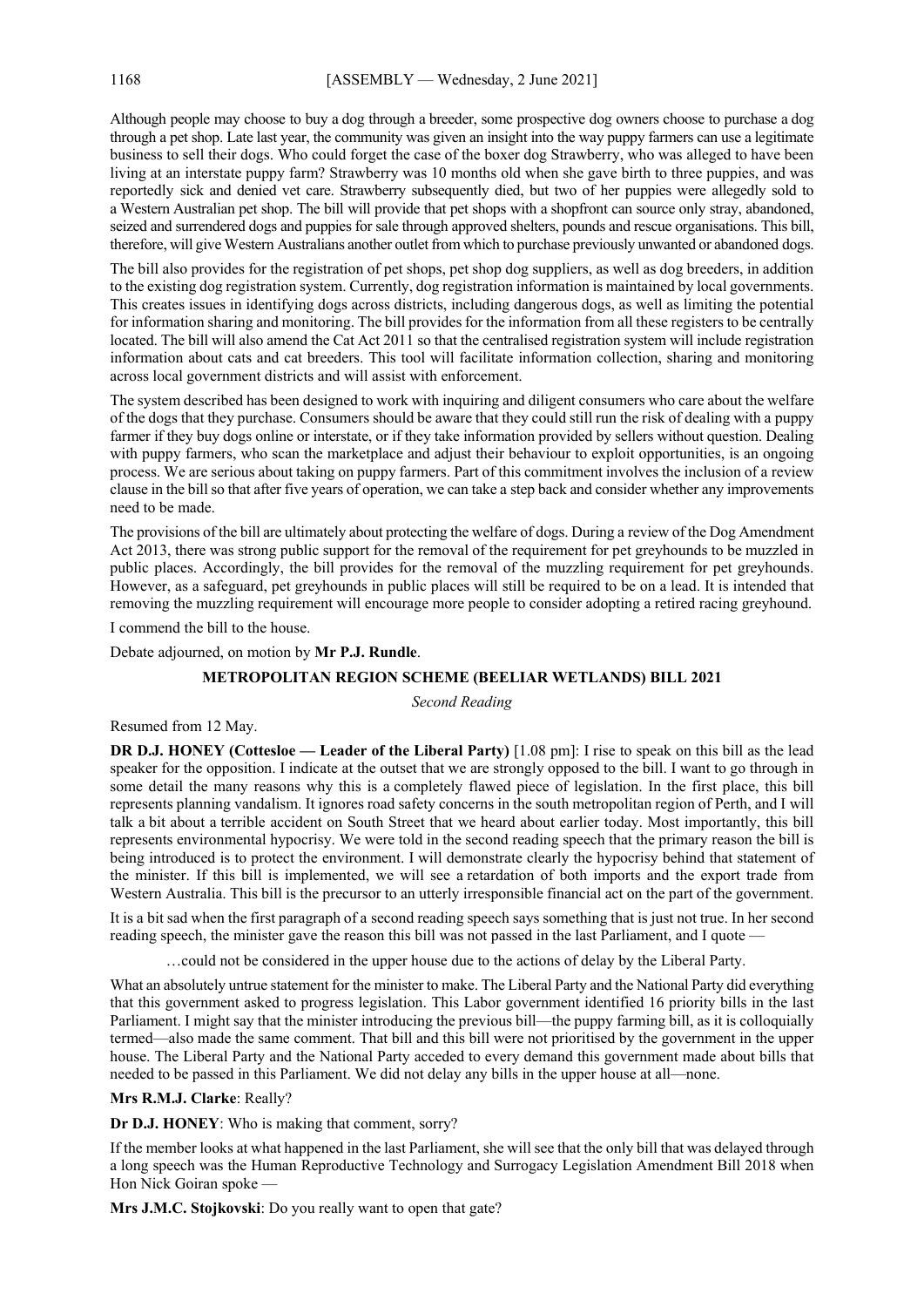Although people may choose to buy a dog through a breeder, some prospective dog owners choose to purchase a dog through a pet shop. Late last year, the community was given an insight into the way puppy farmers can use a legitimate business to sell their dogs. Who could forget the case of the boxer dog Strawberry, who was alleged to have been living at an interstate puppy farm? Strawberry was 10 months old when she gave birth to three puppies, and was reportedly sick and denied vet care. Strawberry subsequently died, but two of her puppies were allegedly sold to a Western Australian pet shop. The bill will provide that pet shops with a shopfront can source only stray, abandoned, seized and surrendered dogs and puppies for sale through approved shelters, pounds and rescue organisations. This bill, therefore, will give Western Australians another outlet from which to purchase previously unwanted or abandoned dogs.

The bill also provides for the registration of pet shops, pet shop dog suppliers, as well as dog breeders, in addition to the existing dog registration system. Currently, dog registration information is maintained by local governments. This creates issues in identifying dogs across districts, including dangerous dogs, as well as limiting the potential for information sharing and monitoring. The bill provides for the information from all these registers to be centrally located. The bill will also amend the Cat Act 2011 so that the centralised registration system will include registration information about cats and cat breeders. This tool will facilitate information collection, sharing and monitoring across local government districts and will assist with enforcement.

The system described has been designed to work with inquiring and diligent consumers who care about the welfare of the dogs that they purchase. Consumers should be aware that they could still run the risk of dealing with a puppy farmer if they buy dogs online or interstate, or if they take information provided by sellers without question. Dealing with puppy farmers, who scan the marketplace and adjust their behaviour to exploit opportunities, is an ongoing process. We are serious about taking on puppy farmers. Part of this commitment involves the inclusion of a review clause in the bill so that after five years of operation, we can take a step back and consider whether any improvements need to be made.

The provisions of the bill are ultimately about protecting the welfare of dogs. During a review of the Dog Amendment Act 2013, there was strong public support for the removal of the requirement for pet greyhounds to be muzzled in public places. Accordingly, the bill provides for the removal of the muzzling requirement for pet greyhounds. However, as a safeguard, pet greyhounds in public places will still be required to be on a lead. It is intended that removing the muzzling requirement will encourage more people to consider adopting a retired racing greyhound.

I commend the bill to the house.

Debate adjourned, on motion by **Mr P.J. Rundle**.

## METROPOLITAN REGION SCHEME (BEELIAR WETLANDS) BILL 2021

*Second Reading*

Resumed from 12 May.

**DR D.J. HONEY (Cottesloe — Leader of the Liberal Party)** [1.08 pm]: I rise to speak on this bill as the lead speaker for the opposition. I indicate at the outset that we are strongly opposed to the bill. I want to go through in some detail the many reasons why this is a completely flawed piece of legislation. In the first place, this bill represents planning vandalism. It ignores road safety concerns in the south metropolitan region of Perth, and I will talk a bit about a terrible accident on South Street that we heard about earlier today. Most importantly, this bill represents environmental hypocrisy. We were told in the second reading speech that the primary reason the bill is being introduced is to protect the environment. I will demonstrate clearly the hypocrisy behind that statement of the minister. If this bill is implemented, we will see a retardation of both imports and the export trade from Western Australia. This bill is the precursor to an utterly irresponsible financial act on the part of the government.

It is a bit sad when the first paragraph of a second reading speech says something that is just not true. In her second reading speech, the minister gave the reason this bill was not passed in the last Parliament, and I quote —

> …could not be considered in the upper house due to the actions of delay by the Liberal Party.

What an absolutely untrue statement for the minister to make. The Liberal Party and the National Party did everything that this government asked to progress legislation. This Labor government identified 16 priority bills in the last Parliament. I might say that the minister introducing the previous bill—the puppy farming bill, as it is colloquially termed—also made the same comment. That bill and this bill were not prioritised by the government in the upper house. The Liberal Party and the National Party acceded to every demand this government made about bills that needed to be passed in this Parliament. We did not delay any bills in the upper house at all—none.

**Mrs R.M.J. Clarke**: Really?

**Dr D.J. HONEY**: Who is making that comment, sorry?

If the member looks at what happened in the last Parliament, she will see that the only bill that was delayed through a long speech was the Human Reproductive Technology and Surrogacy Legislation Amendment Bill 2018 when Hon Nick Goiran spoke —

**Mrs J.M.C. Stojkovski**: Do you really want to open that gate?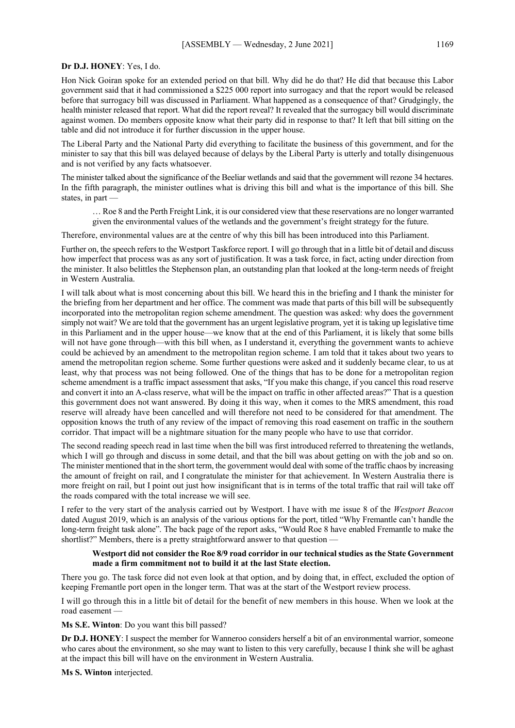**Dr D.J. HONEY**: Yes, I do.

Hon Nick Goiran spoke for an extended period on that bill. Why did he do that? He did that because this Labor government said that it had commissioned a $225 000 report into surrogacy and that the report would be released before that surrogacy bill was discussed in Parliament. What happened as a consequence of that? Grudgingly, the health minister released that report. What did the report reveal? It revealed that the surrogacy bill would discriminate against women. Do members opposite know what their party did in response to that? It left that bill sitting on the table and did not introduce it for further discussion in the upper house.

The Liberal Party and the National Party did everything to facilitate the business of this government, and for the minister to say that this bill was delayed because of delays by the Liberal Party is utterly and totally disingenuous and is not verified by any facts whatsoever.

The minister talked about the significance of the Beeliar wetlands and said that the government will rezone 34 hectares. In the fifth paragraph, the minister outlines what is driving this bill and what is the importance of this bill. She states, in part —

> … Roe 8 and the Perth Freight Link, it is our considered view that these reservations are no longer warranted given the environmental values of the wetlands and the government's freight strategy for the future.

Therefore, environmental values are at the centre of why this bill has been introduced into this Parliament.

Further on, the speech refers to the Westport Taskforce report. I will go through that in a little bit of detail and discuss how imperfect that process was as any sort of justification. It was a task force, in fact, acting under direction from the minister. It also belittles the Stephenson plan, an outstanding plan that looked at the long-term needs of freight in Western Australia.

I will talk about what is most concerning about this bill. We heard this in the briefing and I thank the minister for the briefing from her department and her office. The comment was made that parts of this bill will be subsequently incorporated into the metropolitan region scheme amendment. The question was asked: why does the government simply not wait? We are told that the government has an urgent legislative program, yet it is taking up legislative time in this Parliament and in the upper house—we know that at the end of this Parliament, it is likely that some bills will not have gone through—with this bill when, as I understand it, everything the government wants to achieve could be achieved by an amendment to the metropolitan region scheme. I am told that it takes about two years to amend the metropolitan region scheme. Some further questions were asked and it suddenly became clear, to us at least, why that process was not being followed. One of the things that has to be done for a metropolitan region scheme amendment is a traffic impact assessment that asks, "If you make this change, if you cancel this road reserve and convert it into an A-class reserve, what will be the impact on traffic in other affected areas?" That is a question this government does not want answered. By doing it this way, when it comes to the MRS amendment, this road reserve will already have been cancelled and will therefore not need to be considered for that amendment. The opposition knows the truth of any review of the impact of removing this road easement on traffic in the southern corridor. That impact will be a nightmare situation for the many people who have to use that corridor.

The second reading speech read in last time when the bill was first introduced referred to threatening the wetlands, which I will go through and discuss in some detail, and that the bill was about getting on with the job and so on. The minister mentioned that in the short term, the government would deal with some of the traffic chaos by increasing the amount of freight on rail, and I congratulate the minister for that achievement. In Western Australia there is more freight on rail, but I point out just how insignificant that is in terms of the total traffic that rail will take off the roads compared with the total increase we will see.

I refer to the very start of the analysis carried out by Westport. I have with me issue 8 of the *Westport Beacon* dated August 2019, which is an analysis of the various options for the port, titled "Why Fremantle can't handle the long-term freight task alone". The back page of the report asks, "Would Roe 8 have enabled Fremantle to make the shortlist?" Members, there is a pretty straightforward answer to that question —

> **Westport did not consider the Roe 8/9 road corridor in our technical studies as the State Government made a firm commitment not to build it at the last State election.**

There you go. The task force did not even look at that option, and by doing that, in effect, excluded the option of keeping Fremantle port open in the longer term. That was at the start of the Westport review process.

I will go through this in a little bit of detail for the benefit of new members in this house. When we look at the road easement —

**Ms S.E. Winton**: Do you want this bill passed?

**Dr D.J. HONEY**: I suspect the member for Wanneroo considers herself a bit of an environmental warrior, someone who cares about the environment, so she may want to listen to this very carefully, because I think she will be aghast at the impact this bill will have on the environment in Western Australia.

**Ms S. Winton** interjected.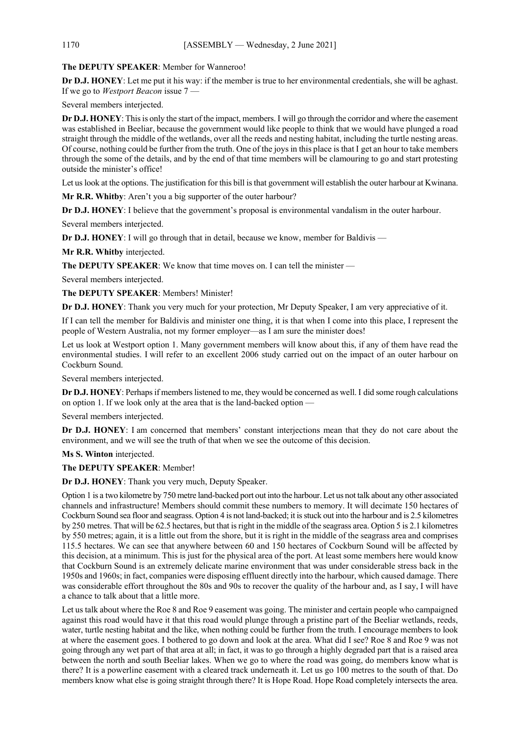**The DEPUTY SPEAKER**: Member for Wanneroo!

**Dr D.J. HONEY**: Let me put it his way: if the member is true to her environmental credentials, she will be aghast. If we go to *Westport Beacon* issue 7 —

Several members interjected.

**Dr D.J. HONEY**: This is only the start of the impact, members. I will go through the corridor and where the easement was established in Beeliar, because the government would like people to think that we would have plunged a road straight through the middle of the wetlands, over all the reeds and nesting habitat, including the turtle nesting areas. Of course, nothing could be further from the truth. One of the joys in this place is that I get an hour to take members through the some of the details, and by the end of that time members will be clamouring to go and start protesting outside the minister's office!

Let us look at the options. The justification for this bill is that government will establish the outer harbour at Kwinana.

**Mr R.R. Whitby**: Aren't you a big supporter of the outer harbour?

**Dr D.J. HONEY**: I believe that the government's proposal is environmental vandalism in the outer harbour.

Several members interjected.

**Dr D.J. HONEY**: I will go through that in detail, because we know, member for Baldivis —

**Mr R.R. Whitby** interjected.

**The DEPUTY SPEAKER**: We know that time moves on. I can tell the minister —

Several members interjected.

**The DEPUTY SPEAKER**: Members! Minister!

**Dr D.J. HONEY**: Thank you very much for your protection, Mr Deputy Speaker, I am very appreciative of it.

If I can tell the member for Baldivis and minister one thing, it is that when I come into this place, I represent the people of Western Australia, not my former employer—as I am sure the minister does!

Let us look at Westport option 1. Many government members will know about this, if any of them have read the environmental studies. I will refer to an excellent 2006 study carried out on the impact of an outer harbour on Cockburn Sound.

Several members interjected.

**Dr D.J. HONEY**: Perhaps if members listened to me, they would be concerned as well. I did some rough calculations on option 1. If we look only at the area that is the land-backed option —

Several members interjected.

**Dr D.J. HONEY**: I am concerned that members' constant interjections mean that they do not care about the environment, and we will see the truth of that when we see the outcome of this decision.

**Ms S. Winton** interjected.

**The DEPUTY SPEAKER**: Member!

**Dr D.J. HONEY**: Thank you very much, Deputy Speaker.

Option 1 is a two kilometre by 750 metre land-backed port out into the harbour. Let us not talk about any other associated channels and infrastructure! Members should commit these numbers to memory. It will decimate 150 hectares of Cockburn Sound sea floor and seagrass. Option 4 is not land-backed; it is stuck out into the harbour and is 2.5 kilometres by 250 metres. That will be 62.5 hectares, but that is right in the middle of the seagrass area. Option 5 is 2.1 kilometres by 550 metres; again, it is a little out from the shore, but it is right in the middle of the seagrass area and comprises 115.5 hectares. We can see that anywhere between 60 and 150 hectares of Cockburn Sound will be affected by this decision, at a minimum. This is just for the physical area of the port. At least some members here would know that Cockburn Sound is an extremely delicate marine environment that was under considerable stress back in the 1950s and 1960s; in fact, companies were disposing effluent directly into the harbour, which caused damage. There was considerable effort throughout the 80s and 90s to recover the quality of the harbour and, as I say, I will have a chance to talk about that a little more.

Let us talk about where the Roe 8 and Roe 9 easement was going. The minister and certain people who campaigned against this road would have it that this road would plunge through a pristine part of the Beeliar wetlands, reeds, water, turtle nesting habitat and the like, when nothing could be further from the truth. I encourage members to look at where the easement goes. I bothered to go down and look at the area. What did I see? Roe 8 and Roe 9 was not going through any wet part of that area at all; in fact, it was to go through a highly degraded part that is a raised area between the north and south Beeliar lakes. When we go to where the road was going, do members know what is there? It is a powerline easement with a cleared track underneath it. Let us go 100 metres to the south of that. Do members know what else is going straight through there? It is Hope Road. Hope Road completely intersects the area.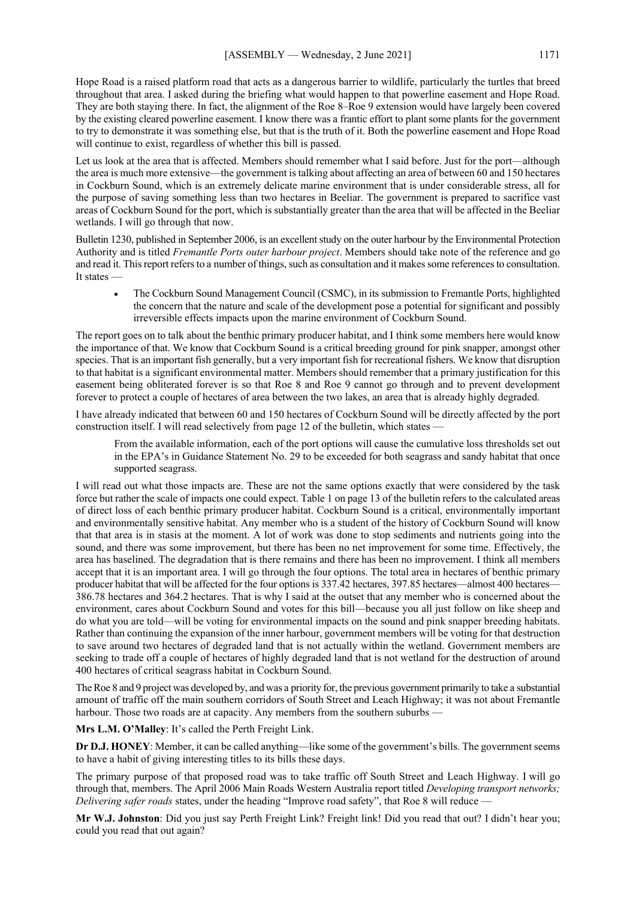Hope Road is a raised platform road that acts as a dangerous barrier to wildlife, particularly the turtles that breed throughout that area. I asked during the briefing what would happen to that powerline easement and Hope Road. They are both staying there. In fact, the alignment of the Roe 8–Roe 9 extension would have largely been covered by the existing cleared powerline easement. I know there was a frantic effort to plant some plants for the government to try to demonstrate it was something else, but that is the truth of it. Both the powerline easement and Hope Road will continue to exist, regardless of whether this bill is passed.

Let us look at the area that is affected. Members should remember what I said before. Just for the port—although the area is much more extensive—the government is talking about affecting an area of between 60 and 150 hectares in Cockburn Sound, which is an extremely delicate marine environment that is under considerable stress, all for the purpose of saving something less than two hectares in Beeliar. The government is prepared to sacrifice vast areas of Cockburn Sound for the port, which is substantially greater than the area that will be affected in the Beeliar wetlands. I will go through that now.

Bulletin 1230, published in September 2006, is an excellent study on the outer harbour by the Environmental Protection Authority and is titled *Fremantle Ports outer harbour project*. Members should take note of the reference and go and read it. This report refers to a number of things, such as consultation and it makes some references to consultation. It states —

- The Cockburn Sound Management Council (CSMC), in its submission to Fremantle Ports, highlighted the concern that the nature and scale of the development pose a potential for significant and possibly irreversible effects impacts upon the marine environment of Cockburn Sound.

The report goes on to talk about the benthic primary producer habitat, and I think some members here would know the importance of that. We know that Cockburn Sound is a critical breeding ground for pink snapper, amongst other species. That is an important fish generally, but a very important fish for recreational fishers. We know that disruption to that habitat is a significant environmental matter. Members should remember that a primary justification for this easement being obliterated forever is so that Roe 8 and Roe 9 cannot go through and to prevent development forever to protect a couple of hectares of area between the two lakes, an area that is already highly degraded.

I have already indicated that between 60 and 150 hectares of Cockburn Sound will be directly affected by the port construction itself. I will read selectively from page 12 of the bulletin, which states —

> From the available information, each of the port options will cause the cumulative loss thresholds set out in the EPA's in Guidance Statement No. 29 to be exceeded for both seagrass and sandy habitat that once supported seagrass.

I will read out what those impacts are. These are not the same options exactly that were considered by the task force but rather the scale of impacts one could expect. Table 1 on page 13 of the bulletin refers to the calculated areas of direct loss of each benthic primary producer habitat. Cockburn Sound is a critical, environmentally important and environmentally sensitive habitat. Any member who is a student of the history of Cockburn Sound will know that that area is in stasis at the moment. A lot of work was done to stop sediments and nutrients going into the sound, and there was some improvement, but there has been no net improvement for some time. Effectively, the area has baselined. The degradation that is there remains and there has been no improvement. I think all members accept that it is an important area. I will go through the four options. The total area in hectares of benthic primary producer habitat that will be affected for the four options is 337.42 hectares, 397.85 hectares—almost 400 hectares—386.78 hectares and 364.2 hectares. That is why I said at the outset that any member who is concerned about the environment, cares about Cockburn Sound and votes for this bill—because you all just follow on like sheep and do what you are told—will be voting for environmental impacts on the sound and pink snapper breeding habitats. Rather than continuing the expansion of the inner harbour, government members will be voting for that destruction to save around two hectares of degraded land that is not actually within the wetland. Government members are seeking to trade off a couple of hectares of highly degraded land that is not wetland for the destruction of around 400 hectares of critical seagrass habitat in Cockburn Sound.

The Roe 8 and 9 project was developed by, and was a priority for, the previous government primarily to take a substantial amount of traffic off the main southern corridors of South Street and Leach Highway; it was not about Fremantle harbour. Those two roads are at capacity. Any members from the southern suburbs —

**Mrs L.M. O'Malley**: It's called the Perth Freight Link.

**Dr D.J. HONEY**: Member, it can be called anything—like some of the government's bills. The government seems to have a habit of giving interesting titles to its bills these days.

The primary purpose of that proposed road was to take traffic off South Street and Leach Highway. I will go through that, members. The April 2006 Main Roads Western Australia report titled *Developing transport networks; Delivering safer roads* states, under the heading "Improve road safety", that Roe 8 will reduce —

**Mr W.J. Johnston**: Did you just say Perth Freight Link? Freight link! Did you read that out? I didn't hear you; could you read that out again?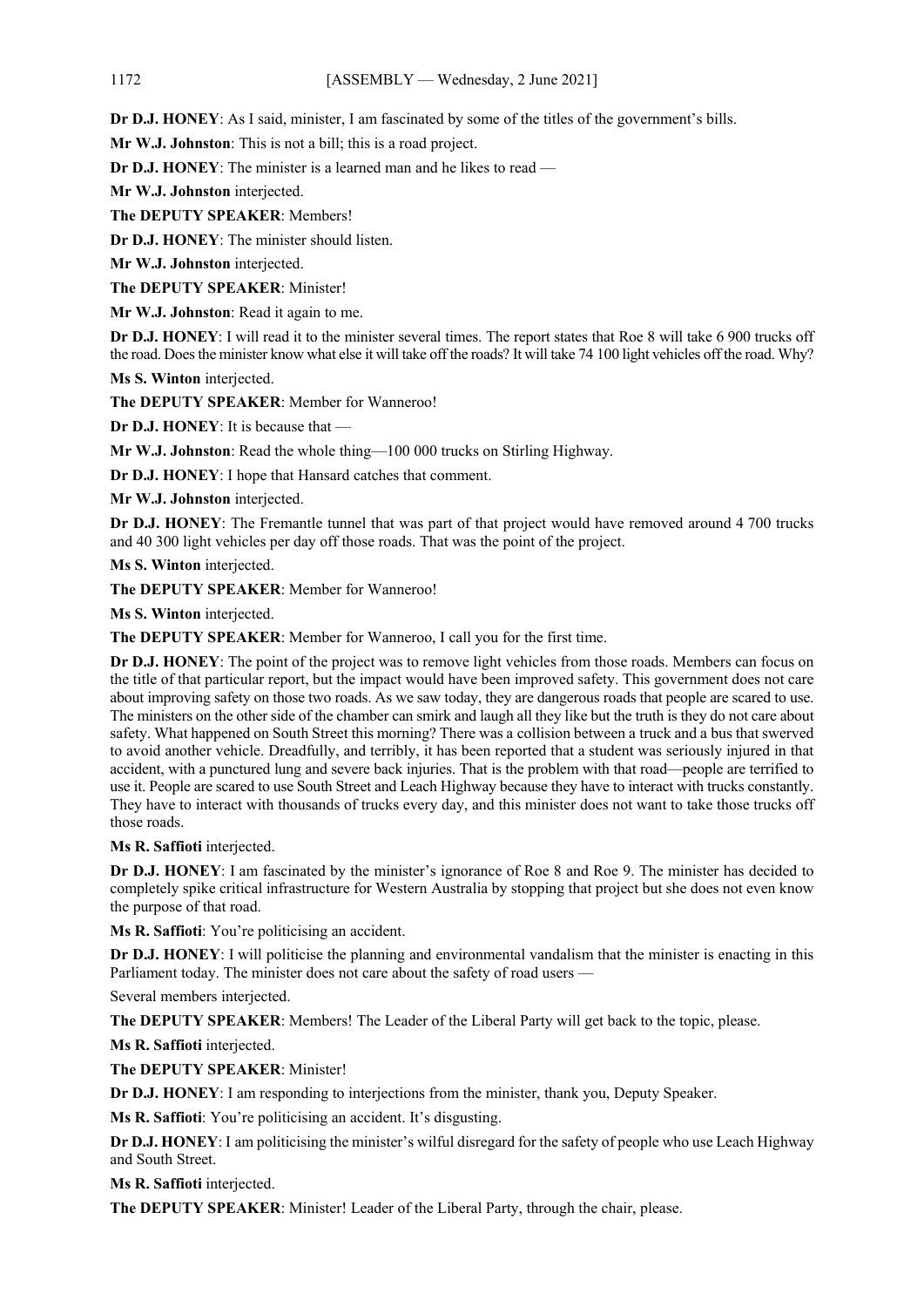**Dr D.J. HONEY**: As I said, minister, I am fascinated by some of the titles of the government's bills.

**Mr W.J. Johnston**: This is not a bill; this is a road project.

**Dr D.J. HONEY**: The minister is a learned man and he likes to read —

**Mr W.J. Johnston** interjected.

**The DEPUTY SPEAKER**: Members!

**Dr D.J. HONEY**: The minister should listen.

**Mr W.J. Johnston** interjected.

**The DEPUTY SPEAKER**: Minister!

**Mr W.J. Johnston**: Read it again to me.

**Dr D.J. HONEY**: I will read it to the minister several times. The report states that Roe 8 will take 6 900 trucks off the road. Does the minister know what else it will take off the roads? It will take 74 100 light vehicles off the road. Why?

**Ms S. Winton** interjected.

**The DEPUTY SPEAKER**: Member for Wanneroo!

**Dr D.J. HONEY**: It is because that —

**Mr W.J. Johnston**: Read the whole thing—100 000 trucks on Stirling Highway.

**Dr D.J. HONEY**: I hope that Hansard catches that comment.

**Mr W.J. Johnston** interjected.

**Dr D.J. HONEY**: The Fremantle tunnel that was part of that project would have removed around 4 700 trucks and 40 300 light vehicles per day off those roads. That was the point of the project.

**Ms S. Winton** interjected.

**The DEPUTY SPEAKER**: Member for Wanneroo!

**Ms S. Winton** interjected.

**The DEPUTY SPEAKER**: Member for Wanneroo, I call you for the first time.

**Dr D.J. HONEY**: The point of the project was to remove light vehicles from those roads. Members can focus on the title of that particular report, but the impact would have been improved safety. This government does not care about improving safety on those two roads. As we saw today, they are dangerous roads that people are scared to use. The ministers on the other side of the chamber can smirk and laugh all they like but the truth is they do not care about safety. What happened on South Street this morning? There was a collision between a truck and a bus that swerved to avoid another vehicle. Dreadfully, and terribly, it has been reported that a student was seriously injured in that accident, with a punctured lung and severe back injuries. That is the problem with that road—people are terrified to use it. People are scared to use South Street and Leach Highway because they have to interact with trucks constantly. They have to interact with thousands of trucks every day, and this minister does not want to take those trucks off those roads.

**Ms R. Saffioti** interjected.

**Dr D.J. HONEY**: I am fascinated by the minister's ignorance of Roe 8 and Roe 9. The minister has decided to completely spike critical infrastructure for Western Australia by stopping that project but she does not even know the purpose of that road.

**Ms R. Saffioti**: You're politicising an accident.

**Dr D.J. HONEY**: I will politicise the planning and environmental vandalism that the minister is enacting in this Parliament today. The minister does not care about the safety of road users —

Several members interjected.

**The DEPUTY SPEAKER**: Members! The Leader of the Liberal Party will get back to the topic, please.

**Ms R. Saffioti** interjected.

**The DEPUTY SPEAKER**: Minister!

**Dr D.J. HONEY**: I am responding to interjections from the minister, thank you, Deputy Speaker.

**Ms R. Saffioti**: You're politicising an accident. It's disgusting.

**Dr D.J. HONEY**: I am politicising the minister's wilful disregard for the safety of people who use Leach Highway and South Street.

**Ms R. Saffioti** interjected.

**The DEPUTY SPEAKER**: Minister! Leader of the Liberal Party, through the chair, please.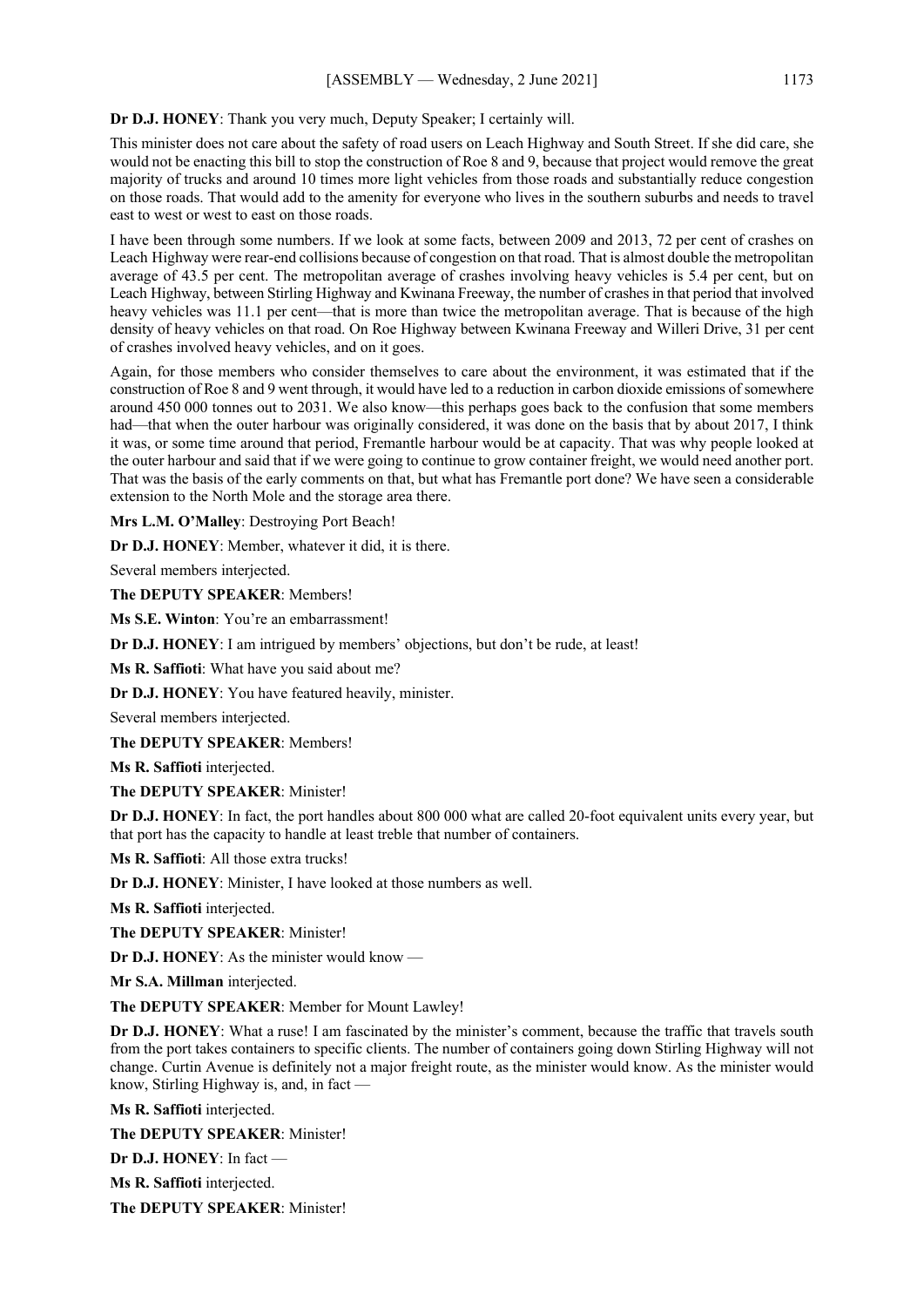**Dr D.J. HONEY**: Thank you very much, Deputy Speaker; I certainly will.

This minister does not care about the safety of road users on Leach Highway and South Street. If she did care, she would not be enacting this bill to stop the construction of Roe 8 and 9, because that project would remove the great majority of trucks and around 10 times more light vehicles from those roads and substantially reduce congestion on those roads. That would add to the amenity for everyone who lives in the southern suburbs and needs to travel east to west or west to east on those roads.

I have been through some numbers. If we look at some facts, between 2009 and 2013, 72 per cent of crashes on Leach Highway were rear-end collisions because of congestion on that road. That is almost double the metropolitan average of 43.5 per cent. The metropolitan average of crashes involving heavy vehicles is 5.4 per cent, but on Leach Highway, between Stirling Highway and Kwinana Freeway, the number of crashes in that period that involved heavy vehicles was 11.1 per cent—that is more than twice the metropolitan average. That is because of the high density of heavy vehicles on that road. On Roe Highway between Kwinana Freeway and Willeri Drive, 31 per cent of crashes involved heavy vehicles, and on it goes.

Again, for those members who consider themselves to care about the environment, it was estimated that if the construction of Roe 8 and 9 went through, it would have led to a reduction in carbon dioxide emissions of somewhere around 450 000 tonnes out to 2031. We also know—this perhaps goes back to the confusion that some members had—that when the outer harbour was originally considered, it was done on the basis that by about 2017, I think it was, or some time around that period, Fremantle harbour would be at capacity. That was why people looked at the outer harbour and said that if we were going to continue to grow container freight, we would need another port. That was the basis of the early comments on that, but what has Fremantle port done? We have seen a considerable extension to the North Mole and the storage area there.

**Mrs L.M. O'Malley**: Destroying Port Beach!

**Dr D.J. HONEY**: Member, whatever it did, it is there.

Several members interjected.

**The DEPUTY SPEAKER**: Members!

**Ms S.E. Winton**: You're an embarrassment!

**Dr D.J. HONEY**: I am intrigued by members' objections, but don't be rude, at least!

**Ms R. Saffioti**: What have you said about me?

**Dr D.J. HONEY**: You have featured heavily, minister.

Several members interjected.

**The DEPUTY SPEAKER**: Members!

**Ms R. Saffioti** interjected.

**The DEPUTY SPEAKER**: Minister!

**Dr D.J. HONEY**: In fact, the port handles about 800 000 what are called 20-foot equivalent units every year, but that port has the capacity to handle at least treble that number of containers.

**Ms R. Saffioti**: All those extra trucks!

**Dr D.J. HONEY**: Minister, I have looked at those numbers as well.

**Ms R. Saffioti** interjected.

**The DEPUTY SPEAKER**: Minister!

**Dr D.J. HONEY**: As the minister would know —

**Mr S.A. Millman** interjected.

**The DEPUTY SPEAKER**: Member for Mount Lawley!

**Dr D.J. HONEY**: What a ruse! I am fascinated by the minister's comment, because the traffic that travels south from the port takes containers to specific clients. The number of containers going down Stirling Highway will not change. Curtin Avenue is definitely not a major freight route, as the minister would know. As the minister would know, Stirling Highway is, and, in fact —

**Ms R. Saffioti** interjected.

**The DEPUTY SPEAKER**: Minister!

**Dr D.J. HONEY**: In fact —

**Ms R. Saffioti** interjected.

**The DEPUTY SPEAKER**: Minister!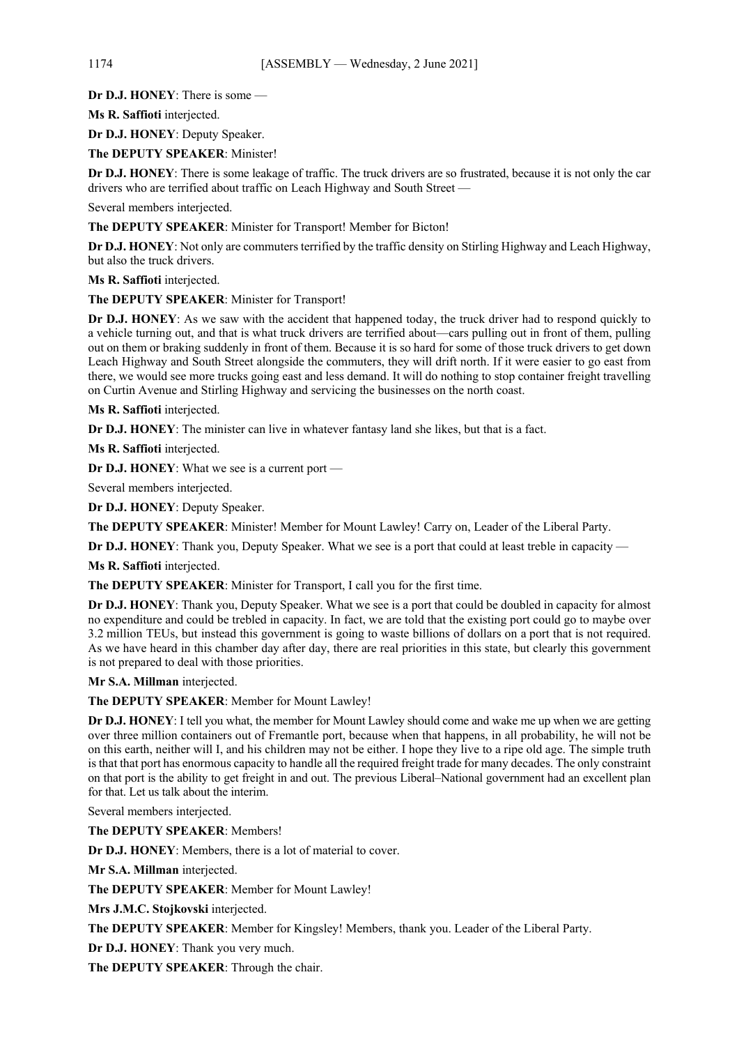**Dr D.J. HONEY**: There is some —

**Ms R. Saffioti** interjected.

**Dr D.J. HONEY**: Deputy Speaker.

**The DEPUTY SPEAKER**: Minister!

**Dr D.J. HONEY**: There is some leakage of traffic. The truck drivers are so frustrated, because it is not only the car drivers who are terrified about traffic on Leach Highway and South Street —

Several members interjected.

**The DEPUTY SPEAKER**: Minister for Transport! Member for Bicton!

**Dr D.J. HONEY**: Not only are commuters terrified by the traffic density on Stirling Highway and Leach Highway, but also the truck drivers.

**Ms R. Saffioti** interjected.

**The DEPUTY SPEAKER**: Minister for Transport!

**Dr D.J. HONEY**: As we saw with the accident that happened today, the truck driver had to respond quickly to a vehicle turning out, and that is what truck drivers are terrified about—cars pulling out in front of them, pulling out on them or braking suddenly in front of them. Because it is so hard for some of those truck drivers to get down Leach Highway and South Street alongside the commuters, they will drift north. If it were easier to go east from there, we would see more trucks going east and less demand. It will do nothing to stop container freight travelling on Curtin Avenue and Stirling Highway and servicing the businesses on the north coast.

**Ms R. Saffioti** interjected.

**Dr D.J. HONEY**: The minister can live in whatever fantasy land she likes, but that is a fact.

**Ms R. Saffioti** interjected.

**Dr D.J. HONEY**: What we see is a current port —

Several members interjected.

**Dr D.J. HONEY**: Deputy Speaker.

**The DEPUTY SPEAKER**: Minister! Member for Mount Lawley! Carry on, Leader of the Liberal Party.

**Dr D.J. HONEY**: Thank you, Deputy Speaker. What we see is a port that could at least treble in capacity —

**Ms R. Saffioti** interjected.

**The DEPUTY SPEAKER**: Minister for Transport, I call you for the first time.

**Dr D.J. HONEY**: Thank you, Deputy Speaker. What we see is a port that could be doubled in capacity for almost no expenditure and could be trebled in capacity. In fact, we are told that the existing port could go to maybe over 3.2 million TEUs, but instead this government is going to waste billions of dollars on a port that is not required. As we have heard in this chamber day after day, there are real priorities in this state, but clearly this government is not prepared to deal with those priorities.

**Mr S.A. Millman** interjected.

**The DEPUTY SPEAKER**: Member for Mount Lawley!

**Dr D.J. HONEY**: I tell you what, the member for Mount Lawley should come and wake me up when we are getting over three million containers out of Fremantle port, because when that happens, in all probability, he will not be on this earth, neither will I, and his children may not be either. I hope they live to a ripe old age. The simple truth is that that port has enormous capacity to handle all the required freight trade for many decades. The only constraint on that port is the ability to get freight in and out. The previous Liberal–National government had an excellent plan for that. Let us talk about the interim.

Several members interjected.

**The DEPUTY SPEAKER**: Members!

**Dr D.J. HONEY**: Members, there is a lot of material to cover.

**Mr S.A. Millman** interjected.

**The DEPUTY SPEAKER**: Member for Mount Lawley!

**Mrs J.M.C. Stojkovski** interjected.

**The DEPUTY SPEAKER**: Member for Kingsley! Members, thank you. Leader of the Liberal Party.

**Dr D.J. HONEY**: Thank you very much.

**The DEPUTY SPEAKER**: Through the chair.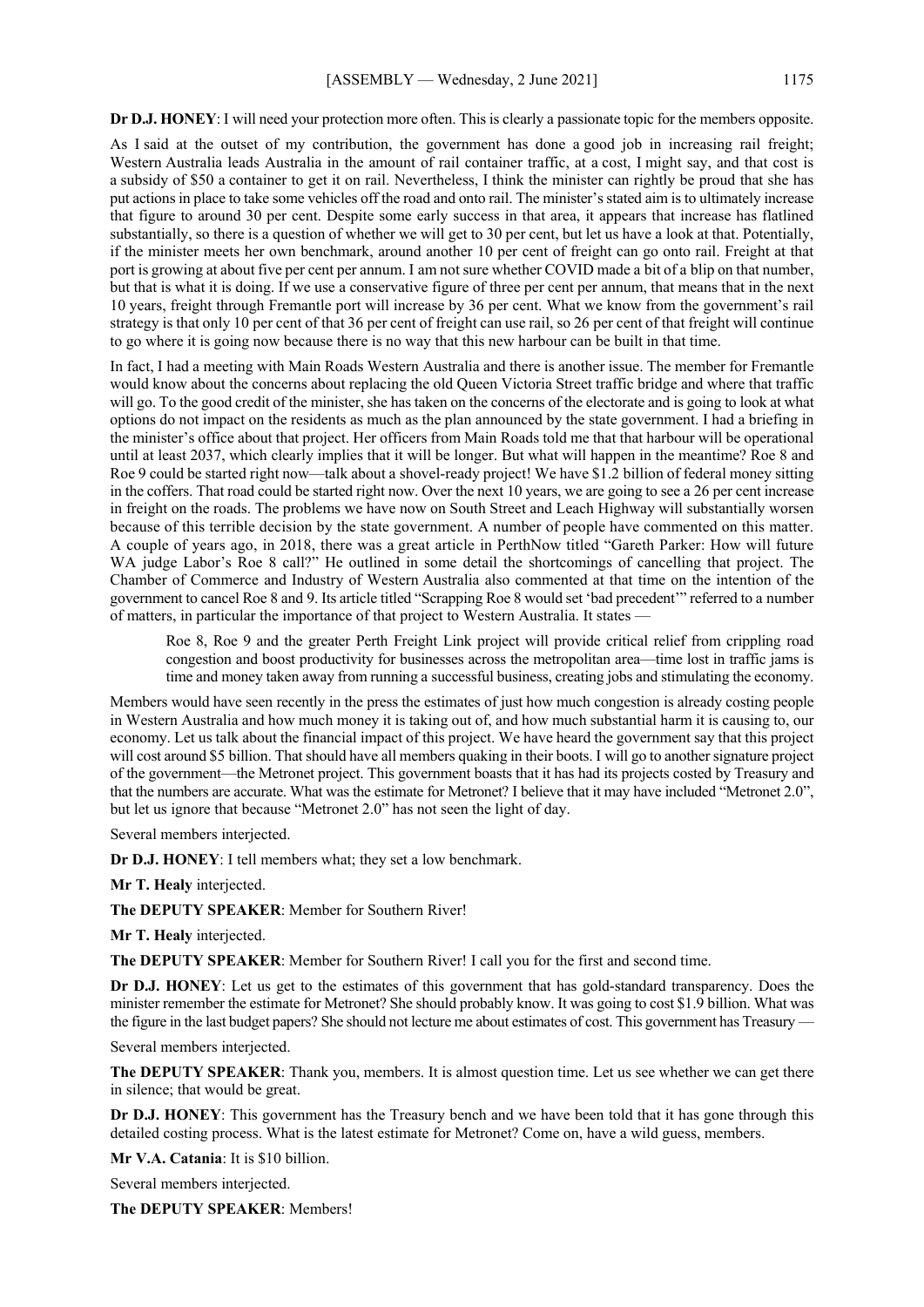**Dr D.J. HONEY**: I will need your protection more often. This is clearly a passionate topic for the members opposite.

As I said at the outset of my contribution, the government has done a good job in increasing rail freight; Western Australia leads Australia in the amount of rail container traffic, at a cost, I might say, and that cost is a subsidy of $50 a container to get it on rail. Nevertheless, I think the minister can rightly be proud that she has put actions in place to take some vehicles off the road and onto rail. The minister's stated aim is to ultimately increase that figure to around 30 per cent. Despite some early success in that area, it appears that increase has flatlined substantially, so there is a question of whether we will get to 30 per cent, but let us have a look at that. Potentially, if the minister meets her own benchmark, around another 10 per cent of freight can go onto rail. Freight at that port is growing at about five per cent per annum. I am not sure whether COVID made a bit of a blip on that number, but that is what it is doing. If we use a conservative figure of three per cent per annum, that means that in the next 10 years, freight through Fremantle port will increase by 36 per cent. What we know from the government's rail strategy is that only 10 per cent of that 36 per cent of freight can use rail, so 26 per cent of that freight will continue to go where it is going now because there is no way that this new harbour can be built in that time.

In fact, I had a meeting with Main Roads Western Australia and there is another issue. The member for Fremantle would know about the concerns about replacing the old Queen Victoria Street traffic bridge and where that traffic will go. To the good credit of the minister, she has taken on the concerns of the electorate and is going to look at what options do not impact on the residents as much as the plan announced by the state government. I had a briefing in the minister's office about that project. Her officers from Main Roads told me that that harbour will be operational until at least 2037, which clearly implies that it will be longer. But what will happen in the meantime? Roe 8 and Roe 9 could be started right now—talk about a shovel-ready project! We have $1.2 billion of federal money sitting in the coffers. That road could be started right now. Over the next 10 years, we are going to see a 26 per cent increase in freight on the roads. The problems we have now on South Street and Leach Highway will substantially worsen because of this terrible decision by the state government. A number of people have commented on this matter. A couple of years ago, in 2018, there was a great article in PerthNow titled "Gareth Parker: How will future WA judge Labor's Roe 8 call?" He outlined in some detail the shortcomings of cancelling that project. The Chamber of Commerce and Industry of Western Australia also commented at that time on the intention of the government to cancel Roe 8 and 9. Its article titled "Scrapping Roe 8 would set 'bad precedent'" referred to a number of matters, in particular the importance of that project to Western Australia. It states —

> Roe 8, Roe 9 and the greater Perth Freight Link project will provide critical relief from crippling road congestion and boost productivity for businesses across the metropolitan area—time lost in traffic jams is time and money taken away from running a successful business, creating jobs and stimulating the economy.

Members would have seen recently in the press the estimates of just how much congestion is already costing people in Western Australia and how much money it is taking out of, and how much substantial harm it is causing to, our economy. Let us talk about the financial impact of this project. We have heard the government say that this project will cost around $5 billion. That should have all members quaking in their boots. I will go to another signature project of the government—the Metronet project. This government boasts that it has had its projects costed by Treasury and that the numbers are accurate. What was the estimate for Metronet? I believe that it may have included "Metronet 2.0", but let us ignore that because "Metronet 2.0" has not seen the light of day.

Several members interjected.

**Dr D.J. HONEY**: I tell members what; they set a low benchmark.

**Mr T. Healy** interjected.

**The DEPUTY SPEAKER**: Member for Southern River!

**Mr T. Healy** interjected.

**The DEPUTY SPEAKER**: Member for Southern River! I call you for the first and second time.

**Dr D.J. HONEY**: Let us get to the estimates of this government that has gold-standard transparency. Does the minister remember the estimate for Metronet? She should probably know. It was going to cost $1.9 billion. What was the figure in the last budget papers? She should not lecture me about estimates of cost. This government has Treasury —

Several members interjected.

**The DEPUTY SPEAKER**: Thank you, members. It is almost question time. Let us see whether we can get there in silence; that would be great.

**Dr D.J. HONEY**: This government has the Treasury bench and we have been told that it has gone through this detailed costing process. What is the latest estimate for Metronet? Come on, have a wild guess, members.

**Mr V.A. Catania**: It is $10 billion.

Several members interjected.

**The DEPUTY SPEAKER**: Members!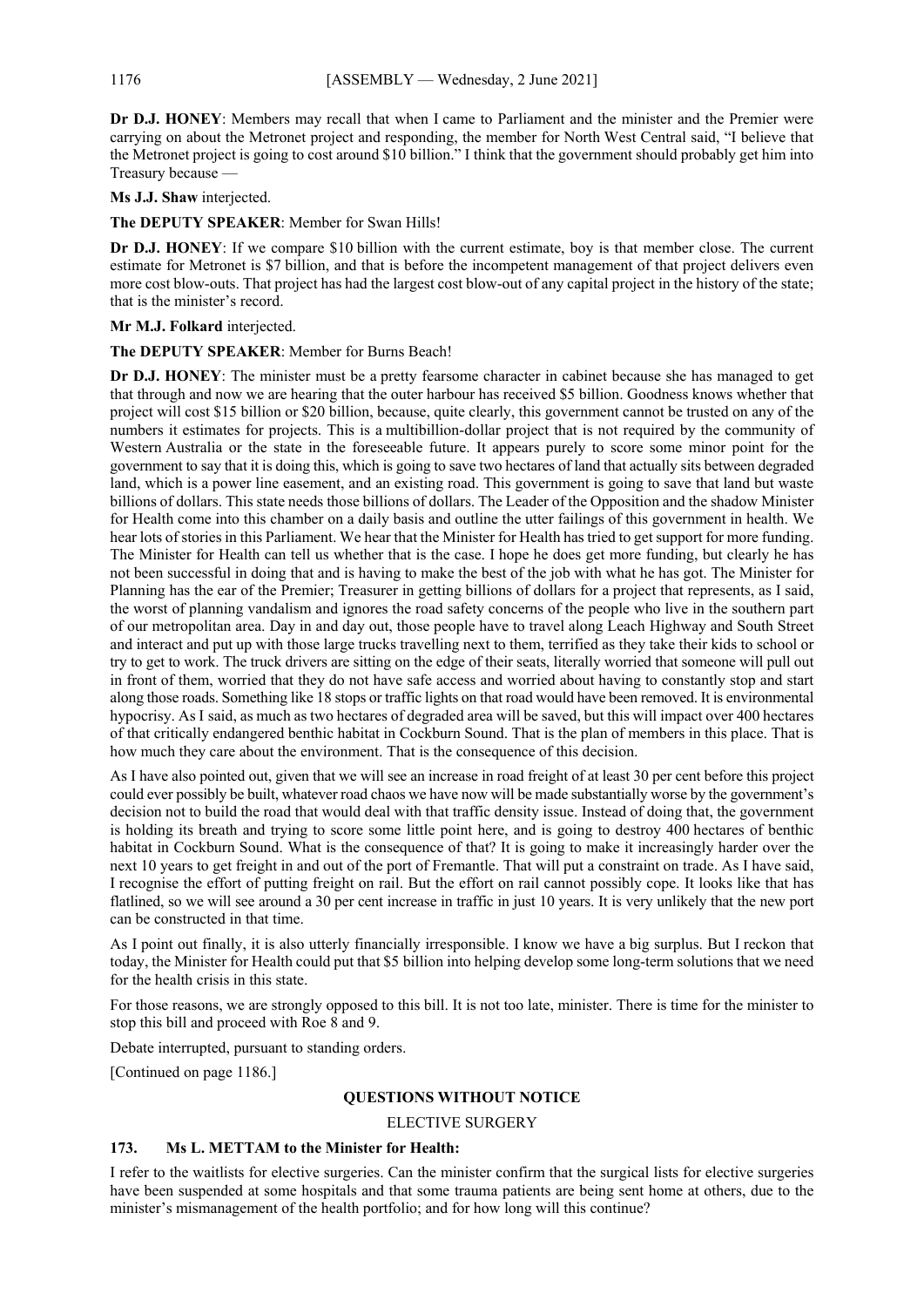**Dr D.J. HONEY**: Members may recall that when I came to Parliament and the minister and the Premier were carrying on about the Metronet project and responding, the member for North West Central said, "I believe that the Metronet project is going to cost around $10 billion." I think that the government should probably get him into Treasury because —

**Ms J.J. Shaw** interjected.

**The DEPUTY SPEAKER**: Member for Swan Hills!

**Dr D.J. HONEY**: If we compare $10 billion with the current estimate, boy is that member close. The current estimate for Metronet is $7 billion, and that is before the incompetent management of that project delivers even more cost blow-outs. That project has had the largest cost blow-out of any capital project in the history of the state; that is the minister's record.

**Mr M.J. Folkard** interjected.

**The DEPUTY SPEAKER**: Member for Burns Beach!

**Dr D.J. HONEY**: The minister must be a pretty fearsome character in cabinet because she has managed to get that through and now we are hearing that the outer harbour has received $5 billion. Goodness knows whether that project will cost $15 billion or $20 billion, because, quite clearly, this government cannot be trusted on any of the numbers it estimates for projects. This is a multibillion-dollar project that is not required by the community of Western Australia or the state in the foreseeable future. It appears purely to score some minor point for the government to say that it is doing this, which is going to save two hectares of land that actually sits between degraded land, which is a power line easement, and an existing road. This government is going to save that land but waste billions of dollars. This state needs those billions of dollars. The Leader of the Opposition and the shadow Minister for Health come into this chamber on a daily basis and outline the utter failings of this government in health. We hear lots of stories in this Parliament. We hear that the Minister for Health has tried to get support for more funding. The Minister for Health can tell us whether that is the case. I hope he does get more funding, but clearly he has not been successful in doing that and is having to make the best of the job with what he has got. The Minister for Planning has the ear of the Premier; Treasurer in getting billions of dollars for a project that represents, as I said, the worst of planning vandalism and ignores the road safety concerns of the people who live in the southern part of our metropolitan area. Day in and day out, those people have to travel along Leach Highway and South Street and interact and put up with those large trucks travelling next to them, terrified as they take their kids to school or try to get to work. The truck drivers are sitting on the edge of their seats, literally worried that someone will pull out in front of them, worried that they do not have safe access and worried about having to constantly stop and start along those roads. Something like 18 stops or traffic lights on that road would have been removed. It is environmental hypocrisy. As I said, as much as two hectares of degraded area will be saved, but this will impact over 400 hectares of that critically endangered benthic habitat in Cockburn Sound. That is the plan of members in this place. That is how much they care about the environment. That is the consequence of this decision.

As I have also pointed out, given that we will see an increase in road freight of at least 30 per cent before this project could ever possibly be built, whatever road chaos we have now will be made substantially worse by the government's decision not to build the road that would deal with that traffic density issue. Instead of doing that, the government is holding its breath and trying to score some little point here, and is going to destroy 400 hectares of benthic habitat in Cockburn Sound. What is the consequence of that? It is going to make it increasingly harder over the next 10 years to get freight in and out of the port of Fremantle. That will put a constraint on trade. As I have said, I recognise the effort of putting freight on rail. But the effort on rail cannot possibly cope. It looks like that has flatlined, so we will see around a 30 per cent increase in traffic in just 10 years. It is very unlikely that the new port can be constructed in that time.

As I point out finally, it is also utterly financially irresponsible. I know we have a big surplus. But I reckon that today, the Minister for Health could put that $5 billion into helping develop some long-term solutions that we need for the health crisis in this state.

For those reasons, we are strongly opposed to this bill. It is not too late, minister. There is time for the minister to stop this bill and proceed with Roe 8 and 9.

Debate interrupted, pursuant to standing orders.

[Continued on page 1186.]

## QUESTIONS WITHOUT NOTICE

### ELECTIVE SURGERY

**173. Ms L. METTAM to the Minister for Health:**

I refer to the waitlists for elective surgeries. Can the minister confirm that the surgical lists for elective surgeries have been suspended at some hospitals and that some trauma patients are being sent home at others, due to the minister's mismanagement of the health portfolio; and for how long will this continue?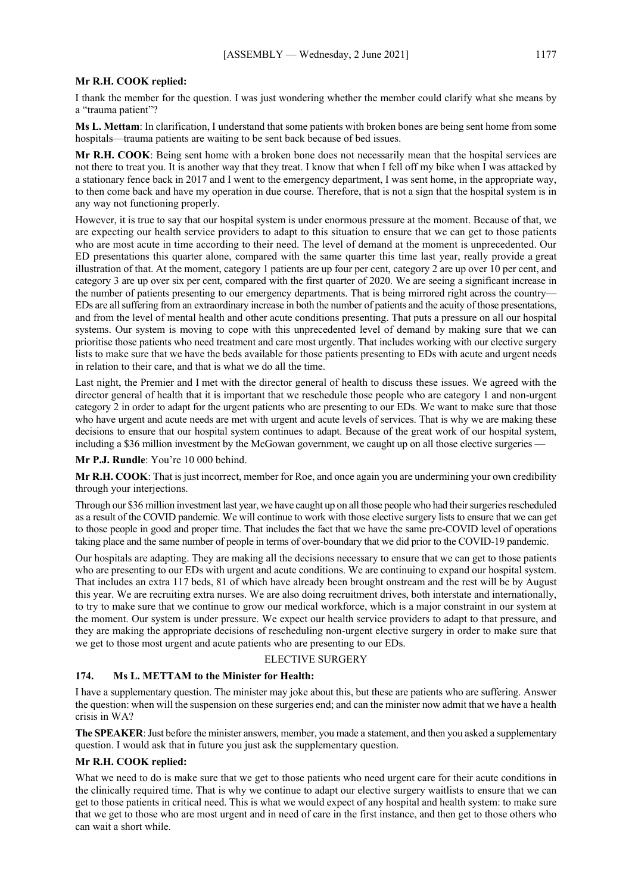**Mr R.H. COOK replied:**

I thank the member for the question. I was just wondering whether the member could clarify what she means by a "trauma patient"?

**Ms L. Mettam**: In clarification, I understand that some patients with broken bones are being sent home from some hospitals—trauma patients are waiting to be sent back because of bed issues.

**Mr R.H. COOK**: Being sent home with a broken bone does not necessarily mean that the hospital services are not there to treat you. It is another way that they treat. I know that when I fell off my bike when I was attacked by a stationary fence back in 2017 and I went to the emergency department, I was sent home, in the appropriate way, to then come back and have my operation in due course. Therefore, that is not a sign that the hospital system is in any way not functioning properly.

However, it is true to say that our hospital system is under enormous pressure at the moment. Because of that, we are expecting our health service providers to adapt to this situation to ensure that we can get to those patients who are most acute in time according to their need. The level of demand at the moment is unprecedented. Our ED presentations this quarter alone, compared with the same quarter this time last year, really provide a great illustration of that. At the moment, category 1 patients are up four per cent, category 2 are up over 10 per cent, and category 3 are up over six per cent, compared with the first quarter of 2020. We are seeing a significant increase in the number of patients presenting to our emergency departments. That is being mirrored right across the country—EDs are all suffering from an extraordinary increase in both the number of patients and the acuity of those presentations, and from the level of mental health and other acute conditions presenting. That puts a pressure on all our hospital systems. Our system is moving to cope with this unprecedented level of demand by making sure that we can prioritise those patients who need treatment and care most urgently. That includes working with our elective surgery lists to make sure that we have the beds available for those patients presenting to EDs with acute and urgent needs in relation to their care, and that is what we do all the time.

Last night, the Premier and I met with the director general of health to discuss these issues. We agreed with the director general of health that it is important that we reschedule those people who are category 1 and non-urgent category 2 in order to adapt for the urgent patients who are presenting to our EDs. We want to make sure that those who have urgent and acute needs are met with urgent and acute levels of services. That is why we are making these decisions to ensure that our hospital system continues to adapt. Because of the great work of our hospital system, including a $36 million investment by the McGowan government, we caught up on all those elective surgeries —

**Mr P.J. Rundle**: You're 10 000 behind.

**Mr R.H. COOK**: That is just incorrect, member for Roe, and once again you are undermining your own credibility through your interjections.

Through our $36 million investment last year, we have caught up on all those people who had their surgeries rescheduled as a result of the COVID pandemic. We will continue to work with those elective surgery lists to ensure that we can get to those people in good and proper time. That includes the fact that we have the same pre-COVID level of operations taking place and the same number of people in terms of over-boundary that we did prior to the COVID-19 pandemic.

Our hospitals are adapting. They are making all the decisions necessary to ensure that we can get to those patients who are presenting to our EDs with urgent and acute conditions. We are continuing to expand our hospital system. That includes an extra 117 beds, 81 of which have already been brought onstream and the rest will be by August this year. We are recruiting extra nurses. We are also doing recruitment drives, both interstate and internationally, to try to make sure that we continue to grow our medical workforce, which is a major constraint in our system at the moment. Our system is under pressure. We expect our health service providers to adapt to that pressure, and they are making the appropriate decisions of rescheduling non-urgent elective surgery in order to make sure that we get to those most urgent and acute patients who are presenting to our EDs.

## ELECTIVE SURGERY

### 174. Ms L. METTAM to the Minister for Health:

I have a supplementary question. The minister may joke about this, but these are patients who are suffering. Answer the question: when will the suspension on these surgeries end; and can the minister now admit that we have a health crisis in WA?

**The SPEAKER**: Just before the minister answers, member, you made a statement, and then you asked a supplementary question. I would ask that in future you just ask the supplementary question.

**Mr R.H. COOK replied:**

What we need to do is make sure that we get to those patients who need urgent care for their acute conditions in the clinically required time. That is why we continue to adapt our elective surgery waitlists to ensure that we can get to those patients in critical need. This is what we would expect of any hospital and health system: to make sure that we get to those who are most urgent and in need of care in the first instance, and then get to those others who can wait a short while.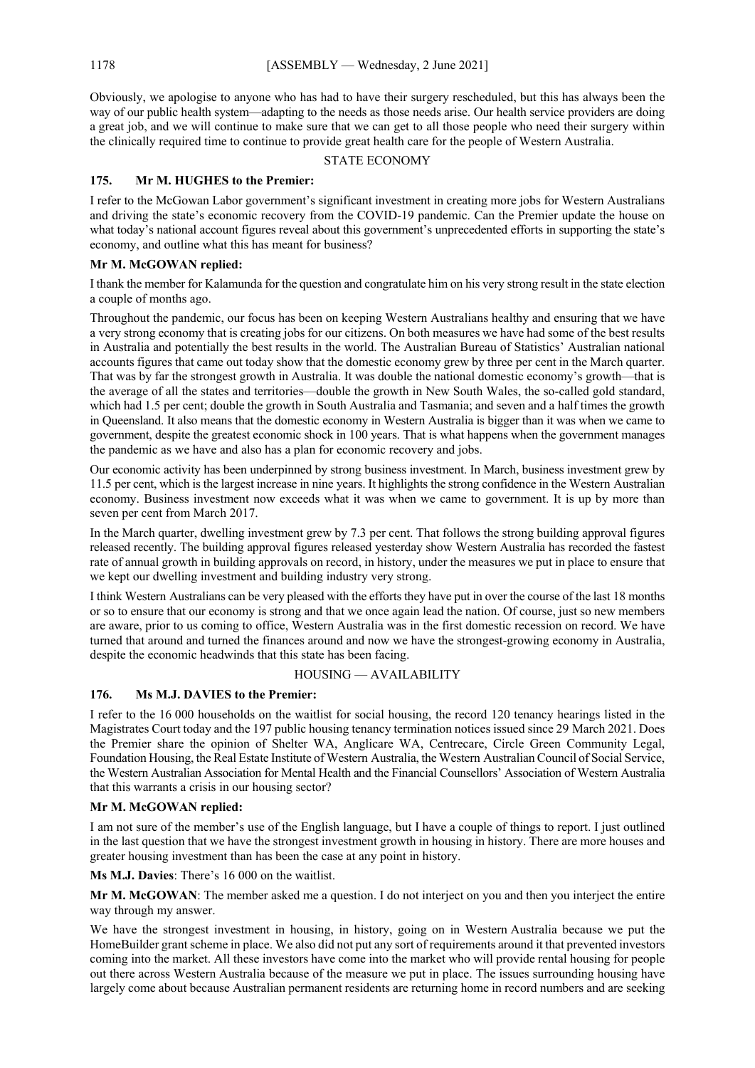Obviously, we apologise to anyone who has had to have their surgery rescheduled, but this has always been the way of our public health system—adapting to the needs as those needs arise. Our health service providers are doing a great job, and we will continue to make sure that we can get to all those people who need their surgery within the clinically required time to continue to provide great health care for the people of Western Australia.

## STATE ECONOMY

### 175. Mr M. HUGHES to the Premier:

I refer to the McGowan Labor government's significant investment in creating more jobs for Western Australians and driving the state's economic recovery from the COVID-19 pandemic. Can the Premier update the house on what today's national account figures reveal about this government's unprecedented efforts in supporting the state's economy, and outline what this has meant for business?

**Mr M. McGOWAN replied:**

I thank the member for Kalamunda for the question and congratulate him on his very strong result in the state election a couple of months ago.

Throughout the pandemic, our focus has been on keeping Western Australians healthy and ensuring that we have a very strong economy that is creating jobs for our citizens. On both measures we have had some of the best results in Australia and potentially the best results in the world. The Australian Bureau of Statistics' Australian national accounts figures that came out today show that the domestic economy grew by three per cent in the March quarter. That was by far the strongest growth in Australia. It was double the national domestic economy's growth—that is the average of all the states and territories—double the growth in New South Wales, the so-called gold standard, which had 1.5 per cent; double the growth in South Australia and Tasmania; and seven and a half times the growth in Queensland. It also means that the domestic economy in Western Australia is bigger than it was when we came to government, despite the greatest economic shock in 100 years. That is what happens when the government manages the pandemic as we have and also has a plan for economic recovery and jobs.

Our economic activity has been underpinned by strong business investment. In March, business investment grew by 11.5 per cent, which is the largest increase in nine years. It highlights the strong confidence in the Western Australian economy. Business investment now exceeds what it was when we came to government. It is up by more than seven per cent from March 2017.

In the March quarter, dwelling investment grew by 7.3 per cent. That follows the strong building approval figures released recently. The building approval figures released yesterday show Western Australia has recorded the fastest rate of annual growth in building approvals on record, in history, under the measures we put in place to ensure that we kept our dwelling investment and building industry very strong.

I think Western Australians can be very pleased with the efforts they have put in over the course of the last 18 months or so to ensure that our economy is strong and that we once again lead the nation. Of course, just so new members are aware, prior to us coming to office, Western Australia was in the first domestic recession on record. We have turned that around and turned the finances around and now we have the strongest-growing economy in Australia, despite the economic headwinds that this state has been facing.

## HOUSING — AVAILABILITY

### 176. Ms M.J. DAVIES to the Premier:

I refer to the 16 000 households on the waitlist for social housing, the record 120 tenancy hearings listed in the Magistrates Court today and the 197 public housing tenancy termination notices issued since 29 March 2021. Does the Premier share the opinion of Shelter WA, Anglicare WA, Centrecare, Circle Green Community Legal, Foundation Housing, the Real Estate Institute of Western Australia, the Western Australian Council of Social Service, the Western Australian Association for Mental Health and the Financial Counsellors' Association of Western Australia that this warrants a crisis in our housing sector?

**Mr M. McGOWAN replied:**

I am not sure of the member's use of the English language, but I have a couple of things to report. I just outlined in the last question that we have the strongest investment growth in housing in history. There are more houses and greater housing investment than has been the case at any point in history.

**Ms M.J. Davies**: There's 16 000 on the waitlist.

**Mr M. McGOWAN**: The member asked me a question. I do not interject on you and then you interject the entire way through my answer.

We have the strongest investment in housing, in history, going on in Western Australia because we put the HomeBuilder grant scheme in place. We also did not put any sort of requirements around it that prevented investors coming into the market. All these investors have come into the market who will provide rental housing for people out there across Western Australia because of the measure we put in place. The issues surrounding housing have largely come about because Australian permanent residents are returning home in record numbers and are seeking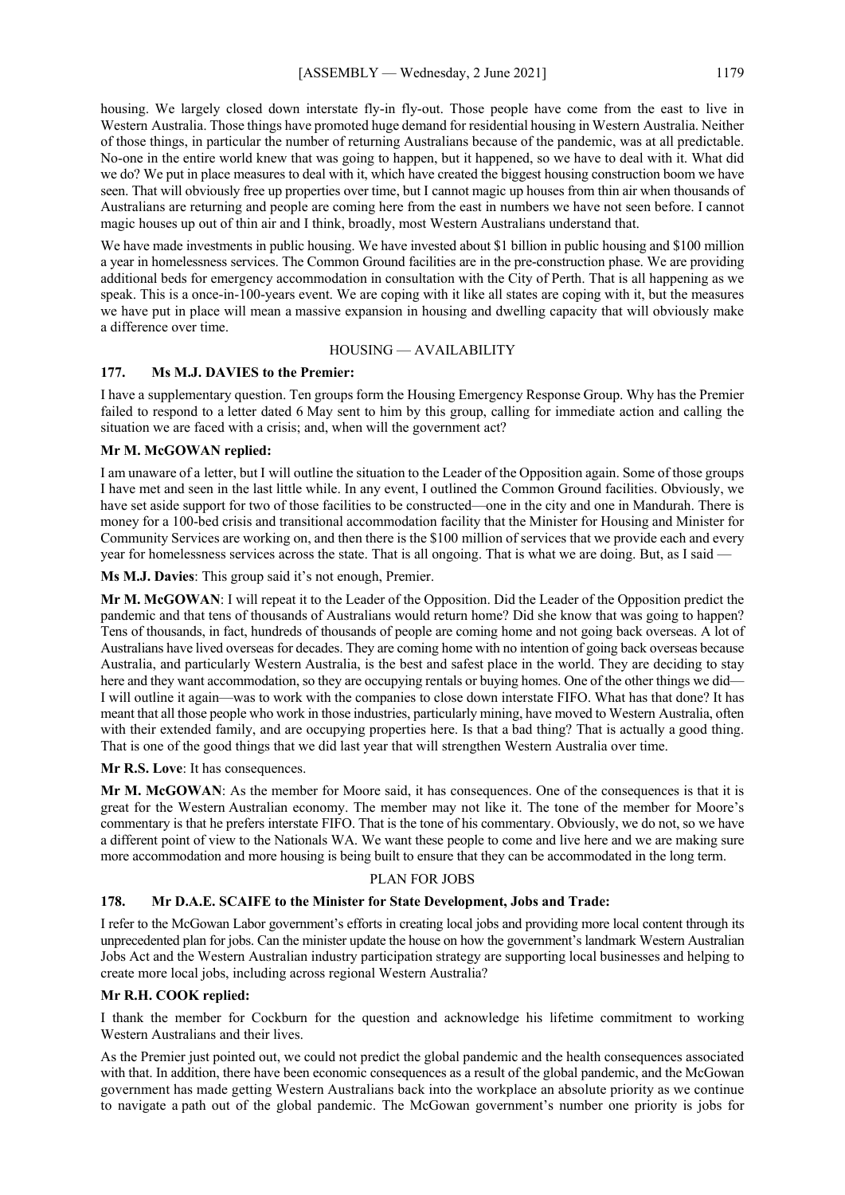housing. We largely closed down interstate fly-in fly-out. Those people have come from the east to live in Western Australia. Those things have promoted huge demand for residential housing in Western Australia. Neither of those things, in particular the number of returning Australians because of the pandemic, was at all predictable. No-one in the entire world knew that was going to happen, but it happened, so we have to deal with it. What did we do? We put in place measures to deal with it, which have created the biggest housing construction boom we have seen. That will obviously free up properties over time, but I cannot magic up houses from thin air when thousands of Australians are returning and people are coming here from the east in numbers we have not seen before. I cannot magic houses up out of thin air and I think, broadly, most Western Australians understand that.

We have made investments in public housing. We have invested about $1 billion in public housing and $100 million a year in homelessness services. The Common Ground facilities are in the pre-construction phase. We are providing additional beds for emergency accommodation in consultation with the City of Perth. That is all happening as we speak. This is a once-in-100-years event. We are coping with it like all states are coping with it, but the measures we have put in place will mean a massive expansion in housing and dwelling capacity that will obviously make a difference over time.

## HOUSING — AVAILABILITY

### 177. Ms M.J. DAVIES to the Premier:

I have a supplementary question. Ten groups form the Housing Emergency Response Group. Why has the Premier failed to respond to a letter dated 6 May sent to him by this group, calling for immediate action and calling the situation we are faced with a crisis; and, when will the government act?

**Mr M. McGOWAN replied:**

I am unaware of a letter, but I will outline the situation to the Leader of the Opposition again. Some of those groups I have met and seen in the last little while. In any event, I outlined the Common Ground facilities. Obviously, we have set aside support for two of those facilities to be constructed—one in the city and one in Mandurah. There is money for a 100-bed crisis and transitional accommodation facility that the Minister for Housing and Minister for Community Services are working on, and then there is the $100 million of services that we provide each and every year for homelessness services across the state. That is all ongoing. That is what we are doing. But, as I said —

**Ms M.J. Davies**: This group said it's not enough, Premier.

**Mr M. McGOWAN**: I will repeat it to the Leader of the Opposition. Did the Leader of the Opposition predict the pandemic and that tens of thousands of Australians would return home? Did she know that was going to happen? Tens of thousands, in fact, hundreds of thousands of people are coming home and not going back overseas. A lot of Australians have lived overseas for decades. They are coming home with no intention of going back overseas because Australia, and particularly Western Australia, is the best and safest place in the world. They are deciding to stay here and they want accommodation, so they are occupying rentals or buying homes. One of the other things we did—I will outline it again—was to work with the companies to close down interstate FIFO. What has that done? It has meant that all those people who work in those industries, particularly mining, have moved to Western Australia, often with their extended family, and are occupying properties here. Is that a bad thing? That is actually a good thing. That is one of the good things that we did last year that will strengthen Western Australia over time.

**Mr R.S. Love**: It has consequences.

**Mr M. McGOWAN**: As the member for Moore said, it has consequences. One of the consequences is that it is great for the Western Australian economy. The member may not like it. The tone of the member for Moore's commentary is that he prefers interstate FIFO. That is the tone of his commentary. Obviously, we do not, so we have a different point of view to the Nationals WA. We want these people to come and live here and we are making sure more accommodation and more housing is being built to ensure that they can be accommodated in the long term.

## PLAN FOR JOBS

### 178. Mr D.A.E. SCAIFE to the Minister for State Development, Jobs and Trade:

I refer to the McGowan Labor government's efforts in creating local jobs and providing more local content through its unprecedented plan for jobs. Can the minister update the house on how the government's landmark Western Australian Jobs Act and the Western Australian industry participation strategy are supporting local businesses and helping to create more local jobs, including across regional Western Australia?

**Mr R.H. COOK replied:**

I thank the member for Cockburn for the question and acknowledge his lifetime commitment to working Western Australians and their lives.

As the Premier just pointed out, we could not predict the global pandemic and the health consequences associated with that. In addition, there have been economic consequences as a result of the global pandemic, and the McGowan government has made getting Western Australians back into the workplace an absolute priority as we continue to navigate a path out of the global pandemic. The McGowan government's number one priority is jobs for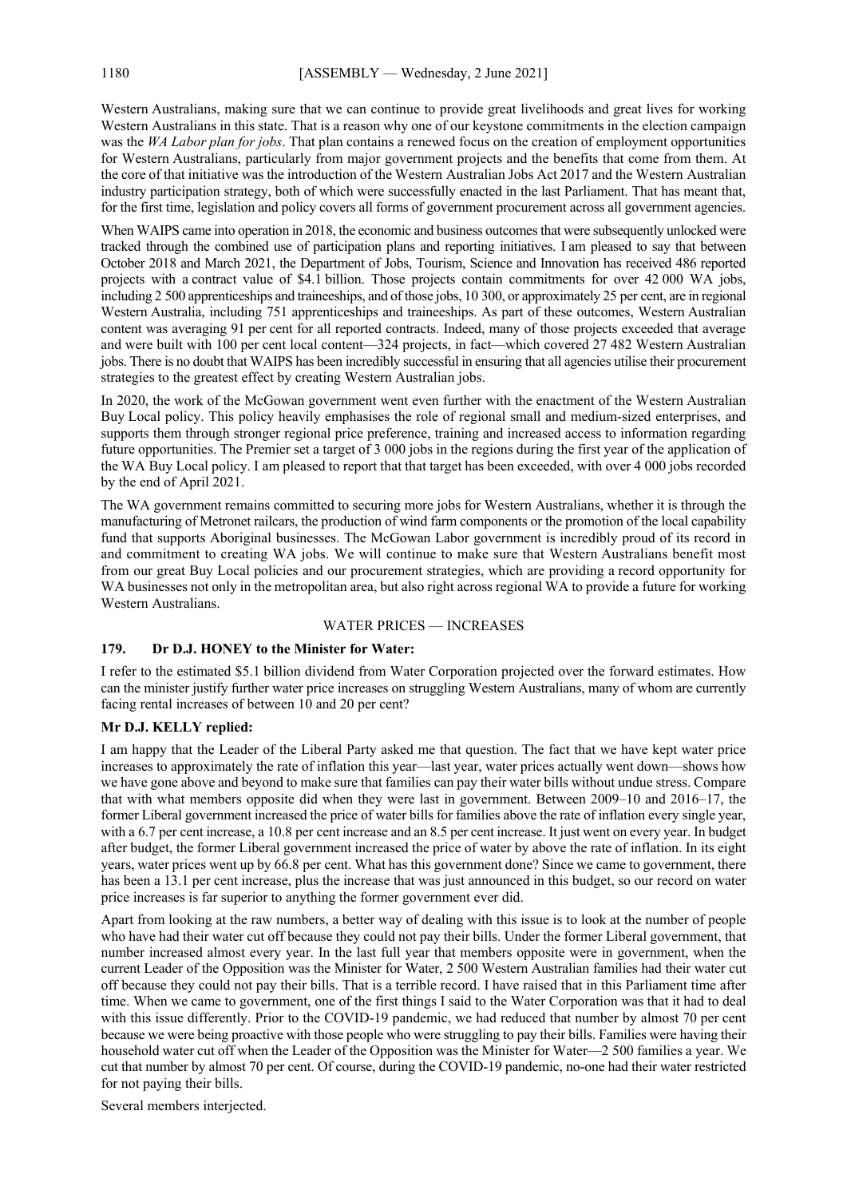Western Australians, making sure that we can continue to provide great livelihoods and great lives for working Western Australians in this state. That is a reason why one of our keystone commitments in the election campaign was the *WA Labor plan for jobs*. That plan contains a renewed focus on the creation of employment opportunities for Western Australians, particularly from major government projects and the benefits that come from them. At the core of that initiative was the introduction of the Western Australian Jobs Act 2017 and the Western Australian industry participation strategy, both of which were successfully enacted in the last Parliament. That has meant that, for the first time, legislation and policy covers all forms of government procurement across all government agencies.

When WAIPS came into operation in 2018, the economic and business outcomes that were subsequently unlocked were tracked through the combined use of participation plans and reporting initiatives. I am pleased to say that between October 2018 and March 2021, the Department of Jobs, Tourism, Science and Innovation has received 486 reported projects with a contract value of $4.1 billion. Those projects contain commitments for over 42 000 WA jobs, including 2 500 apprenticeships and traineeships, and of those jobs, 10 300, or approximately 25 per cent, are in regional Western Australia, including 751 apprenticeships and traineeships. As part of these outcomes, Western Australian content was averaging 91 per cent for all reported contracts. Indeed, many of those projects exceeded that average and were built with 100 per cent local content—324 projects, in fact—which covered 27 482 Western Australian jobs. There is no doubt that WAIPS has been incredibly successful in ensuring that all agencies utilise their procurement strategies to the greatest effect by creating Western Australian jobs.

In 2020, the work of the McGowan government went even further with the enactment of the Western Australian Buy Local policy. This policy heavily emphasises the role of regional small and medium-sized enterprises, and supports them through stronger regional price preference, training and increased access to information regarding future opportunities. The Premier set a target of 3 000 jobs in the regions during the first year of the application of the WA Buy Local policy. I am pleased to report that that target has been exceeded, with over 4 000 jobs recorded by the end of April 2021.

The WA government remains committed to securing more jobs for Western Australians, whether it is through the manufacturing of Metronet railcars, the production of wind farm components or the promotion of the local capability fund that supports Aboriginal businesses. The McGowan Labor government is incredibly proud of its record in and commitment to creating WA jobs. We will continue to make sure that Western Australians benefit most from our great Buy Local policies and our procurement strategies, which are providing a record opportunity for WA businesses not only in the metropolitan area, but also right across regional WA to provide a future for working Western Australians.

## WATER PRICES — INCREASES

### 179. Dr D.J. HONEY to the Minister for Water:

I refer to the estimated $5.1 billion dividend from Water Corporation projected over the forward estimates. How can the minister justify further water price increases on struggling Western Australians, many of whom are currently facing rental increases of between 10 and 20 per cent?

### Mr D.J. KELLY replied:

I am happy that the Leader of the Liberal Party asked me that question. The fact that we have kept water price increases to approximately the rate of inflation this year—last year, water prices actually went down—shows how we have gone above and beyond to make sure that families can pay their water bills without undue stress. Compare that with what members opposite did when they were last in government. Between 2009–10 and 2016–17, the former Liberal government increased the price of water bills for families above the rate of inflation every single year, with a 6.7 per cent increase, a 10.8 per cent increase and an 8.5 per cent increase. It just went on every year. In budget after budget, the former Liberal government increased the price of water by above the rate of inflation. In its eight years, water prices went up by 66.8 per cent. What has this government done? Since we came to government, there has been a 13.1 per cent increase, plus the increase that was just announced in this budget, so our record on water price increases is far superior to anything the former government ever did.

Apart from looking at the raw numbers, a better way of dealing with this issue is to look at the number of people who have had their water cut off because they could not pay their bills. Under the former Liberal government, that number increased almost every year. In the last full year that members opposite were in government, when the current Leader of the Opposition was the Minister for Water, 2 500 Western Australian families had their water cut off because they could not pay their bills. That is a terrible record. I have raised that in this Parliament time after time. When we came to government, one of the first things I said to the Water Corporation was that it had to deal with this issue differently. Prior to the COVID-19 pandemic, we had reduced that number by almost 70 per cent because we were being proactive with those people who were struggling to pay their bills. Families were having their household water cut off when the Leader of the Opposition was the Minister for Water—2 500 families a year. We cut that number by almost 70 per cent. Of course, during the COVID-19 pandemic, no-one had their water restricted for not paying their bills.

Several members interjected.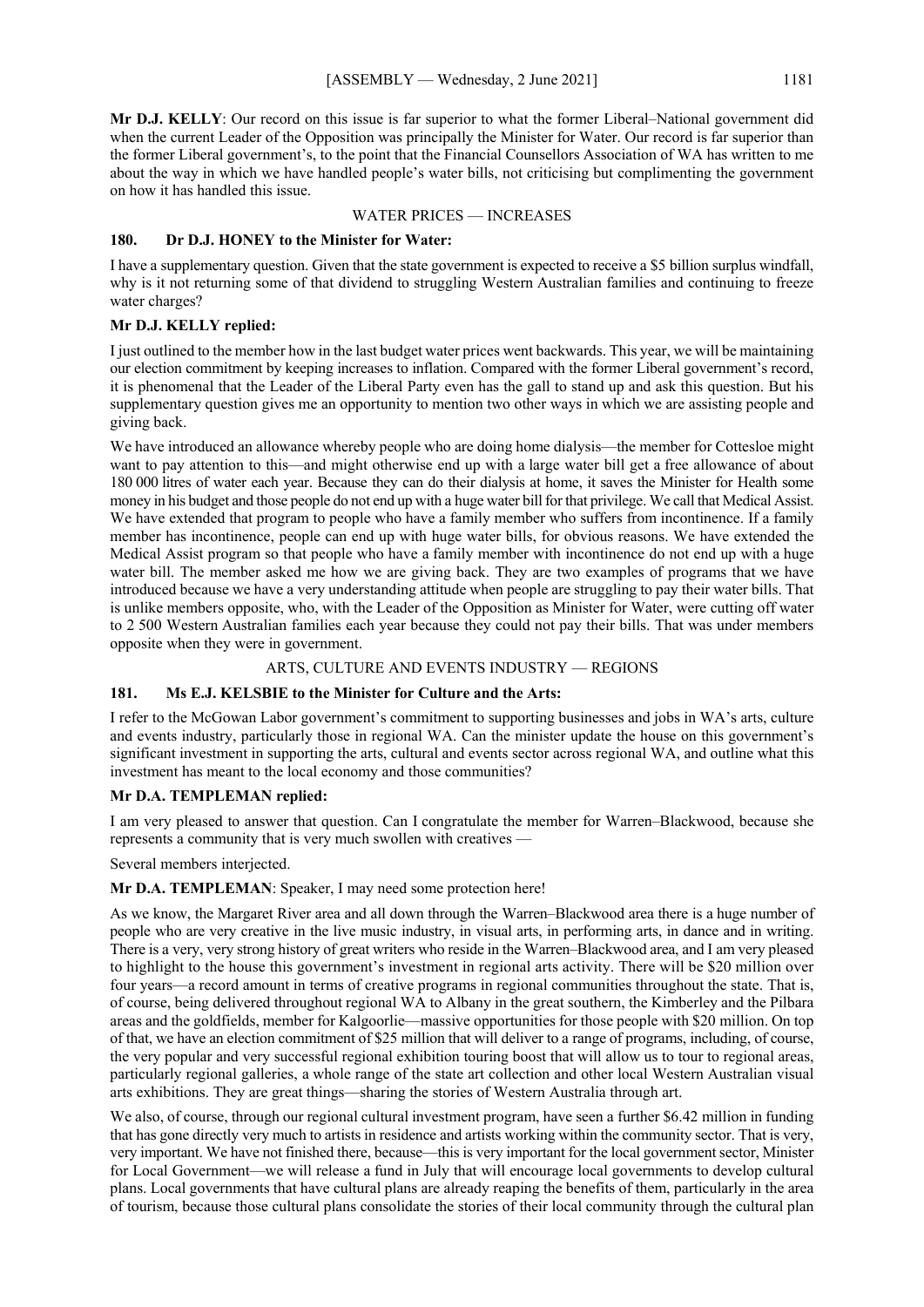**Mr D.J. KELLY**: Our record on this issue is far superior to what the former Liberal–National government did when the current Leader of the Opposition was principally the Minister for Water. Our record is far superior than the former Liberal government's, to the point that the Financial Counsellors Association of WA has written to me about the way in which we have handled people's water bills, not criticising but complimenting the government on how it has handled this issue.

### WATER PRICES — INCREASES

### 180. Dr D.J. HONEY to the Minister for Water:

I have a supplementary question. Given that the state government is expected to receive a $5 billion surplus windfall, why is it not returning some of that dividend to struggling Western Australian families and continuing to freeze water charges?

**Mr D.J. KELLY replied:**

I just outlined to the member how in the last budget water prices went backwards. This year, we will be maintaining our election commitment by keeping increases to inflation. Compared with the former Liberal government's record, it is phenomenal that the Leader of the Liberal Party even has the gall to stand up and ask this question. But his supplementary question gives me an opportunity to mention two other ways in which we are assisting people and giving back.

We have introduced an allowance whereby people who are doing home dialysis—the member for Cottesloe might want to pay attention to this—and might otherwise end up with a large water bill get a free allowance of about 180 000 litres of water each year. Because they can do their dialysis at home, it saves the Minister for Health some money in his budget and those people do not end up with a huge water bill for that privilege. We call that Medical Assist. We have extended that program to people who have a family member who suffers from incontinence. If a family member has incontinence, people can end up with huge water bills, for obvious reasons. We have extended the Medical Assist program so that people who have a family member with incontinence do not end up with a huge water bill. The member asked me how we are giving back. They are two examples of programs that we have introduced because we have a very understanding attitude when people are struggling to pay their water bills. That is unlike members opposite, who, with the Leader of the Opposition as Minister for Water, were cutting off water to 2 500 Western Australian families each year because they could not pay their bills. That was under members opposite when they were in government.

### ARTS, CULTURE AND EVENTS INDUSTRY — REGIONS

### 181. Ms E.J. KELSBIE to the Minister for Culture and the Arts:

I refer to the McGowan Labor government's commitment to supporting businesses and jobs in WA's arts, culture and events industry, particularly those in regional WA. Can the minister update the house on this government's significant investment in supporting the arts, cultural and events sector across regional WA, and outline what this investment has meant to the local economy and those communities?

**Mr D.A. TEMPLEMAN replied:**

I am very pleased to answer that question. Can I congratulate the member for Warren–Blackwood, because she represents a community that is very much swollen with creatives —

Several members interjected.

**Mr D.A. TEMPLEMAN**: Speaker, I may need some protection here!

As we know, the Margaret River area and all down through the Warren–Blackwood area there is a huge number of people who are very creative in the live music industry, in visual arts, in performing arts, in dance and in writing. There is a very, very strong history of great writers who reside in the Warren–Blackwood area, and I am very pleased to highlight to the house this government's investment in regional arts activity. There will be $20 million over four years—a record amount in terms of creative programs in regional communities throughout the state. That is, of course, being delivered throughout regional WA to Albany in the great southern, the Kimberley and the Pilbara areas and the goldfields, member for Kalgoorlie—massive opportunities for those people with $20 million. On top of that, we have an election commitment of $25 million that will deliver to a range of programs, including, of course, the very popular and very successful regional exhibition touring boost that will allow us to tour to regional areas, particularly regional galleries, a whole range of the state art collection and other local Western Australian visual arts exhibitions. They are great things—sharing the stories of Western Australia through art.

We also, of course, through our regional cultural investment program, have seen a further $6.42 million in funding that has gone directly very much to artists in residence and artists working within the community sector. That is very, very important. We have not finished there, because—this is very important for the local government sector, Minister for Local Government—we will release a fund in July that will encourage local governments to develop cultural plans. Local governments that have cultural plans are already reaping the benefits of them, particularly in the area of tourism, because those cultural plans consolidate the stories of their local community through the cultural plan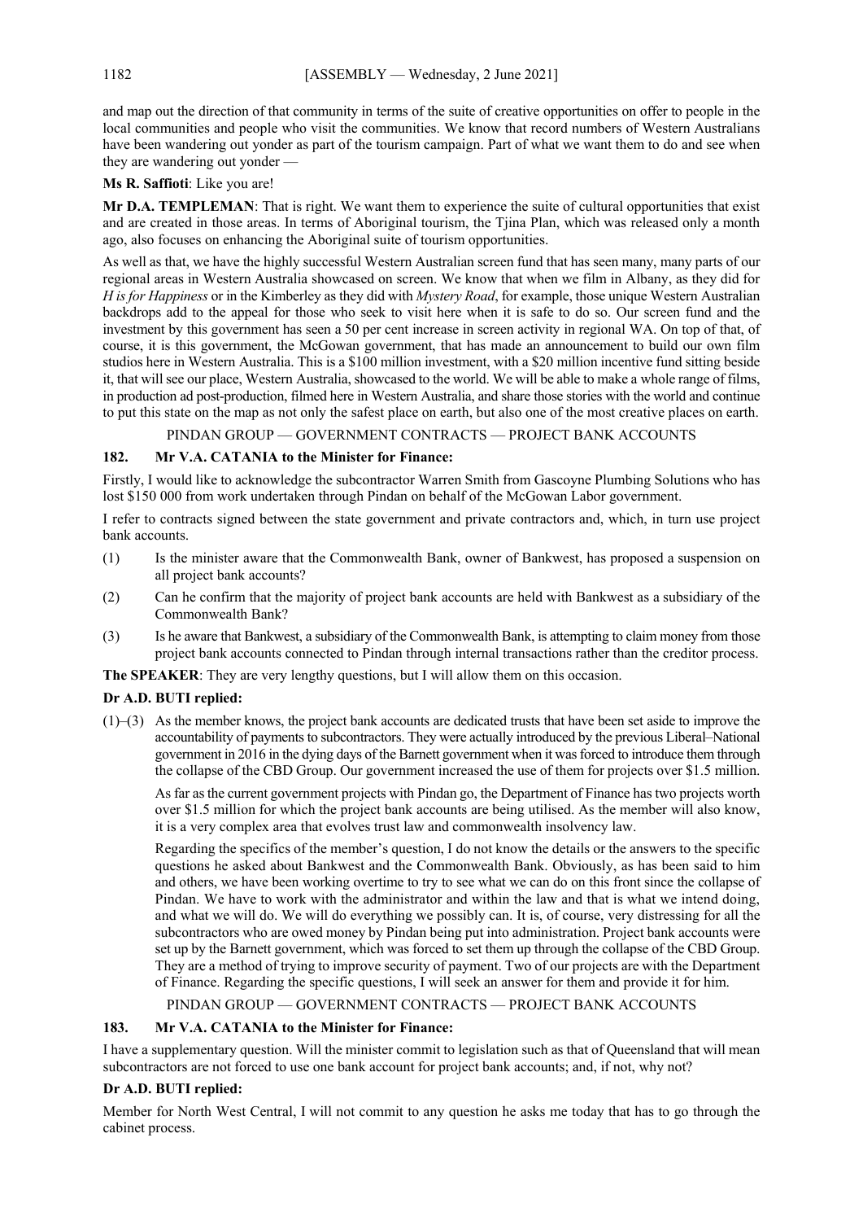and map out the direction of that community in terms of the suite of creative opportunities on offer to people in the local communities and people who visit the communities. We know that record numbers of Western Australians have been wandering out yonder as part of the tourism campaign. Part of what we want them to do and see when they are wandering out yonder —

**Ms R. Saffioti**: Like you are!

**Mr D.A. TEMPLEMAN**: That is right. We want them to experience the suite of cultural opportunities that exist and are created in those areas. In terms of Aboriginal tourism, the Tjina Plan, which was released only a month ago, also focuses on enhancing the Aboriginal suite of tourism opportunities.

As well as that, we have the highly successful Western Australian screen fund that has seen many, many parts of our regional areas in Western Australia showcased on screen. We know that when we film in Albany, as they did for *H is for Happiness* or in the Kimberley as they did with *Mystery Road*, for example, those unique Western Australian backdrops add to the appeal for those who seek to visit here when it is safe to do so. Our screen fund and the investment by this government has seen a 50 per cent increase in screen activity in regional WA. On top of that, of course, it is this government, the McGowan government, that has made an announcement to build our own film studios here in Western Australia. This is a $100 million investment, with a $20 million incentive fund sitting beside it, that will see our place, Western Australia, showcased to the world. We will be able to make a whole range of films, in production ad post-production, filmed here in Western Australia, and share those stories with the world and continue to put this state on the map as not only the safest place on earth, but also one of the most creative places on earth.

PINDAN GROUP — GOVERNMENT CONTRACTS — PROJECT BANK ACCOUNTS

### 182. Mr V.A. CATANIA to the Minister for Finance:

Firstly, I would like to acknowledge the subcontractor Warren Smith from Gascoyne Plumbing Solutions who has lost $150 000 from work undertaken through Pindan on behalf of the McGowan Labor government.

I refer to contracts signed between the state government and private contractors and, which, in turn use project bank accounts.

(1) Is the minister aware that the Commonwealth Bank, owner of Bankwest, has proposed a suspension on all project bank accounts?

(2) Can he confirm that the majority of project bank accounts are held with Bankwest as a subsidiary of the Commonwealth Bank?

(3) Is he aware that Bankwest, a subsidiary of the Commonwealth Bank, is attempting to claim money from those project bank accounts connected to Pindan through internal transactions rather than the creditor process.

**The SPEAKER**: They are very lengthy questions, but I will allow them on this occasion.

**Dr A.D. BUTI replied:**

(1)–(3) As the member knows, the project bank accounts are dedicated trusts that have been set aside to improve the accountability of payments to subcontractors. They were actually introduced by the previous Liberal–National government in 2016 in the dying days of the Barnett government when it was forced to introduce them through the collapse of the CBD Group. Our government increased the use of them for projects over $1.5 million.

As far as the current government projects with Pindan go, the Department of Finance has two projects worth over $1.5 million for which the project bank accounts are being utilised. As the member will also know, it is a very complex area that evolves trust law and commonwealth insolvency law.

Regarding the specifics of the member's question, I do not know the details or the answers to the specific questions he asked about Bankwest and the Commonwealth Bank. Obviously, as has been said to him and others, we have been working overtime to try to see what we can do on this front since the collapse of Pindan. We have to work with the administrator and within the law and that is what we intend doing, and what we will do. We will do everything we possibly can. It is, of course, very distressing for all the subcontractors who are owed money by Pindan being put into administration. Project bank accounts were set up by the Barnett government, which was forced to set them up through the collapse of the CBD Group. They are a method of trying to improve security of payment. Two of our projects are with the Department of Finance. Regarding the specific questions, I will seek an answer for them and provide it for him.

PINDAN GROUP — GOVERNMENT CONTRACTS — PROJECT BANK ACCOUNTS

### 183. Mr V.A. CATANIA to the Minister for Finance:

I have a supplementary question. Will the minister commit to legislation such as that of Queensland that will mean subcontractors are not forced to use one bank account for project bank accounts; and, if not, why not?

**Dr A.D. BUTI replied:**

Member for North West Central, I will not commit to any question he asks me today that has to go through the cabinet process.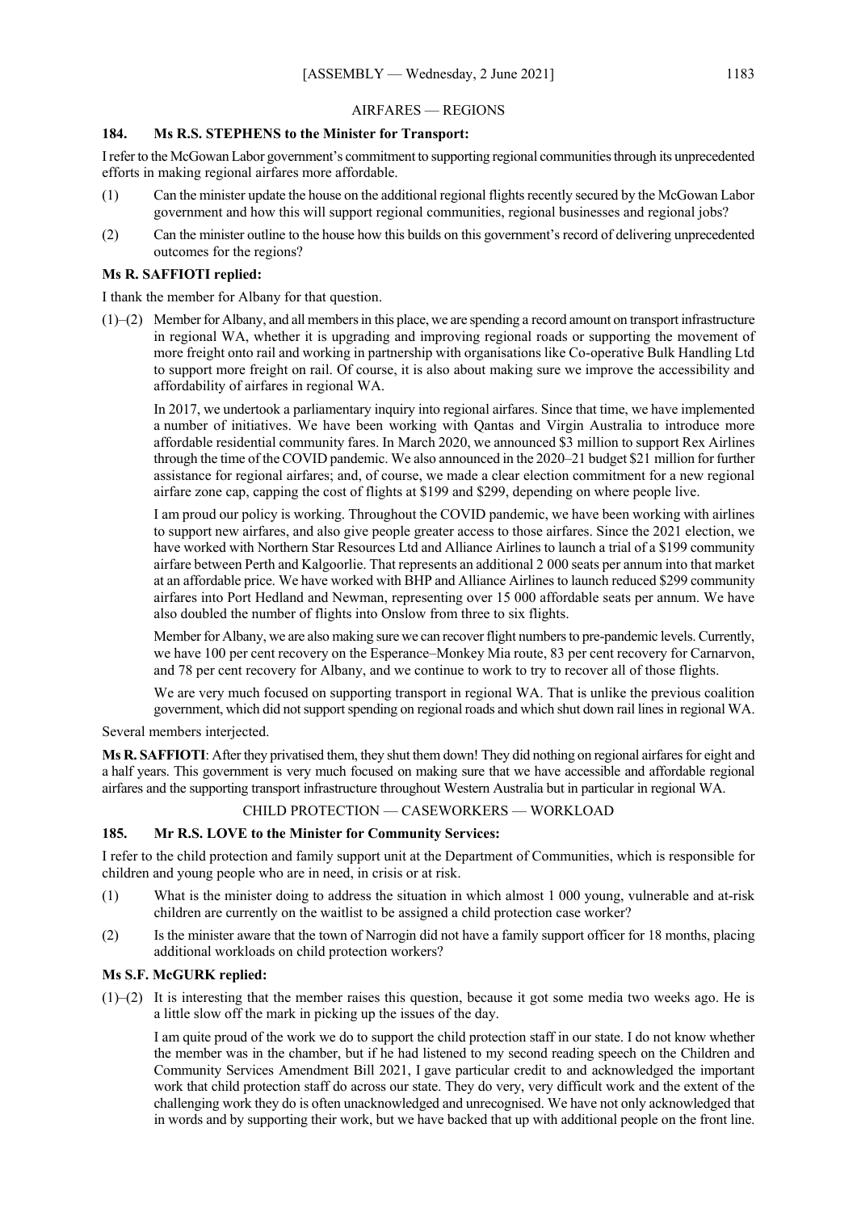## AIRFARES — REGIONS

### 184. Ms R.S. STEPHENS to the Minister for Transport:

I refer to the McGowan Labor government's commitment to supporting regional communities through its unprecedented efforts in making regional airfares more affordable.

(1) Can the minister update the house on the additional regional flights recently secured by the McGowan Labor government and how this will support regional communities, regional businesses and regional jobs?

(2) Can the minister outline to the house how this builds on this government's record of delivering unprecedented outcomes for the regions?

**Ms R. SAFFIOTI replied:**

I thank the member for Albany for that question.

(1)–(2) Member for Albany, and all members in this place, we are spending a record amount on transport infrastructure in regional WA, whether it is upgrading and improving regional roads or supporting the movement of more freight onto rail and working in partnership with organisations like Co-operative Bulk Handling Ltd to support more freight on rail. Of course, it is also about making sure we improve the accessibility and affordability of airfares in regional WA.

In 2017, we undertook a parliamentary inquiry into regional airfares. Since that time, we have implemented a number of initiatives. We have been working with Qantas and Virgin Australia to introduce more affordable residential community fares. In March 2020, we announced $3 million to support Rex Airlines through the time of the COVID pandemic. We also announced in the 2020–21 budget $21 million for further assistance for regional airfares; and, of course, we made a clear election commitment for a new regional airfare zone cap, capping the cost of flights at $199 and $299, depending on where people live.

I am proud our policy is working. Throughout the COVID pandemic, we have been working with airlines to support new airfares, and also give people greater access to those airfares. Since the 2021 election, we have worked with Northern Star Resources Ltd and Alliance Airlines to launch a trial of a $199 community airfare between Perth and Kalgoorlie. That represents an additional 2 000 seats per annum into that market at an affordable price. We have worked with BHP and Alliance Airlines to launch reduced $299 community airfares into Port Hedland and Newman, representing over 15 000 affordable seats per annum. We have also doubled the number of flights into Onslow from three to six flights.

Member for Albany, we are also making sure we can recover flight numbers to pre-pandemic levels. Currently, we have 100 per cent recovery on the Esperance–Monkey Mia route, 83 per cent recovery for Carnarvon, and 78 per cent recovery for Albany, and we continue to work to try to recover all of those flights.

We are very much focused on supporting transport in regional WA. That is unlike the previous coalition government, which did not support spending on regional roads and which shut down rail lines in regional WA.

Several members interjected.

**Ms R. SAFFIOTI**: After they privatised them, they shut them down! They did nothing on regional airfares for eight and a half years. This government is very much focused on making sure that we have accessible and affordable regional airfares and the supporting transport infrastructure throughout Western Australia but in particular in regional WA.

## CHILD PROTECTION — CASEWORKERS — WORKLOAD

### 185. Mr R.S. LOVE to the Minister for Community Services:

I refer to the child protection and family support unit at the Department of Communities, which is responsible for children and young people who are in need, in crisis or at risk.

(1) What is the minister doing to address the situation in which almost 1 000 young, vulnerable and at-risk children are currently on the waitlist to be assigned a child protection case worker?

(2) Is the minister aware that the town of Narrogin did not have a family support officer for 18 months, placing additional workloads on child protection workers?

**Ms S.F. McGURK replied:**

(1)–(2) It is interesting that the member raises this question, because it got some media two weeks ago. He is a little slow off the mark in picking up the issues of the day.

I am quite proud of the work we do to support the child protection staff in our state. I do not know whether the member was in the chamber, but if he had listened to my second reading speech on the Children and Community Services Amendment Bill 2021, I gave particular credit to and acknowledged the important work that child protection staff do across our state. They do very, very difficult work and the extent of the challenging work they do is often unacknowledged and unrecognised. We have not only acknowledged that in words and by supporting their work, but we have backed that up with additional people on the front line.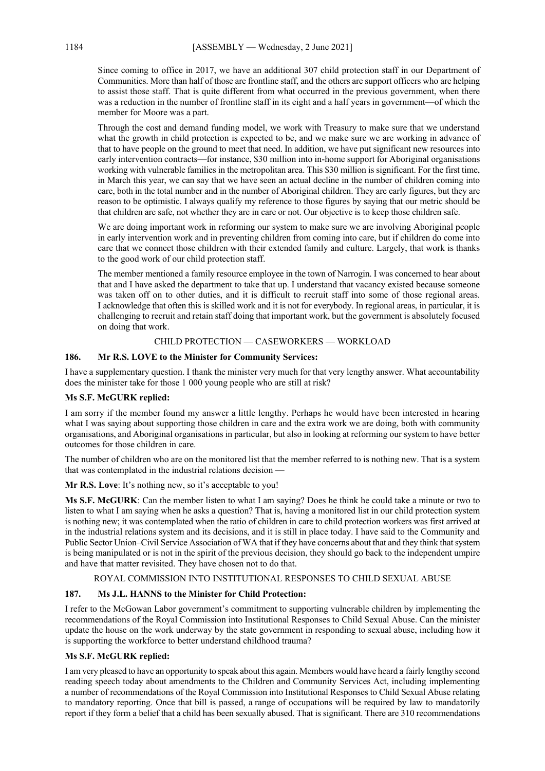Since coming to office in 2017, we have an additional 307 child protection staff in our Department of Communities. More than half of those are frontline staff, and the others are support officers who are helping to assist those staff. That is quite different from what occurred in the previous government, when there was a reduction in the number of frontline staff in its eight and a half years in government—of which the member for Moore was a part.

Through the cost and demand funding model, we work with Treasury to make sure that we understand what the growth in child protection is expected to be, and we make sure we are working in advance of that to have people on the ground to meet that need. In addition, we have put significant new resources into early intervention contracts—for instance, $30 million into in-home support for Aboriginal organisations working with vulnerable families in the metropolitan area. This $30 million is significant. For the first time, in March this year, we can say that we have seen an actual decline in the number of children coming into care, both in the total number and in the number of Aboriginal children. They are early figures, but they are reason to be optimistic. I always qualify my reference to those figures by saying that our metric should be that children are safe, not whether they are in care or not. Our objective is to keep those children safe.

We are doing important work in reforming our system to make sure we are involving Aboriginal people in early intervention work and in preventing children from coming into care, but if children do come into care that we connect those children with their extended family and culture. Largely, that work is thanks to the good work of our child protection staff.

The member mentioned a family resource employee in the town of Narrogin. I was concerned to hear about that and I have asked the department to take that up. I understand that vacancy existed because someone was taken off on to other duties, and it is difficult to recruit staff into some of those regional areas. I acknowledge that often this is skilled work and it is not for everybody. In regional areas, in particular, it is challenging to recruit and retain staff doing that important work, but the government is absolutely focused on doing that work.

CHILD PROTECTION — CASEWORKERS — WORKLOAD

**186. Mr R.S. LOVE to the Minister for Community Services:**

I have a supplementary question. I thank the minister very much for that very lengthy answer. What accountability does the minister take for those 1 000 young people who are still at risk?

**Ms S.F. McGURK replied:**

I am sorry if the member found my answer a little lengthy. Perhaps he would have been interested in hearing what I was saying about supporting those children in care and the extra work we are doing, both with community organisations, and Aboriginal organisations in particular, but also in looking at reforming our system to have better outcomes for those children in care.

The number of children who are on the monitored list that the member referred to is nothing new. That is a system that was contemplated in the industrial relations decision —

**Mr R.S. Love**: It's nothing new, so it's acceptable to you!

**Ms S.F. McGURK**: Can the member listen to what I am saying? Does he think he could take a minute or two to listen to what I am saying when he asks a question? That is, having a monitored list in our child protection system is nothing new; it was contemplated when the ratio of children in care to child protection workers was first arrived at in the industrial relations system and its decisions, and it is still in place today. I have said to the Community and Public Sector Union–Civil Service Association of WA that if they have concerns about that and they think that system is being manipulated or is not in the spirit of the previous decision, they should go back to the independent umpire and have that matter revisited. They have chosen not to do that.

ROYAL COMMISSION INTO INSTITUTIONAL RESPONSES TO CHILD SEXUAL ABUSE

**187. Ms J.L. HANNS to the Minister for Child Protection:**

I refer to the McGowan Labor government's commitment to supporting vulnerable children by implementing the recommendations of the Royal Commission into Institutional Responses to Child Sexual Abuse. Can the minister update the house on the work underway by the state government in responding to sexual abuse, including how it is supporting the workforce to better understand childhood trauma?

**Ms S.F. McGURK replied:**

I am very pleased to have an opportunity to speak about this again. Members would have heard a fairly lengthy second reading speech today about amendments to the Children and Community Services Act, including implementing a number of recommendations of the Royal Commission into Institutional Responses to Child Sexual Abuse relating to mandatory reporting. Once that bill is passed, a range of occupations will be required by law to mandatorily report if they form a belief that a child has been sexually abused. That is significant. There are 310 recommendations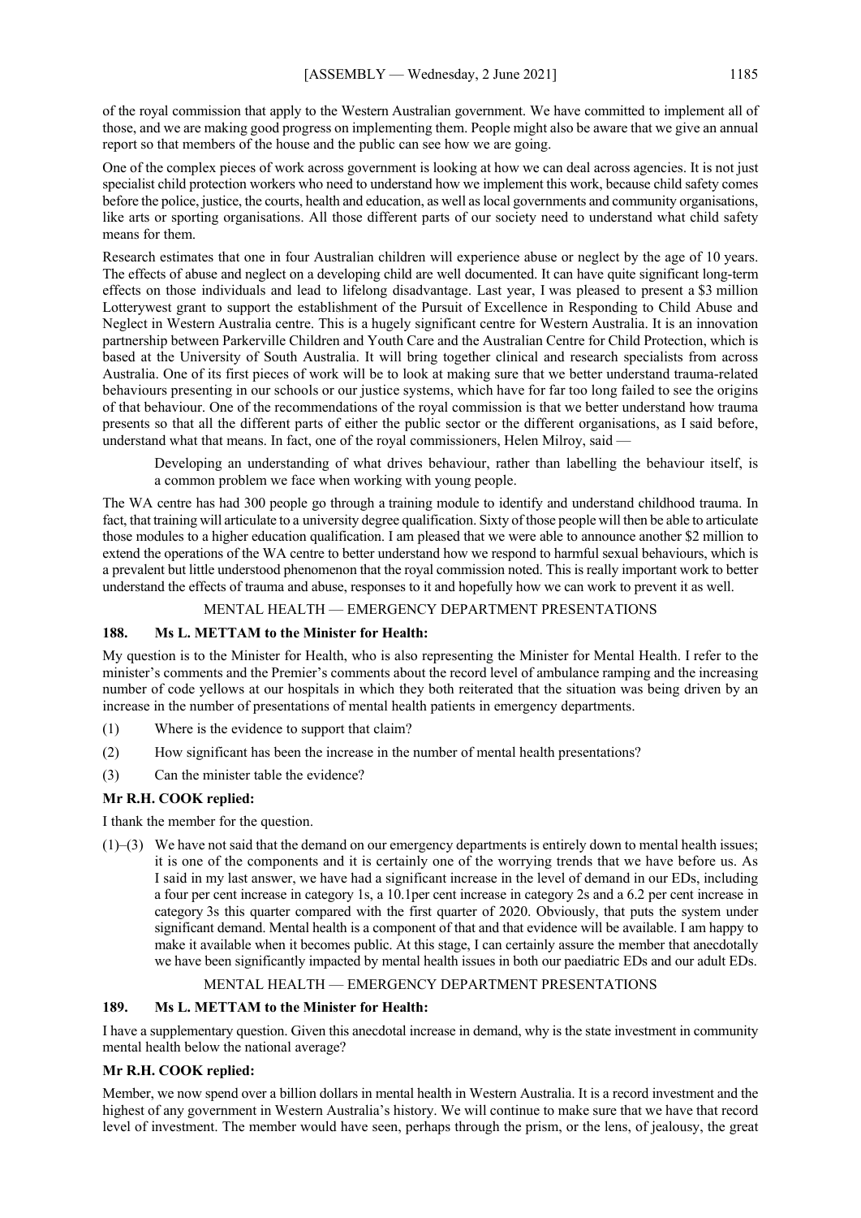of the royal commission that apply to the Western Australian government. We have committed to implement all of those, and we are making good progress on implementing them. People might also be aware that we give an annual report so that members of the house and the public can see how we are going.

One of the complex pieces of work across government is looking at how we can deal across agencies. It is not just specialist child protection workers who need to understand how we implement this work, because child safety comes before the police, justice, the courts, health and education, as well as local governments and community organisations, like arts or sporting organisations. All those different parts of our society need to understand what child safety means for them.

Research estimates that one in four Australian children will experience abuse or neglect by the age of 10 years. The effects of abuse and neglect on a developing child are well documented. It can have quite significant long-term effects on those individuals and lead to lifelong disadvantage. Last year, I was pleased to present a $3 million Lotterywest grant to support the establishment of the Pursuit of Excellence in Responding to Child Abuse and Neglect in Western Australia centre. This is a hugely significant centre for Western Australia. It is an innovation partnership between Parkerville Children and Youth Care and the Australian Centre for Child Protection, which is based at the University of South Australia. It will bring together clinical and research specialists from across Australia. One of its first pieces of work will be to look at making sure that we better understand trauma-related behaviours presenting in our schools or our justice systems, which have for far too long failed to see the origins of that behaviour. One of the recommendations of the royal commission is that we better understand how trauma presents so that all the different parts of either the public sector or the different organisations, as I said before, understand what that means. In fact, one of the royal commissioners, Helen Milroy, said —

> Developing an understanding of what drives behaviour, rather than labelling the behaviour itself, is a common problem we face when working with young people.

The WA centre has had 300 people go through a training module to identify and understand childhood trauma. In fact, that training will articulate to a university degree qualification. Sixty of those people will then be able to articulate those modules to a higher education qualification. I am pleased that we were able to announce another $2 million to extend the operations of the WA centre to better understand how we respond to harmful sexual behaviours, which is a prevalent but little understood phenomenon that the royal commission noted. This is really important work to better understand the effects of trauma and abuse, responses to it and hopefully how we can work to prevent it as well.

MENTAL HEALTH — EMERGENCY DEPARTMENT PRESENTATIONS

**188. Ms L. METTAM to the Minister for Health:**

My question is to the Minister for Health, who is also representing the Minister for Mental Health. I refer to the minister's comments and the Premier's comments about the record level of ambulance ramping and the increasing number of code yellows at our hospitals in which they both reiterated that the situation was being driven by an increase in the number of presentations of mental health patients in emergency departments.

(1) Where is the evidence to support that claim?

(2) How significant has been the increase in the number of mental health presentations?

(3) Can the minister table the evidence?

**Mr R.H. COOK replied:**

I thank the member for the question.

(1)–(3) We have not said that the demand on our emergency departments is entirely down to mental health issues; it is one of the components and it is certainly one of the worrying trends that we have before us. As I said in my last answer, we have had a significant increase in the level of demand in our EDs, including a four per cent increase in category 1s, a 10.1per cent increase in category 2s and a 6.2 per cent increase in category 3s this quarter compared with the first quarter of 2020. Obviously, that puts the system under significant demand. Mental health is a component of that and that evidence will be available. I am happy to make it available when it becomes public. At this stage, I can certainly assure the member that anecdotally we have been significantly impacted by mental health issues in both our paediatric EDs and our adult EDs.

MENTAL HEALTH — EMERGENCY DEPARTMENT PRESENTATIONS

**189. Ms L. METTAM to the Minister for Health:**

I have a supplementary question. Given this anecdotal increase in demand, why is the state investment in community mental health below the national average?

**Mr R.H. COOK replied:**

Member, we now spend over a billion dollars in mental health in Western Australia. It is a record investment and the highest of any government in Western Australia's history. We will continue to make sure that we have that record level of investment. The member would have seen, perhaps through the prism, or the lens, of jealousy, the great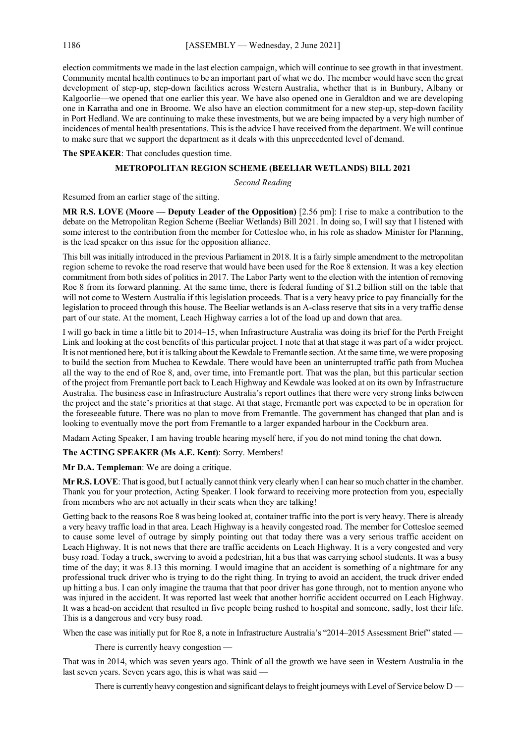election commitments we made in the last election campaign, which will continue to see growth in that investment. Community mental health continues to be an important part of what we do. The member would have seen the great development of step-up, step-down facilities across Western Australia, whether that is in Bunbury, Albany or Kalgoorlie—we opened that one earlier this year. We have also opened one in Geraldton and we are developing one in Karratha and one in Broome. We also have an election commitment for a new step-up, step-down facility in Port Hedland. We are continuing to make these investments, but we are being impacted by a very high number of incidences of mental health presentations. This is the advice I have received from the department. We will continue to make sure that we support the department as it deals with this unprecedented level of demand.

**The SPEAKER**: That concludes question time.

## METROPOLITAN REGION SCHEME (BEELIAR WETLANDS) BILL 2021

*Second Reading*

Resumed from an earlier stage of the sitting.

**MR R.S. LOVE (Moore — Deputy Leader of the Opposition)** [2.56 pm]: I rise to make a contribution to the debate on the Metropolitan Region Scheme (Beeliar Wetlands) Bill 2021. In doing so, I will say that I listened with some interest to the contribution from the member for Cottesloe who, in his role as shadow Minister for Planning, is the lead speaker on this issue for the opposition alliance.

This bill was initially introduced in the previous Parliament in 2018. It is a fairly simple amendment to the metropolitan region scheme to revoke the road reserve that would have been used for the Roe 8 extension. It was a key election commitment from both sides of politics in 2017. The Labor Party went to the election with the intention of removing Roe 8 from its forward planning. At the same time, there is federal funding of $1.2 billion still on the table that will not come to Western Australia if this legislation proceeds. That is a very heavy price to pay financially for the legislation to proceed through this house. The Beeliar wetlands is an A-class reserve that sits in a very traffic dense part of our state. At the moment, Leach Highway carries a lot of the load up and down that area.

I will go back in time a little bit to 2014–15, when Infrastructure Australia was doing its brief for the Perth Freight Link and looking at the cost benefits of this particular project. I note that at that stage it was part of a wider project. It is not mentioned here, but it is talking about the Kewdale to Fremantle section. At the same time, we were proposing to build the section from Muchea to Kewdale. There would have been an uninterrupted traffic path from Muchea all the way to the end of Roe 8, and, over time, into Fremantle port. That was the plan, but this particular section of the project from Fremantle port back to Leach Highway and Kewdale was looked at on its own by Infrastructure Australia. The business case in Infrastructure Australia's report outlines that there were very strong links between the project and the state's priorities at that stage. At that stage, Fremantle port was expected to be in operation for the foreseeable future. There was no plan to move from Fremantle. The government has changed that plan and is looking to eventually move the port from Fremantle to a larger expanded harbour in the Cockburn area.

Madam Acting Speaker, I am having trouble hearing myself here, if you do not mind toning the chat down.

**The ACTING SPEAKER (Ms A.E. Kent)**: Sorry. Members!

**Mr D.A. Templeman**: We are doing a critique.

**Mr R.S. LOVE**: That is good, but I actually cannot think very clearly when I can hear so much chatter in the chamber. Thank you for your protection, Acting Speaker. I look forward to receiving more protection from you, especially from members who are not actually in their seats when they are talking!

Getting back to the reasons Roe 8 was being looked at, container traffic into the port is very heavy. There is already a very heavy traffic load in that area. Leach Highway is a heavily congested road. The member for Cottesloe seemed to cause some level of outrage by simply pointing out that today there was a very serious traffic accident on Leach Highway. It is not news that there are traffic accidents on Leach Highway. It is a very congested and very busy road. Today a truck, swerving to avoid a pedestrian, hit a bus that was carrying school students. It was a busy time of the day; it was 8.13 this morning. I would imagine that an accident is something of a nightmare for any professional truck driver who is trying to do the right thing. In trying to avoid an accident, the truck driver ended up hitting a bus. I can only imagine the trauma that that poor driver has gone through, not to mention anyone who was injured in the accident. It was reported last week that another horrific accident occurred on Leach Highway. It was a head-on accident that resulted in five people being rushed to hospital and someone, sadly, lost their life. This is a dangerous and very busy road.

When the case was initially put for Roe 8, a note in Infrastructure Australia's "2014–2015 Assessment Brief" stated —

> There is currently heavy congestion —

That was in 2014, which was seven years ago. Think of all the growth we have seen in Western Australia in the last seven years. Seven years ago, this is what was said —

> There is currently heavy congestion and significant delays to freight journeys with Level of Service below D —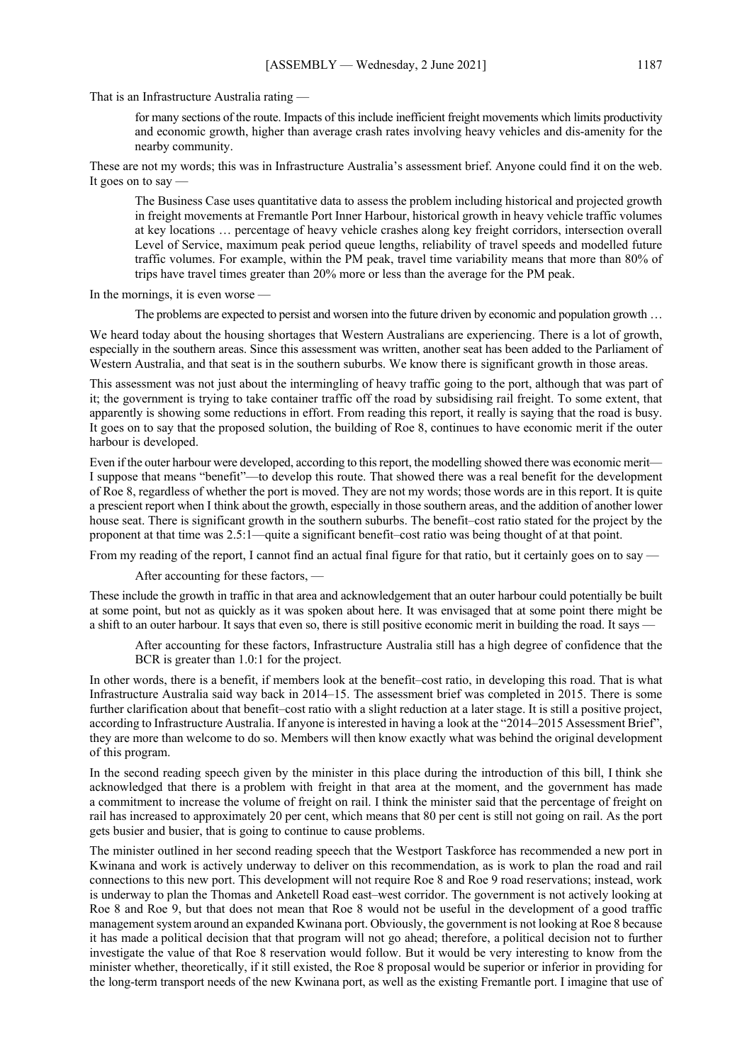That is an Infrastructure Australia rating —

> for many sections of the route. Impacts of this include inefficient freight movements which limits productivity and economic growth, higher than average crash rates involving heavy vehicles and dis-amenity for the nearby community.

These are not my words; this was in Infrastructure Australia's assessment brief. Anyone could find it on the web. It goes on to say —

> The Business Case uses quantitative data to assess the problem including historical and projected growth in freight movements at Fremantle Port Inner Harbour, historical growth in heavy vehicle traffic volumes at key locations … percentage of heavy vehicle crashes along key freight corridors, intersection overall Level of Service, maximum peak period queue lengths, reliability of travel speeds and modelled future traffic volumes. For example, within the PM peak, travel time variability means that more than 80% of trips have travel times greater than 20% more or less than the average for the PM peak.

In the mornings, it is even worse —

> The problems are expected to persist and worsen into the future driven by economic and population growth …

We heard today about the housing shortages that Western Australians are experiencing. There is a lot of growth, especially in the southern areas. Since this assessment was written, another seat has been added to the Parliament of Western Australia, and that seat is in the southern suburbs. We know there is significant growth in those areas.

This assessment was not just about the intermingling of heavy traffic going to the port, although that was part of it; the government is trying to take container traffic off the road by subsidising rail freight. To some extent, that apparently is showing some reductions in effort. From reading this report, it really is saying that the road is busy. It goes on to say that the proposed solution, the building of Roe 8, continues to have economic merit if the outer harbour is developed.

Even if the outer harbour were developed, according to this report, the modelling showed there was economic merit—I suppose that means "benefit"—to develop this route. That showed there was a real benefit for the development of Roe 8, regardless of whether the port is moved. They are not my words; those words are in this report. It is quite a prescient report when I think about the growth, especially in those southern areas, and the addition of another lower house seat. There is significant growth in the southern suburbs. The benefit–cost ratio stated for the project by the proponent at that time was 2.5:1—quite a significant benefit–cost ratio was being thought of at that point.

From my reading of the report, I cannot find an actual final figure for that ratio, but it certainly goes on to say —

> After accounting for these factors, —

These include the growth in traffic in that area and acknowledgement that an outer harbour could potentially be built at some point, but not as quickly as it was spoken about here. It was envisaged that at some point there might be a shift to an outer harbour. It says that even so, there is still positive economic merit in building the road. It says —

> After accounting for these factors, Infrastructure Australia still has a high degree of confidence that the BCR is greater than 1.0:1 for the project.

In other words, there is a benefit, if members look at the benefit–cost ratio, in developing this road. That is what Infrastructure Australia said way back in 2014–15. The assessment brief was completed in 2015. There is some further clarification about that benefit–cost ratio with a slight reduction at a later stage. It is still a positive project, according to Infrastructure Australia. If anyone is interested in having a look at the "2014–2015 Assessment Brief", they are more than welcome to do so. Members will then know exactly what was behind the original development of this program.

In the second reading speech given by the minister in this place during the introduction of this bill, I think she acknowledged that there is a problem with freight in that area at the moment, and the government has made a commitment to increase the volume of freight on rail. I think the minister said that the percentage of freight on rail has increased to approximately 20 per cent, which means that 80 per cent is still not going on rail. As the port gets busier and busier, that is going to continue to cause problems.

The minister outlined in her second reading speech that the Westport Taskforce has recommended a new port in Kwinana and work is actively underway to deliver on this recommendation, as is work to plan the road and rail connections to this new port. This development will not require Roe 8 and Roe 9 road reservations; instead, work is underway to plan the Thomas and Anketell Road east–west corridor. The government is not actively looking at Roe 8 and Roe 9, but that does not mean that Roe 8 would not be useful in the development of a good traffic management system around an expanded Kwinana port. Obviously, the government is not looking at Roe 8 because it has made a political decision that that program will not go ahead; therefore, a political decision not to further investigate the value of that Roe 8 reservation would follow. But it would be very interesting to know from the minister whether, theoretically, if it still existed, the Roe 8 proposal would be superior or inferior in providing for the long-term transport needs of the new Kwinana port, as well as the existing Fremantle port. I imagine that use of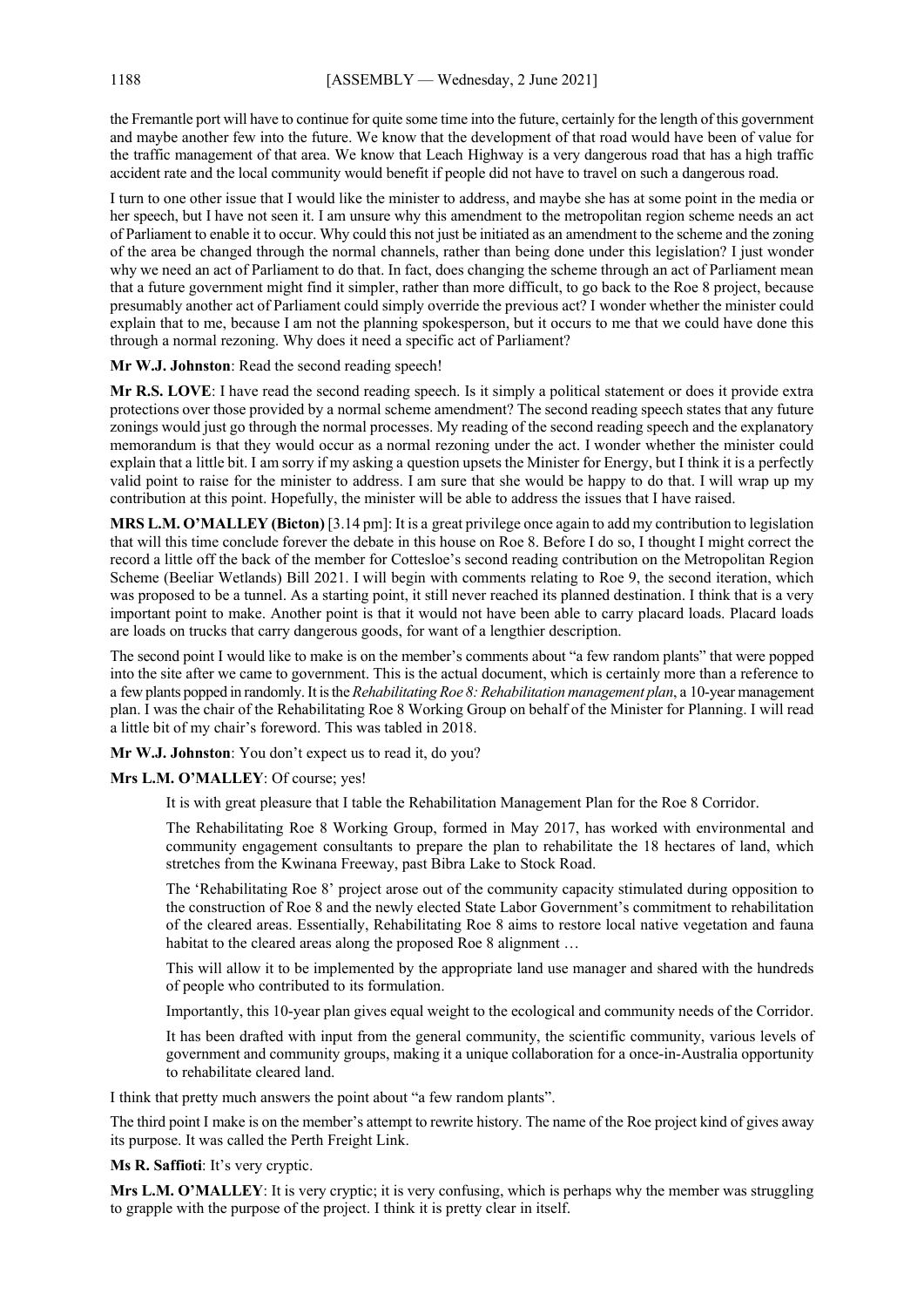the Fremantle port will have to continue for quite some time into the future, certainly for the length of this government and maybe another few into the future. We know that the development of that road would have been of value for the traffic management of that area. We know that Leach Highway is a very dangerous road that has a high traffic accident rate and the local community would benefit if people did not have to travel on such a dangerous road.

I turn to one other issue that I would like the minister to address, and maybe she has at some point in the media or her speech, but I have not seen it. I am unsure why this amendment to the metropolitan region scheme needs an act of Parliament to enable it to occur. Why could this not just be initiated as an amendment to the scheme and the zoning of the area be changed through the normal channels, rather than being done under this legislation? I just wonder why we need an act of Parliament to do that. In fact, does changing the scheme through an act of Parliament mean that a future government might find it simpler, rather than more difficult, to go back to the Roe 8 project, because presumably another act of Parliament could simply override the previous act? I wonder whether the minister could explain that to me, because I am not the planning spokesperson, but it occurs to me that we could have done this through a normal rezoning. Why does it need a specific act of Parliament?

**Mr W.J. Johnston**: Read the second reading speech!

**Mr R.S. LOVE**: I have read the second reading speech. Is it simply a political statement or does it provide extra protections over those provided by a normal scheme amendment? The second reading speech states that any future zonings would just go through the normal processes. My reading of the second reading speech and the explanatory memorandum is that they would occur as a normal rezoning under the act. I wonder whether the minister could explain that a little bit. I am sorry if my asking a question upsets the Minister for Energy, but I think it is a perfectly valid point to raise for the minister to address. I am sure that she would be happy to do that. I will wrap up my contribution at this point. Hopefully, the minister will be able to address the issues that I have raised.

**MRS L.M. O'MALLEY (Bicton)** [3.14 pm]: It is a great privilege once again to add my contribution to legislation that will this time conclude forever the debate in this house on Roe 8. Before I do so, I thought I might correct the record a little off the back of the member for Cottesloe's second reading contribution on the Metropolitan Region Scheme (Beeliar Wetlands) Bill 2021. I will begin with comments relating to Roe 9, the second iteration, which was proposed to be a tunnel. As a starting point, it still never reached its planned destination. I think that is a very important point to make. Another point is that it would not have been able to carry placard loads. Placard loads are loads on trucks that carry dangerous goods, for want of a lengthier description.

The second point I would like to make is on the member's comments about "a few random plants" that were popped into the site after we came to government. This is the actual document, which is certainly more than a reference to a few plants popped in randomly. It is the *Rehabilitating Roe 8: Rehabilitation management plan*, a 10-year management plan. I was the chair of the Rehabilitating Roe 8 Working Group on behalf of the Minister for Planning. I will read a little bit of my chair's foreword. This was tabled in 2018.

**Mr W.J. Johnston**: You don't expect us to read it, do you?

**Mrs L.M. O'MALLEY**: Of course; yes!

> It is with great pleasure that I table the Rehabilitation Management Plan for the Roe 8 Corridor.
>
> The Rehabilitating Roe 8 Working Group, formed in May 2017, has worked with environmental and community engagement consultants to prepare the plan to rehabilitate the 18 hectares of land, which stretches from the Kwinana Freeway, past Bibra Lake to Stock Road.
>
> The 'Rehabilitating Roe 8' project arose out of the community capacity stimulated during opposition to the construction of Roe 8 and the newly elected State Labor Government's commitment to rehabilitation of the cleared areas. Essentially, Rehabilitating Roe 8 aims to restore local native vegetation and fauna habitat to the cleared areas along the proposed Roe 8 alignment …
>
> This will allow it to be implemented by the appropriate land use manager and shared with the hundreds of people who contributed to its formulation.
>
> Importantly, this 10-year plan gives equal weight to the ecological and community needs of the Corridor.
>
> It has been drafted with input from the general community, the scientific community, various levels of government and community groups, making it a unique collaboration for a once-in-Australia opportunity to rehabilitate cleared land.

I think that pretty much answers the point about "a few random plants".

The third point I make is on the member's attempt to rewrite history. The name of the Roe project kind of gives away its purpose. It was called the Perth Freight Link.

**Ms R. Saffioti**: It's very cryptic.

**Mrs L.M. O'MALLEY**: It is very cryptic; it is very confusing, which is perhaps why the member was struggling to grapple with the purpose of the project. I think it is pretty clear in itself.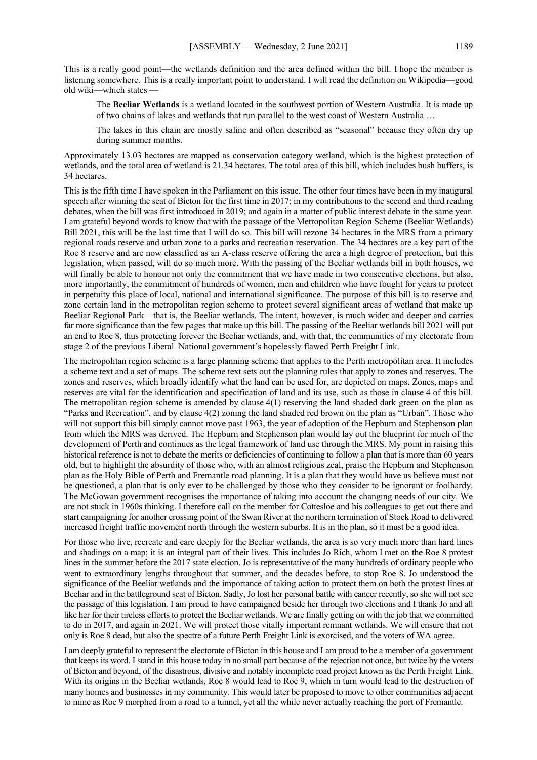This is a really good point—the wetlands definition and the area defined within the bill. I hope the member is listening somewhere. This is a really important point to understand. I will read the definition on Wikipedia—good old wiki—which states —

> The **Beeliar Wetlands** is a wetland located in the southwest portion of Western Australia. It is made up of two chains of lakes and wetlands that run parallel to the west coast of Western Australia …
>
> The lakes in this chain are mostly saline and often described as "seasonal" because they often dry up during summer months.

Approximately 13.03 hectares are mapped as conservation category wetland, which is the highest protection of wetlands, and the total area of wetland is 21.34 hectares. The total area of this bill, which includes bush buffers, is 34 hectares.

This is the fifth time I have spoken in the Parliament on this issue. The other four times have been in my inaugural speech after winning the seat of Bicton for the first time in 2017; in my contributions to the second and third reading debates, when the bill was first introduced in 2019; and again in a matter of public interest debate in the same year. I am grateful beyond words to know that with the passage of the Metropolitan Region Scheme (Beeliar Wetlands) Bill 2021, this will be the last time that I will do so. This bill will rezone 34 hectares in the MRS from a primary regional roads reserve and urban zone to a parks and recreation reservation. The 34 hectares are a key part of the Roe 8 reserve and are now classified as an A-class reserve offering the area a high degree of protection, but this legislation, when passed, will do so much more. With the passing of the Beeliar wetlands bill in both houses, we will finally be able to honour not only the commitment that we have made in two consecutive elections, but also, more importantly, the commitment of hundreds of women, men and children who have fought for years to protect in perpetuity this place of local, national and international significance. The purpose of this bill is to reserve and zone certain land in the metropolitan region scheme to protect several significant areas of wetland that make up Beeliar Regional Park—that is, the Beeliar wetlands. The intent, however, is much wider and deeper and carries far more significance than the few pages that make up this bill. The passing of the Beeliar wetlands bill 2021 will put an end to Roe 8, thus protecting forever the Beeliar wetlands, and, with that, the communities of my electorate from stage 2 of the previous Liberal–National government's hopelessly flawed Perth Freight Link.

The metropolitan region scheme is a large planning scheme that applies to the Perth metropolitan area. It includes a scheme text and a set of maps. The scheme text sets out the planning rules that apply to zones and reserves. The zones and reserves, which broadly identify what the land can be used for, are depicted on maps. Zones, maps and reserves are vital for the identification and specification of land and its use, such as those in clause 4 of this bill. The metropolitan region scheme is amended by clause 4(1) reserving the land shaded dark green on the plan as "Parks and Recreation", and by clause 4(2) zoning the land shaded red brown on the plan as "Urban". Those who will not support this bill simply cannot move past 1963, the year of adoption of the Hepburn and Stephenson plan from which the MRS was derived. The Hepburn and Stephenson plan would lay out the blueprint for much of the development of Perth and continues as the legal framework of land use through the MRS. My point in raising this historical reference is not to debate the merits or deficiencies of continuing to follow a plan that is more than 60 years old, but to highlight the absurdity of those who, with an almost religious zeal, praise the Hepburn and Stephenson plan as the Holy Bible of Perth and Fremantle road planning. It is a plan that they would have us believe must not be questioned, a plan that is only ever to be challenged by those who they consider to be ignorant or foolhardy. The McGowan government recognises the importance of taking into account the changing needs of our city. We are not stuck in 1960s thinking. I therefore call on the member for Cottesloe and his colleagues to get out there and start campaigning for another crossing point of the Swan River at the northern termination of Stock Road to delivered increased freight traffic movement north through the western suburbs. It is in the plan, so it must be a good idea.

For those who live, recreate and care deeply for the Beeliar wetlands, the area is so very much more than hard lines and shadings on a map; it is an integral part of their lives. This includes Jo Rich, whom I met on the Roe 8 protest lines in the summer before the 2017 state election. Jo is representative of the many hundreds of ordinary people who went to extraordinary lengths throughout that summer, and the decades before, to stop Roe 8. Jo understood the significance of the Beeliar wetlands and the importance of taking action to protect them on both the protest lines at Beeliar and in the battleground seat of Bicton. Sadly, Jo lost her personal battle with cancer recently, so she will not see the passage of this legislation. I am proud to have campaigned beside her through two elections and I thank Jo and all like her for their tireless efforts to protect the Beeliar wetlands. We are finally getting on with the job that we committed to do in 2017, and again in 2021. We will protect those vitally important remnant wetlands. We will ensure that not only is Roe 8 dead, but also the spectre of a future Perth Freight Link is exorcised, and the voters of WA agree.

I am deeply grateful to represent the electorate of Bicton in this house and I am proud to be a member of a government that keeps its word. I stand in this house today in no small part because of the rejection not once, but twice by the voters of Bicton and beyond, of the disastrous, divisive and notably incomplete road project known as the Perth Freight Link. With its origins in the Beeliar wetlands, Roe 8 would lead to Roe 9, which in turn would lead to the destruction of many homes and businesses in my community. This would later be proposed to move to other communities adjacent to mine as Roe 9 morphed from a road to a tunnel, yet all the while never actually reaching the port of Fremantle.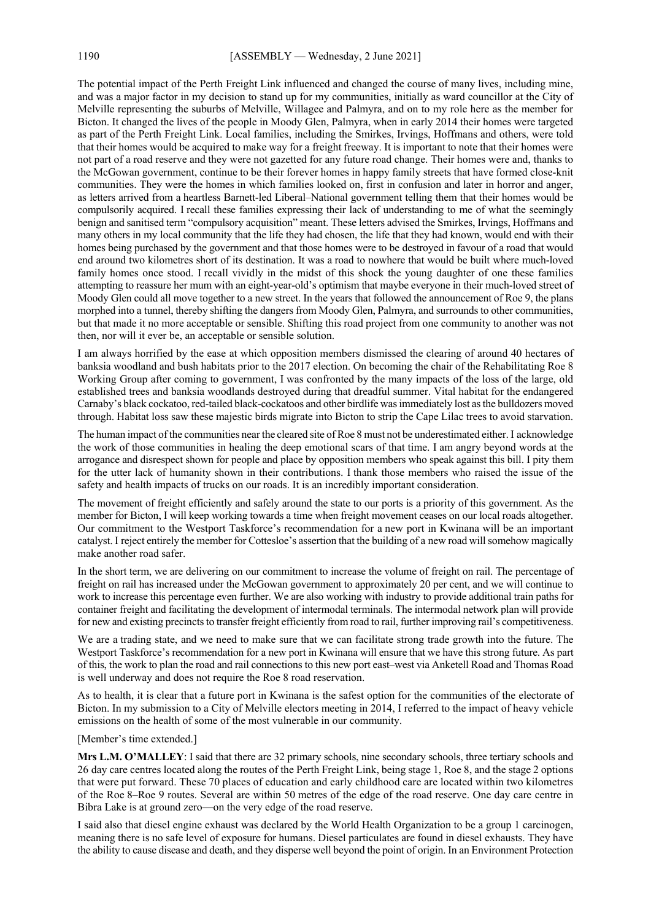The potential impact of the Perth Freight Link influenced and changed the course of many lives, including mine, and was a major factor in my decision to stand up for my communities, initially as ward councillor at the City of Melville representing the suburbs of Melville, Willagee and Palmyra, and on to my role here as the member for Bicton. It changed the lives of the people in Moody Glen, Palmyra, when in early 2014 their homes were targeted as part of the Perth Freight Link. Local families, including the Smirkes, Irvings, Hoffmans and others, were told that their homes would be acquired to make way for a freight freeway. It is important to note that their homes were not part of a road reserve and they were not gazetted for any future road change. Their homes were and, thanks to the McGowan government, continue to be their forever homes in happy family streets that have formed close-knit communities. They were the homes in which families looked on, first in confusion and later in horror and anger, as letters arrived from a heartless Barnett-led Liberal–National government telling them that their homes would be compulsorily acquired. I recall these families expressing their lack of understanding to me of what the seemingly benign and sanitised term "compulsory acquisition" meant. These letters advised the Smirkes, Irvings, Hoffmans and many others in my local community that the life they had chosen, the life that they had known, would end with their homes being purchased by the government and that those homes were to be destroyed in favour of a road that would end around two kilometres short of its destination. It was a road to nowhere that would be built where much-loved family homes once stood. I recall vividly in the midst of this shock the young daughter of one these families attempting to reassure her mum with an eight-year-old's optimism that maybe everyone in their much-loved street of Moody Glen could all move together to a new street. In the years that followed the announcement of Roe 9, the plans morphed into a tunnel, thereby shifting the dangers from Moody Glen, Palmyra, and surrounds to other communities, but that made it no more acceptable or sensible. Shifting this road project from one community to another was not then, nor will it ever be, an acceptable or sensible solution.

I am always horrified by the ease at which opposition members dismissed the clearing of around 40 hectares of banksia woodland and bush habitats prior to the 2017 election. On becoming the chair of the Rehabilitating Roe 8 Working Group after coming to government, I was confronted by the many impacts of the loss of the large, old established trees and banksia woodlands destroyed during that dreadful summer. Vital habitat for the endangered Carnaby's black cockatoo, red-tailed black-cockatoos and other birdlife was immediately lost as the bulldozers moved through. Habitat loss saw these majestic birds migrate into Bicton to strip the Cape Lilac trees to avoid starvation.

The human impact of the communities near the cleared site of Roe 8 must not be underestimated either. I acknowledge the work of those communities in healing the deep emotional scars of that time. I am angry beyond words at the arrogance and disrespect shown for people and place by opposition members who speak against this bill. I pity them for the utter lack of humanity shown in their contributions. I thank those members who raised the issue of the safety and health impacts of trucks on our roads. It is an incredibly important consideration.

The movement of freight efficiently and safely around the state to our ports is a priority of this government. As the member for Bicton, I will keep working towards a time when freight movement ceases on our local roads altogether. Our commitment to the Westport Taskforce's recommendation for a new port in Kwinana will be an important catalyst. I reject entirely the member for Cottesloe's assertion that the building of a new road will somehow magically make another road safer.

In the short term, we are delivering on our commitment to increase the volume of freight on rail. The percentage of freight on rail has increased under the McGowan government to approximately 20 per cent, and we will continue to work to increase this percentage even further. We are also working with industry to provide additional train paths for container freight and facilitating the development of intermodal terminals. The intermodal network plan will provide for new and existing precincts to transfer freight efficiently from road to rail, further improving rail's competitiveness.

We are a trading state, and we need to make sure that we can facilitate strong trade growth into the future. The Westport Taskforce's recommendation for a new port in Kwinana will ensure that we have this strong future. As part of this, the work to plan the road and rail connections to this new port east–west via Anketell Road and Thomas Road is well underway and does not require the Roe 8 road reservation.

As to health, it is clear that a future port in Kwinana is the safest option for the communities of the electorate of Bicton. In my submission to a City of Melville electors meeting in 2014, I referred to the impact of heavy vehicle emissions on the health of some of the most vulnerable in our community.

[Member's time extended.]

**Mrs L.M. O'MALLEY**: I said that there are 32 primary schools, nine secondary schools, three tertiary schools and 26 day care centres located along the routes of the Perth Freight Link, being stage 1, Roe 8, and the stage 2 options that were put forward. These 70 places of education and early childhood care are located within two kilometres of the Roe 8–Roe 9 routes. Several are within 50 metres of the edge of the road reserve. One day care centre in Bibra Lake is at ground zero—on the very edge of the road reserve.

I said also that diesel engine exhaust was declared by the World Health Organization to be a group 1 carcinogen, meaning there is no safe level of exposure for humans. Diesel particulates are found in diesel exhausts. They have the ability to cause disease and death, and they disperse well beyond the point of origin. In an Environment Protection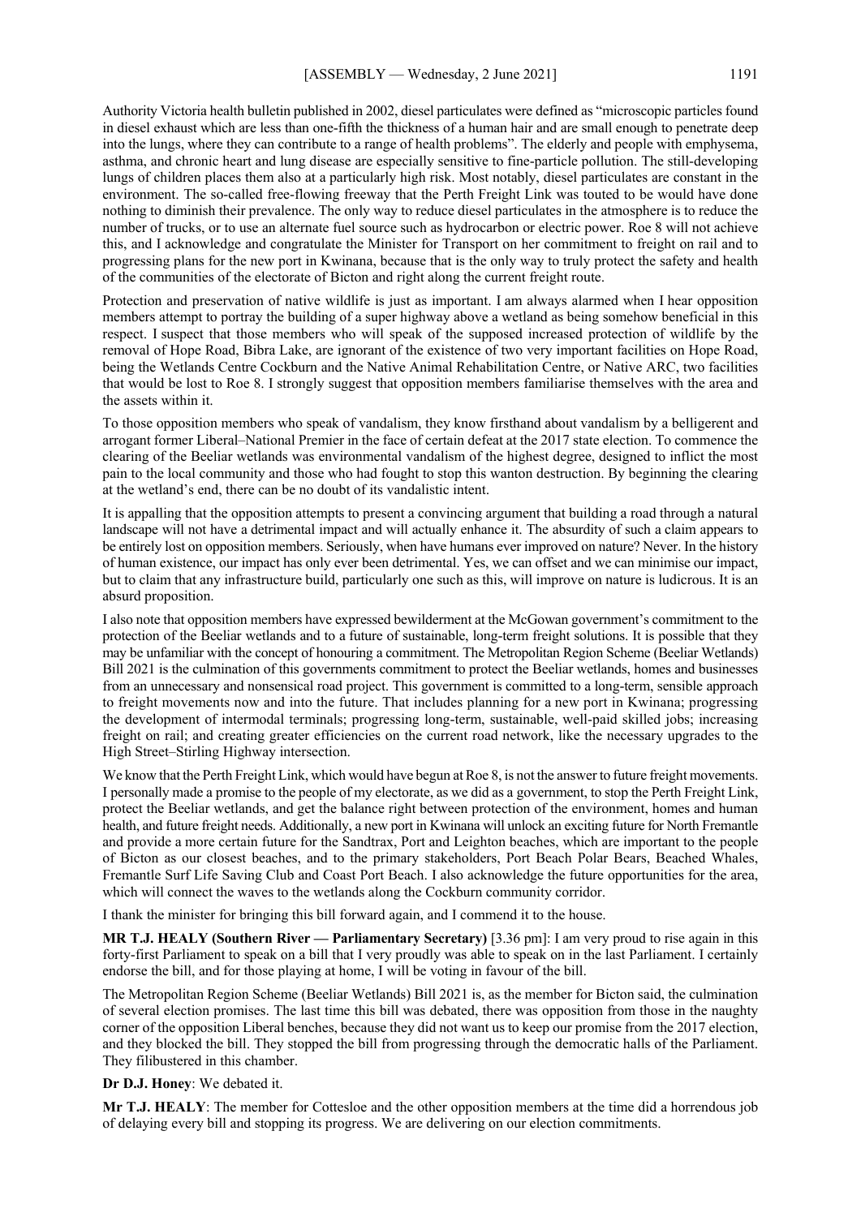Authority Victoria health bulletin published in 2002, diesel particulates were defined as "microscopic particles found in diesel exhaust which are less than one-fifth the thickness of a human hair and are small enough to penetrate deep into the lungs, where they can contribute to a range of health problems". The elderly and people with emphysema, asthma, and chronic heart and lung disease are especially sensitive to fine-particle pollution. The still-developing lungs of children places them also at a particularly high risk. Most notably, diesel particulates are constant in the environment. The so-called free-flowing freeway that the Perth Freight Link was touted to be would have done nothing to diminish their prevalence. The only way to reduce diesel particulates in the atmosphere is to reduce the number of trucks, or to use an alternate fuel source such as hydrocarbon or electric power. Roe 8 will not achieve this, and I acknowledge and congratulate the Minister for Transport on her commitment to freight on rail and to progressing plans for the new port in Kwinana, because that is the only way to truly protect the safety and health of the communities of the electorate of Bicton and right along the current freight route.

Protection and preservation of native wildlife is just as important. I am always alarmed when I hear opposition members attempt to portray the building of a super highway above a wetland as being somehow beneficial in this respect. I suspect that those members who will speak of the supposed increased protection of wildlife by the removal of Hope Road, Bibra Lake, are ignorant of the existence of two very important facilities on Hope Road, being the Wetlands Centre Cockburn and the Native Animal Rehabilitation Centre, or Native ARC, two facilities that would be lost to Roe 8. I strongly suggest that opposition members familiarise themselves with the area and the assets within it.

To those opposition members who speak of vandalism, they know firsthand about vandalism by a belligerent and arrogant former Liberal–National Premier in the face of certain defeat at the 2017 state election. To commence the clearing of the Beeliar wetlands was environmental vandalism of the highest degree, designed to inflict the most pain to the local community and those who had fought to stop this wanton destruction. By beginning the clearing at the wetland's end, there can be no doubt of its vandalistic intent.

It is appalling that the opposition attempts to present a convincing argument that building a road through a natural landscape will not have a detrimental impact and will actually enhance it. The absurdity of such a claim appears to be entirely lost on opposition members. Seriously, when have humans ever improved on nature? Never. In the history of human existence, our impact has only ever been detrimental. Yes, we can offset and we can minimise our impact, but to claim that any infrastructure build, particularly one such as this, will improve on nature is ludicrous. It is an absurd proposition.

I also note that opposition members have expressed bewilderment at the McGowan government's commitment to the protection of the Beeliar wetlands and to a future of sustainable, long-term freight solutions. It is possible that they may be unfamiliar with the concept of honouring a commitment. The Metropolitan Region Scheme (Beeliar Wetlands) Bill 2021 is the culmination of this governments commitment to protect the Beeliar wetlands, homes and businesses from an unnecessary and nonsensical road project. This government is committed to a long-term, sensible approach to freight movements now and into the future. That includes planning for a new port in Kwinana; progressing the development of intermodal terminals; progressing long-term, sustainable, well-paid skilled jobs; increasing freight on rail; and creating greater efficiencies on the current road network, like the necessary upgrades to the High Street–Stirling Highway intersection.

We know that the Perth Freight Link, which would have begun at Roe 8, is not the answer to future freight movements. I personally made a promise to the people of my electorate, as we did as a government, to stop the Perth Freight Link, protect the Beeliar wetlands, and get the balance right between protection of the environment, homes and human health, and future freight needs. Additionally, a new port in Kwinana will unlock an exciting future for North Fremantle and provide a more certain future for the Sandtrax, Port and Leighton beaches, which are important to the people of Bicton as our closest beaches, and to the primary stakeholders, Port Beach Polar Bears, Beached Whales, Fremantle Surf Life Saving Club and Coast Port Beach. I also acknowledge the future opportunities for the area, which will connect the waves to the wetlands along the Cockburn community corridor.

I thank the minister for bringing this bill forward again, and I commend it to the house.

**MR T.J. HEALY (Southern River — Parliamentary Secretary)** [3.36 pm]: I am very proud to rise again in this forty-first Parliament to speak on a bill that I very proudly was able to speak on in the last Parliament. I certainly endorse the bill, and for those playing at home, I will be voting in favour of the bill.

The Metropolitan Region Scheme (Beeliar Wetlands) Bill 2021 is, as the member for Bicton said, the culmination of several election promises. The last time this bill was debated, there was opposition from those in the naughty corner of the opposition Liberal benches, because they did not want us to keep our promise from the 2017 election, and they blocked the bill. They stopped the bill from progressing through the democratic halls of the Parliament. They filibustered in this chamber.

**Dr D.J. Honey**: We debated it.

**Mr T.J. HEALY**: The member for Cottesloe and the other opposition members at the time did a horrendous job of delaying every bill and stopping its progress. We are delivering on our election commitments.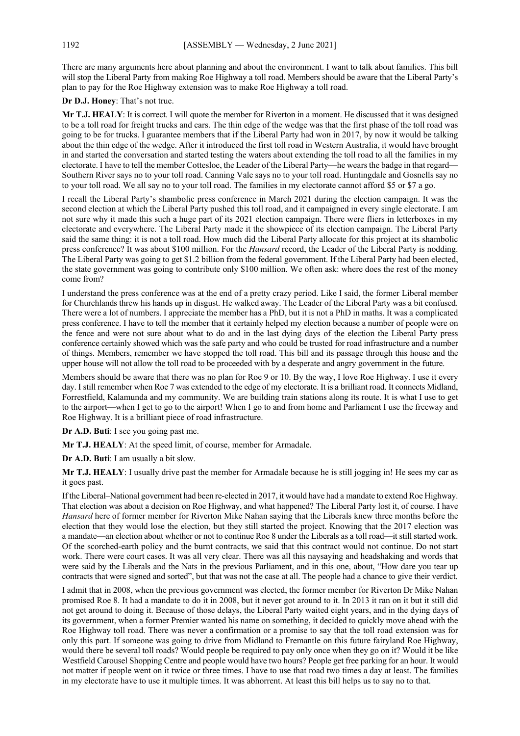There are many arguments here about planning and about the environment. I want to talk about families. This bill will stop the Liberal Party from making Roe Highway a toll road. Members should be aware that the Liberal Party's plan to pay for the Roe Highway extension was to make Roe Highway a toll road.

**Dr D.J. Honey**: That's not true.

**Mr T.J. HEALY**: It is correct. I will quote the member for Riverton in a moment. He discussed that it was designed to be a toll road for freight trucks and cars. The thin edge of the wedge was that the first phase of the toll road was going to be for trucks. I guarantee members that if the Liberal Party had won in 2017, by now it would be talking about the thin edge of the wedge. After it introduced the first toll road in Western Australia, it would have brought in and started the conversation and started testing the waters about extending the toll road to all the families in my electorate. I have to tell the member Cottesloe, the Leader of the Liberal Party—he wears the badge in that regard—Southern River says no to your toll road. Canning Vale says no to your toll road. Huntingdale and Gosnells say no to your toll road. We all say no to your toll road. The families in my electorate cannot afford $5 or $7 a go.

I recall the Liberal Party's shambolic press conference in March 2021 during the election campaign. It was the second election at which the Liberal Party pushed this toll road, and it campaigned in every single electorate. I am not sure why it made this such a huge part of its 2021 election campaign. There were fliers in letterboxes in my electorate and everywhere. The Liberal Party made it the showpiece of its election campaign. The Liberal Party said the same thing: it is not a toll road. How much did the Liberal Party allocate for this project at its shambolic press conference? It was about $100 million. For the *Hansard* record, the Leader of the Liberal Party is nodding. The Liberal Party was going to get $1.2 billion from the federal government. If the Liberal Party had been elected, the state government was going to contribute only $100 million. We often ask: where does the rest of the money come from?

I understand the press conference was at the end of a pretty crazy period. Like I said, the former Liberal member for Churchlands threw his hands up in disgust. He walked away. The Leader of the Liberal Party was a bit confused. There were a lot of numbers. I appreciate the member has a PhD, but it is not a PhD in maths. It was a complicated press conference. I have to tell the member that it certainly helped my election because a number of people were on the fence and were not sure about what to do and in the last dying days of the election the Liberal Party press conference certainly showed which was the safe party and who could be trusted for road infrastructure and a number of things. Members, remember we have stopped the toll road. This bill and its passage through this house and the upper house will not allow the toll road to be proceeded with by a desperate and angry government in the future.

Members should be aware that there was no plan for Roe 9 or 10. By the way, I love Roe Highway. I use it every day. I still remember when Roe 7 was extended to the edge of my electorate. It is a brilliant road. It connects Midland, Forrestfield, Kalamunda and my community. We are building train stations along its route. It is what I use to get to the airport—when I get to go to the airport! When I go to and from home and Parliament I use the freeway and Roe Highway. It is a brilliant piece of road infrastructure.

**Dr A.D. Buti**: I see you going past me.

**Mr T.J. HEALY**: At the speed limit, of course, member for Armadale.

**Dr A.D. Buti**: I am usually a bit slow.

**Mr T.J. HEALY**: I usually drive past the member for Armadale because he is still jogging in! He sees my car as it goes past.

If the Liberal–National government had been re-elected in 2017, it would have had a mandate to extend Roe Highway. That election was about a decision on Roe Highway, and what happened? The Liberal Party lost it, of course. I have *Hansard* here of former member for Riverton Mike Nahan saying that the Liberals knew three months before the election that they would lose the election, but they still started the project. Knowing that the 2017 election was a mandate—an election about whether or not to continue Roe 8 under the Liberals as a toll road—it still started work. Of the scorched-earth policy and the burnt contracts, we said that this contract would not continue. Do not start work. There were court cases. It was all very clear. There was all this naysaying and headshaking and words that were said by the Liberals and the Nats in the previous Parliament, and in this one, about, "How dare you tear up contracts that were signed and sorted", but that was not the case at all. The people had a chance to give their verdict.

I admit that in 2008, when the previous government was elected, the former member for Riverton Dr Mike Nahan promised Roe 8. It had a mandate to do it in 2008, but it never got around to it. In 2013 it ran on it but it still did not get around to doing it. Because of those delays, the Liberal Party waited eight years, and in the dying days of its government, when a former Premier wanted his name on something, it decided to quickly move ahead with the Roe Highway toll road. There was never a confirmation or a promise to say that the toll road extension was for only this part. If someone was going to drive from Midland to Fremantle on this future fairyland Roe Highway, would there be several toll roads? Would people be required to pay only once when they go on it? Would it be like Westfield Carousel Shopping Centre and people would have two hours? People get free parking for an hour. It would not matter if people went on it twice or three times. I have to use that road two times a day at least. The families in my electorate have to use it multiple times. It was abhorrent. At least this bill helps us to say no to that.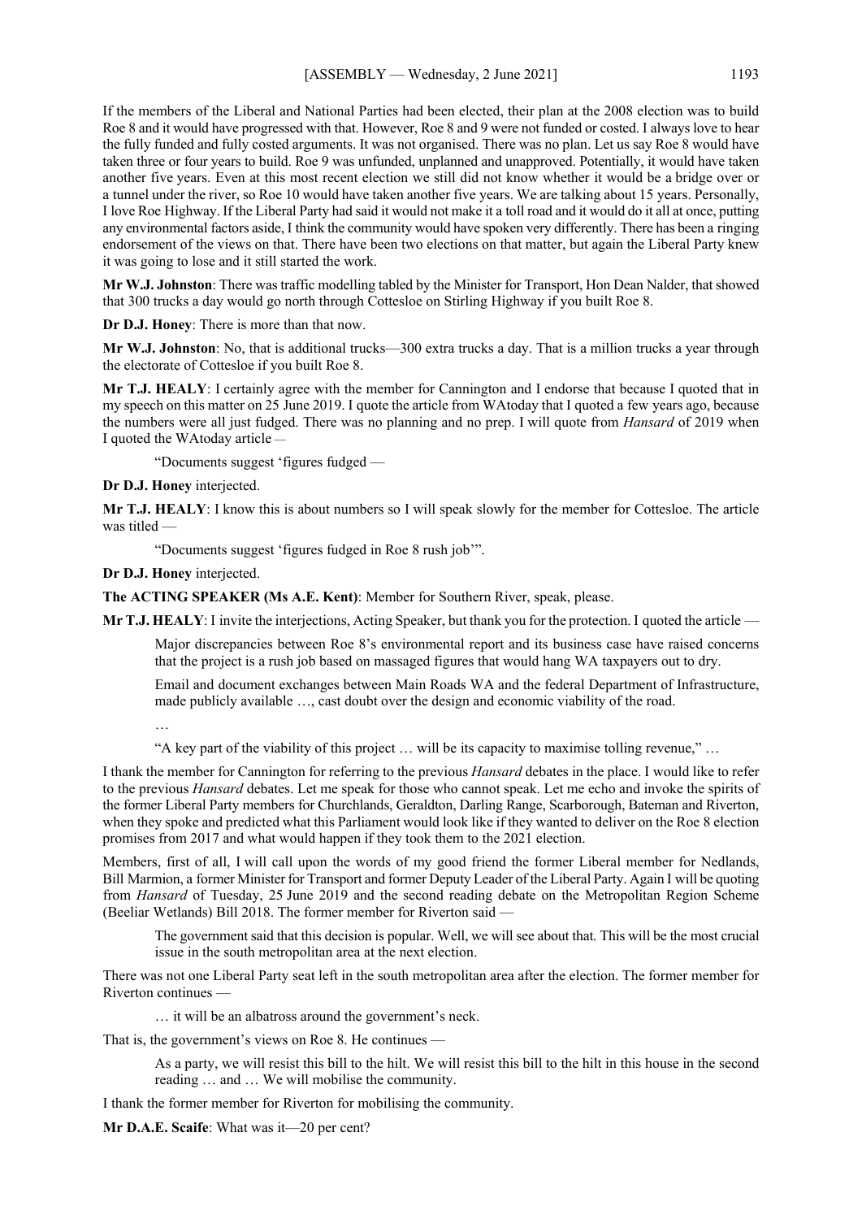If the members of the Liberal and National Parties had been elected, their plan at the 2008 election was to build Roe 8 and it would have progressed with that. However, Roe 8 and 9 were not funded or costed. I always love to hear the fully funded and fully costed arguments. It was not organised. There was no plan. Let us say Roe 8 would have taken three or four years to build. Roe 9 was unfunded, unplanned and unapproved. Potentially, it would have taken another five years. Even at this most recent election we still did not know whether it would be a bridge over or a tunnel under the river, so Roe 10 would have taken another five years. We are talking about 15 years. Personally, I love Roe Highway. If the Liberal Party had said it would not make it a toll road and it would do it all at once, putting any environmental factors aside, I think the community would have spoken very differently. There has been a ringing endorsement of the views on that. There have been two elections on that matter, but again the Liberal Party knew it was going to lose and it still started the work.

**Mr W.J. Johnston**: There was traffic modelling tabled by the Minister for Transport, Hon Dean Nalder, that showed that 300 trucks a day would go north through Cottesloe on Stirling Highway if you built Roe 8.

**Dr D.J. Honey**: There is more than that now.

**Mr W.J. Johnston**: No, that is additional trucks—300 extra trucks a day. That is a million trucks a year through the electorate of Cottesloe if you built Roe 8.

**Mr T.J. HEALY**: I certainly agree with the member for Cannington and I endorse that because I quoted that in my speech on this matter on 25 June 2019. I quote the article from WAtoday that I quoted a few years ago, because the numbers were all just fudged. There was no planning and no prep. I will quote from *Hansard* of 2019 when I quoted the WAtoday article —

> "Documents suggest 'figures fudged —

**Dr D.J. Honey** interjected.

**Mr T.J. HEALY**: I know this is about numbers so I will speak slowly for the member for Cottesloe. The article was titled —

> "Documents suggest 'figures fudged in Roe 8 rush job'".

**Dr D.J. Honey** interjected.

**The ACTING SPEAKER (Ms A.E. Kent)**: Member for Southern River, speak, please.

**Mr T.J. HEALY**: I invite the interjections, Acting Speaker, but thank you for the protection. I quoted the article —

> Major discrepancies between Roe 8's environmental report and its business case have raised concerns that the project is a rush job based on massaged figures that would hang WA taxpayers out to dry.
>
> Email and document exchanges between Main Roads WA and the federal Department of Infrastructure, made publicly available …, cast doubt over the design and economic viability of the road.
>
> …
>
> "A key part of the viability of this project … will be its capacity to maximise tolling revenue," …

I thank the member for Cannington for referring to the previous *Hansard* debates in the place. I would like to refer to the previous *Hansard* debates. Let me speak for those who cannot speak. Let me echo and invoke the spirits of the former Liberal Party members for Churchlands, Geraldton, Darling Range, Scarborough, Bateman and Riverton, when they spoke and predicted what this Parliament would look like if they wanted to deliver on the Roe 8 election promises from 2017 and what would happen if they took them to the 2021 election.

Members, first of all, I will call upon the words of my good friend the former Liberal member for Nedlands, Bill Marmion, a former Minister for Transport and former Deputy Leader of the Liberal Party. Again I will be quoting from *Hansard* of Tuesday, 25 June 2019 and the second reading debate on the Metropolitan Region Scheme (Beeliar Wetlands) Bill 2018. The former member for Riverton said —

> The government said that this decision is popular. Well, we will see about that. This will be the most crucial issue in the south metropolitan area at the next election.

There was not one Liberal Party seat left in the south metropolitan area after the election. The former member for Riverton continues —

> … it will be an albatross around the government's neck.

That is, the government's views on Roe 8. He continues —

> As a party, we will resist this bill to the hilt. We will resist this bill to the hilt in this house in the second reading … and … We will mobilise the community.

I thank the former member for Riverton for mobilising the community.

**Mr D.A.E. Scaife**: What was it—20 per cent?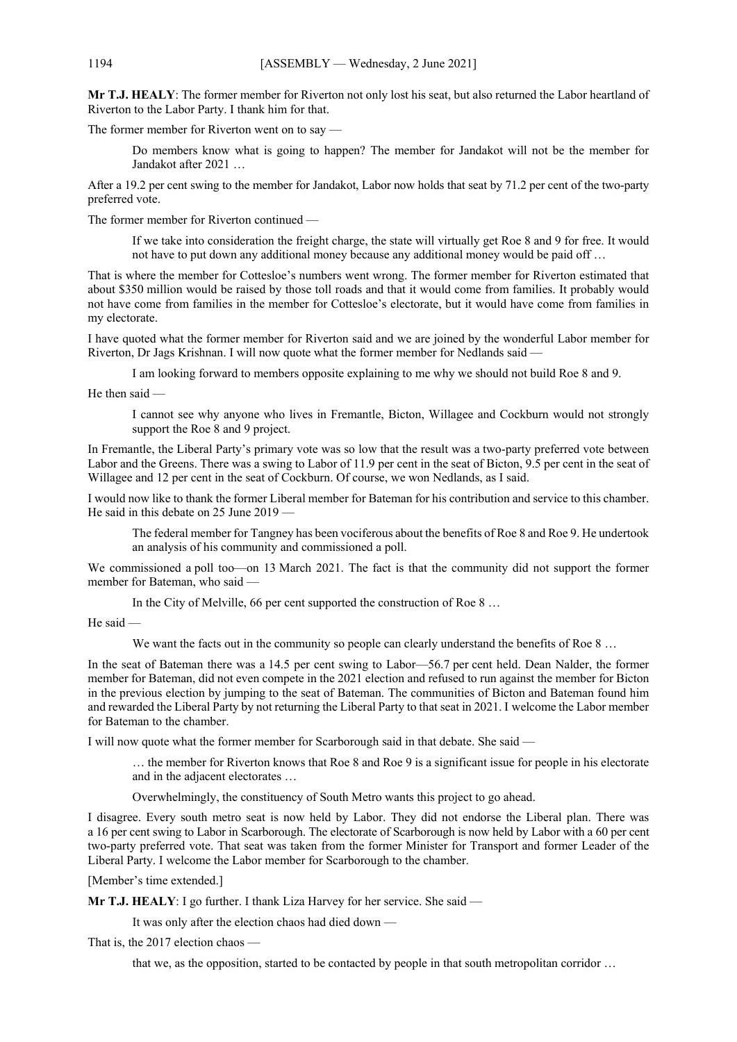**Mr T.J. HEALY**: The former member for Riverton not only lost his seat, but also returned the Labor heartland of Riverton to the Labor Party. I thank him for that.

The former member for Riverton went on to say —

> Do members know what is going to happen? The member for Jandakot will not be the member for Jandakot after 2021 …

After a 19.2 per cent swing to the member for Jandakot, Labor now holds that seat by 71.2 per cent of the two-party preferred vote.

The former member for Riverton continued —

> If we take into consideration the freight charge, the state will virtually get Roe 8 and 9 for free. It would not have to put down any additional money because any additional money would be paid off …

That is where the member for Cottesloe's numbers went wrong. The former member for Riverton estimated that about $350 million would be raised by those toll roads and that it would come from families. It probably would not have come from families in the member for Cottesloe's electorate, but it would have come from families in my electorate.

I have quoted what the former member for Riverton said and we are joined by the wonderful Labor member for Riverton, Dr Jags Krishnan. I will now quote what the former member for Nedlands said —

> I am looking forward to members opposite explaining to me why we should not build Roe 8 and 9.

He then said —

> I cannot see why anyone who lives in Fremantle, Bicton, Willagee and Cockburn would not strongly support the Roe 8 and 9 project.

In Fremantle, the Liberal Party's primary vote was so low that the result was a two-party preferred vote between Labor and the Greens. There was a swing to Labor of 11.9 per cent in the seat of Bicton, 9.5 per cent in the seat of Willagee and 12 per cent in the seat of Cockburn. Of course, we won Nedlands, as I said.

I would now like to thank the former Liberal member for Bateman for his contribution and service to this chamber. He said in this debate on 25 June 2019 —

> The federal member for Tangney has been vociferous about the benefits of Roe 8 and Roe 9. He undertook an analysis of his community and commissioned a poll.

We commissioned a poll too—on 13 March 2021. The fact is that the community did not support the former member for Bateman, who said —

> In the City of Melville, 66 per cent supported the construction of Roe 8 …

He said —

> We want the facts out in the community so people can clearly understand the benefits of Roe 8 …

In the seat of Bateman there was a 14.5 per cent swing to Labor—56.7 per cent held. Dean Nalder, the former member for Bateman, did not even compete in the 2021 election and refused to run against the member for Bicton in the previous election by jumping to the seat of Bateman. The communities of Bicton and Bateman found him and rewarded the Liberal Party by not returning the Liberal Party to that seat in 2021. I welcome the Labor member for Bateman to the chamber.

I will now quote what the former member for Scarborough said in that debate. She said —

> … the member for Riverton knows that Roe 8 and Roe 9 is a significant issue for people in his electorate and in the adjacent electorates …
>
> Overwhelmingly, the constituency of South Metro wants this project to go ahead.

I disagree. Every south metro seat is now held by Labor. They did not endorse the Liberal plan. There was a 16 per cent swing to Labor in Scarborough. The electorate of Scarborough is now held by Labor with a 60 per cent two-party preferred vote. That seat was taken from the former Minister for Transport and former Leader of the Liberal Party. I welcome the Labor member for Scarborough to the chamber.

[Member's time extended.]

**Mr T.J. HEALY**: I go further. I thank Liza Harvey for her service. She said —

> It was only after the election chaos had died down —

That is, the 2017 election chaos —

> that we, as the opposition, started to be contacted by people in that south metropolitan corridor …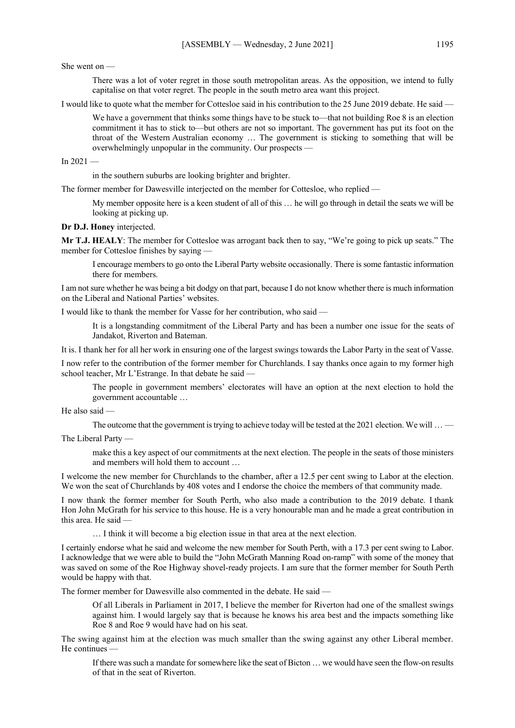She went on —

> There was a lot of voter regret in those south metropolitan areas. As the opposition, we intend to fully capitalise on that voter regret. The people in the south metro area want this project.

I would like to quote what the member for Cottesloe said in his contribution to the 25 June 2019 debate. He said —

> We have a government that thinks some things have to be stuck to—that not building Roe 8 is an election commitment it has to stick to—but others are not so important. The government has put its foot on the throat of the Western Australian economy … The government is sticking to something that will be overwhelmingly unpopular in the community. Our prospects —

In 2021 —

> in the southern suburbs are looking brighter and brighter.

The former member for Dawesville interjected on the member for Cottesloe, who replied —

> My member opposite here is a keen student of all of this … he will go through in detail the seats we will be looking at picking up.

**Dr D.J. Honey** interjected.

**Mr T.J. HEALY**: The member for Cottesloe was arrogant back then to say, "We're going to pick up seats." The member for Cottesloe finishes by saying —

> I encourage members to go onto the Liberal Party website occasionally. There is some fantastic information there for members.

I am not sure whether he was being a bit dodgy on that part, because I do not know whether there is much information on the Liberal and National Parties' websites.

I would like to thank the member for Vasse for her contribution, who said —

> It is a longstanding commitment of the Liberal Party and has been a number one issue for the seats of Jandakot, Riverton and Bateman.

It is. I thank her for all her work in ensuring one of the largest swings towards the Labor Party in the seat of Vasse.

I now refer to the contribution of the former member for Churchlands. I say thanks once again to my former high school teacher, Mr L'Estrange. In that debate he said —

> The people in government members' electorates will have an option at the next election to hold the government accountable …

He also said —

> The outcome that the government is trying to achieve today will be tested at the 2021 election. We will … —

The Liberal Party —

> make this a key aspect of our commitments at the next election. The people in the seats of those ministers and members will hold them to account …

I welcome the new member for Churchlands to the chamber, after a 12.5 per cent swing to Labor at the election. We won the seat of Churchlands by 408 votes and I endorse the choice the members of that community made.

I now thank the former member for South Perth, who also made a contribution to the 2019 debate. I thank Hon John McGrath for his service to this house. He is a very honourable man and he made a great contribution in this area. He said —

> … I think it will become a big election issue in that area at the next election.

I certainly endorse what he said and welcome the new member for South Perth, with a 17.3 per cent swing to Labor. I acknowledge that we were able to build the "John McGrath Manning Road on-ramp" with some of the money that was saved on some of the Roe Highway shovel-ready projects. I am sure that the former member for South Perth would be happy with that.

The former member for Dawesville also commented in the debate. He said —

> Of all Liberals in Parliament in 2017, I believe the member for Riverton had one of the smallest swings against him. I would largely say that is because he knows his area best and the impacts something like Roe 8 and Roe 9 would have had on his seat.

The swing against him at the election was much smaller than the swing against any other Liberal member. He continues —

> If there was such a mandate for somewhere like the seat of Bicton … we would have seen the flow-on results of that in the seat of Riverton.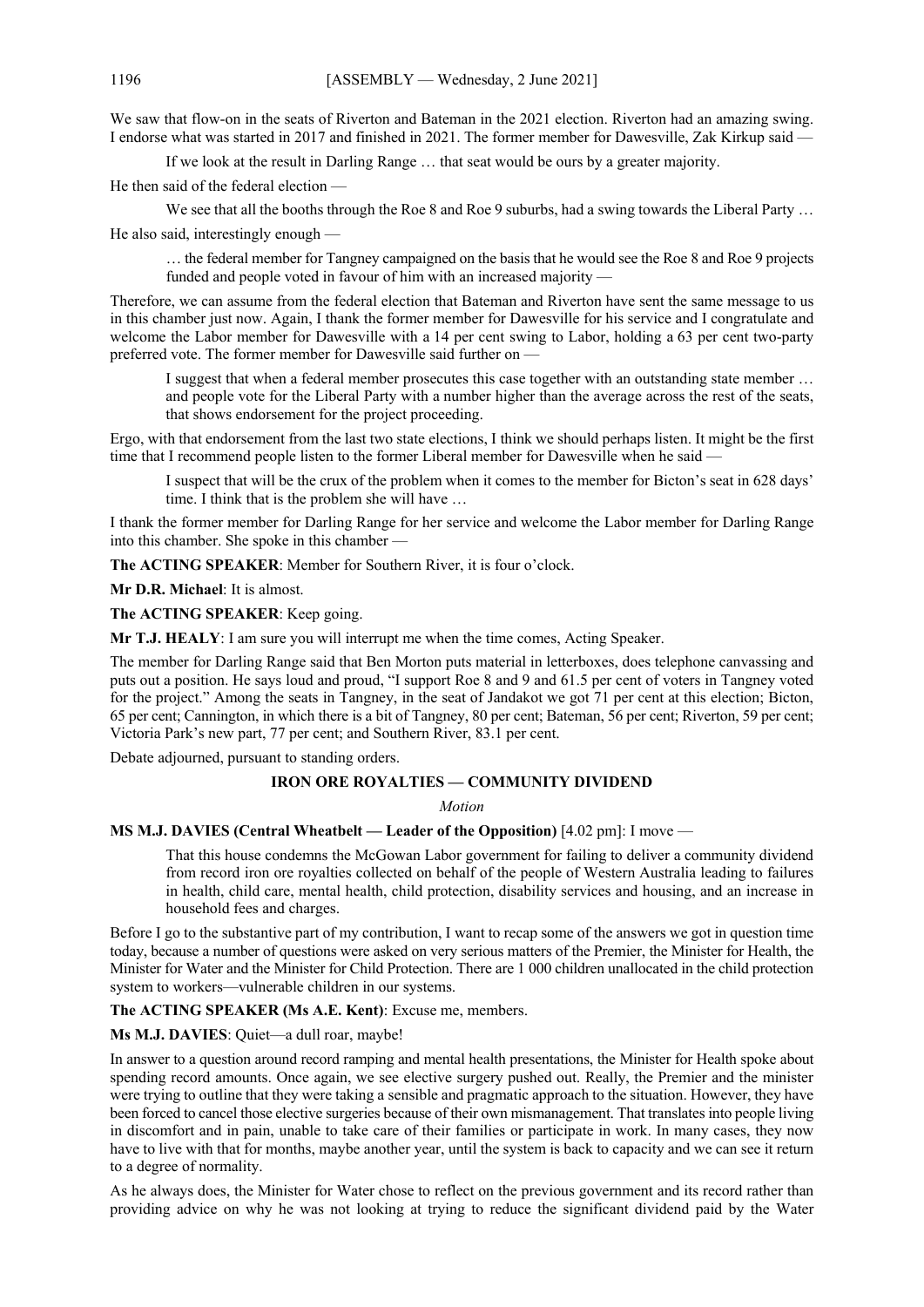We saw that flow-on in the seats of Riverton and Bateman in the 2021 election. Riverton had an amazing swing. I endorse what was started in 2017 and finished in 2021. The former member for Dawesville, Zak Kirkup said —

> If we look at the result in Darling Range … that seat would be ours by a greater majority.

He then said of the federal election —

> We see that all the booths through the Roe 8 and Roe 9 suburbs, had a swing towards the Liberal Party …

He also said, interestingly enough —

> … the federal member for Tangney campaigned on the basis that he would see the Roe 8 and Roe 9 projects funded and people voted in favour of him with an increased majority —

Therefore, we can assume from the federal election that Bateman and Riverton have sent the same message to us in this chamber just now. Again, I thank the former member for Dawesville for his service and I congratulate and welcome the Labor member for Dawesville with a 14 per cent swing to Labor, holding a 63 per cent two-party preferred vote. The former member for Dawesville said further on —

> I suggest that when a federal member prosecutes this case together with an outstanding state member … and people vote for the Liberal Party with a number higher than the average across the rest of the seats, that shows endorsement for the project proceeding.

Ergo, with that endorsement from the last two state elections, I think we should perhaps listen. It might be the first time that I recommend people listen to the former Liberal member for Dawesville when he said —

> I suspect that will be the crux of the problem when it comes to the member for Bicton's seat in 628 days' time. I think that is the problem she will have …

I thank the former member for Darling Range for her service and welcome the Labor member for Darling Range into this chamber. She spoke in this chamber —

**The ACTING SPEAKER**: Member for Southern River, it is four o'clock.

**Mr D.R. Michael**: It is almost.

**The ACTING SPEAKER**: Keep going.

**Mr T.J. HEALY**: I am sure you will interrupt me when the time comes, Acting Speaker.

The member for Darling Range said that Ben Morton puts material in letterboxes, does telephone canvassing and puts out a position. He says loud and proud, "I support Roe 8 and 9 and 61.5 per cent of voters in Tangney voted for the project." Among the seats in Tangney, in the seat of Jandakot we got 71 per cent at this election; Bicton, 65 per cent; Cannington, in which there is a bit of Tangney, 80 per cent; Bateman, 56 per cent; Riverton, 59 per cent; Victoria Park's new part, 77 per cent; and Southern River, 83.1 per cent.

Debate adjourned, pursuant to standing orders.

## IRON ORE ROYALTIES — COMMUNITY DIVIDEND

*Motion*

**MS M.J. DAVIES (Central Wheatbelt — Leader of the Opposition)** [4.02 pm]: I move —

> That this house condemns the McGowan Labor government for failing to deliver a community dividend from record iron ore royalties collected on behalf of the people of Western Australia leading to failures in health, child care, mental health, child protection, disability services and housing, and an increase in household fees and charges.

Before I go to the substantive part of my contribution, I want to recap some of the answers we got in question time today, because a number of questions were asked on very serious matters of the Premier, the Minister for Health, the Minister for Water and the Minister for Child Protection. There are 1 000 children unallocated in the child protection system to workers—vulnerable children in our systems.

**The ACTING SPEAKER (Ms A.E. Kent)**: Excuse me, members.

**Ms M.J. DAVIES**: Quiet—a dull roar, maybe!

In answer to a question around record ramping and mental health presentations, the Minister for Health spoke about spending record amounts. Once again, we see elective surgery pushed out. Really, the Premier and the minister were trying to outline that they were taking a sensible and pragmatic approach to the situation. However, they have been forced to cancel those elective surgeries because of their own mismanagement. That translates into people living in discomfort and in pain, unable to take care of their families or participate in work. In many cases, they now have to live with that for months, maybe another year, until the system is back to capacity and we can see it return to a degree of normality.

As he always does, the Minister for Water chose to reflect on the previous government and its record rather than providing advice on why he was not looking at trying to reduce the significant dividend paid by the Water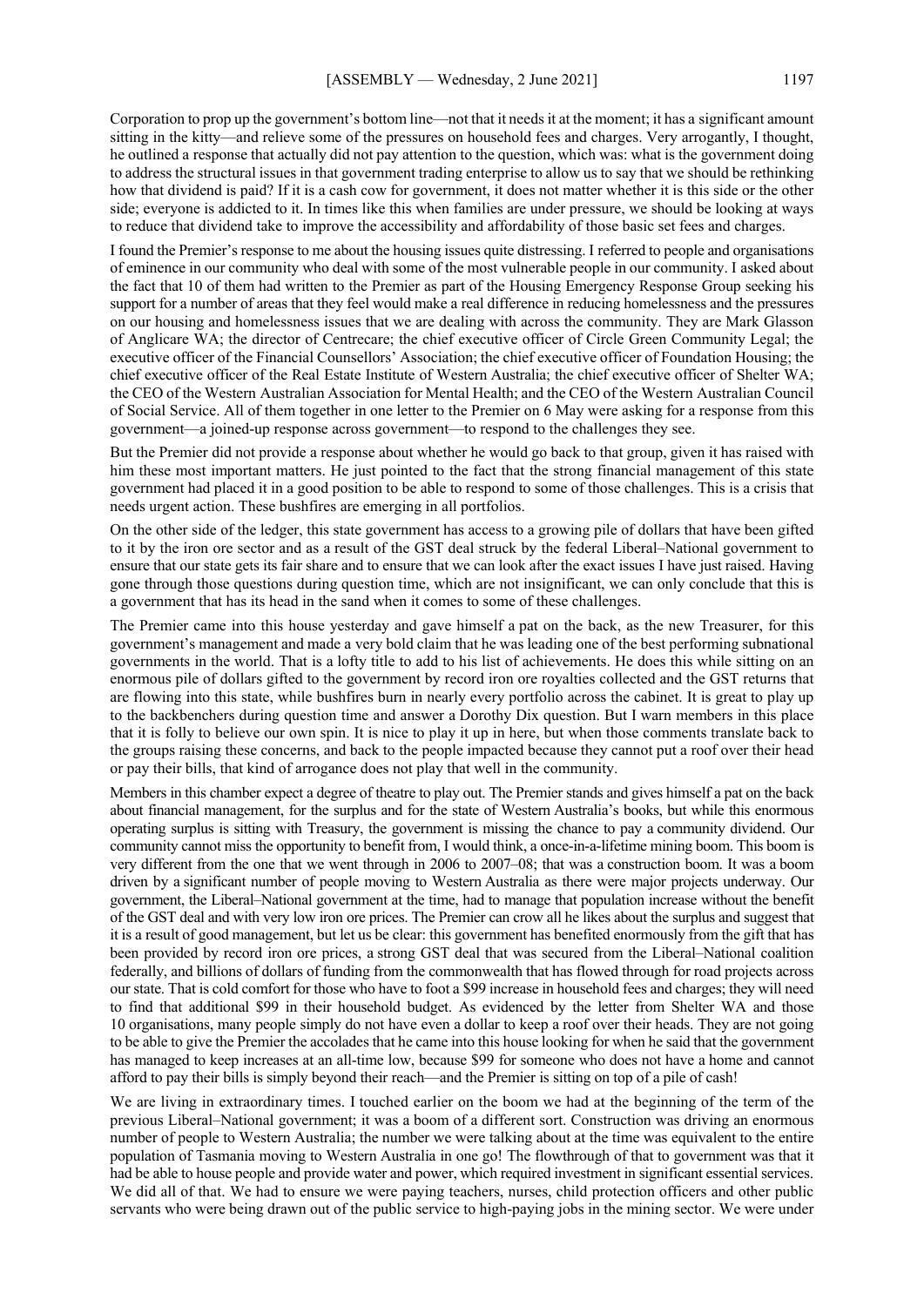Corporation to prop up the government's bottom line—not that it needs it at the moment; it has a significant amount sitting in the kitty—and relieve some of the pressures on household fees and charges. Very arrogantly, I thought, he outlined a response that actually did not pay attention to the question, which was: what is the government doing to address the structural issues in that government trading enterprise to allow us to say that we should be rethinking how that dividend is paid? If it is a cash cow for government, it does not matter whether it is this side or the other side; everyone is addicted to it. In times like this when families are under pressure, we should be looking at ways to reduce that dividend take to improve the accessibility and affordability of those basic set fees and charges.

I found the Premier's response to me about the housing issues quite distressing. I referred to people and organisations of eminence in our community who deal with some of the most vulnerable people in our community. I asked about the fact that 10 of them had written to the Premier as part of the Housing Emergency Response Group seeking his support for a number of areas that they feel would make a real difference in reducing homelessness and the pressures on our housing and homelessness issues that we are dealing with across the community. They are Mark Glasson of Anglicare WA; the director of Centrecare; the chief executive officer of Circle Green Community Legal; the executive officer of the Financial Counsellors' Association; the chief executive officer of Foundation Housing; the chief executive officer of the Real Estate Institute of Western Australia; the chief executive officer of Shelter WA; the CEO of the Western Australian Association for Mental Health; and the CEO of the Western Australian Council of Social Service. All of them together in one letter to the Premier on 6 May were asking for a response from this government—a joined-up response across government—to respond to the challenges they see.

But the Premier did not provide a response about whether he would go back to that group, given it has raised with him these most important matters. He just pointed to the fact that the strong financial management of this state government had placed it in a good position to be able to respond to some of those challenges. This is a crisis that needs urgent action. These bushfires are emerging in all portfolios.

On the other side of the ledger, this state government has access to a growing pile of dollars that have been gifted to it by the iron ore sector and as a result of the GST deal struck by the federal Liberal–National government to ensure that our state gets its fair share and to ensure that we can look after the exact issues I have just raised. Having gone through those questions during question time, which are not insignificant, we can only conclude that this is a government that has its head in the sand when it comes to some of these challenges.

The Premier came into this house yesterday and gave himself a pat on the back, as the new Treasurer, for this government's management and made a very bold claim that he was leading one of the best performing subnational governments in the world. That is a lofty title to add to his list of achievements. He does this while sitting on an enormous pile of dollars gifted to the government by record iron ore royalties collected and the GST returns that are flowing into this state, while bushfires burn in nearly every portfolio across the cabinet. It is great to play up to the backbenchers during question time and answer a Dorothy Dix question. But I warn members in this place that it is folly to believe our own spin. It is nice to play it up in here, but when those comments translate back to the groups raising these concerns, and back to the people impacted because they cannot put a roof over their head or pay their bills, that kind of arrogance does not play that well in the community.

Members in this chamber expect a degree of theatre to play out. The Premier stands and gives himself a pat on the back about financial management, for the surplus and for the state of Western Australia's books, but while this enormous operating surplus is sitting with Treasury, the government is missing the chance to pay a community dividend. Our community cannot miss the opportunity to benefit from, I would think, a once-in-a-lifetime mining boom. This boom is very different from the one that we went through in 2006 to 2007–08; that was a construction boom. It was a boom driven by a significant number of people moving to Western Australia as there were major projects underway. Our government, the Liberal–National government at the time, had to manage that population increase without the benefit of the GST deal and with very low iron ore prices. The Premier can crow all he likes about the surplus and suggest that it is a result of good management, but let us be clear: this government has benefited enormously from the gift that has been provided by record iron ore prices, a strong GST deal that was secured from the Liberal–National coalition federally, and billions of dollars of funding from the commonwealth that has flowed through for road projects across our state. That is cold comfort for those who have to foot a $99 increase in household fees and charges; they will need to find that additional $99 in their household budget. As evidenced by the letter from Shelter WA and those 10 organisations, many people simply do not have even a dollar to keep a roof over their heads. They are not going to be able to give the Premier the accolades that he came into this house looking for when he said that the government has managed to keep increases at an all-time low, because $99 for someone who does not have a home and cannot afford to pay their bills is simply beyond their reach—and the Premier is sitting on top of a pile of cash!

We are living in extraordinary times. I touched earlier on the boom we had at the beginning of the term of the previous Liberal–National government; it was a boom of a different sort. Construction was driving an enormous number of people to Western Australia; the number we were talking about at the time was equivalent to the entire population of Tasmania moving to Western Australia in one go! The flowthrough of that to government was that it had be able to house people and provide water and power, which required investment in significant essential services. We did all of that. We had to ensure we were paying teachers, nurses, child protection officers and other public servants who were being drawn out of the public service to high-paying jobs in the mining sector. We were under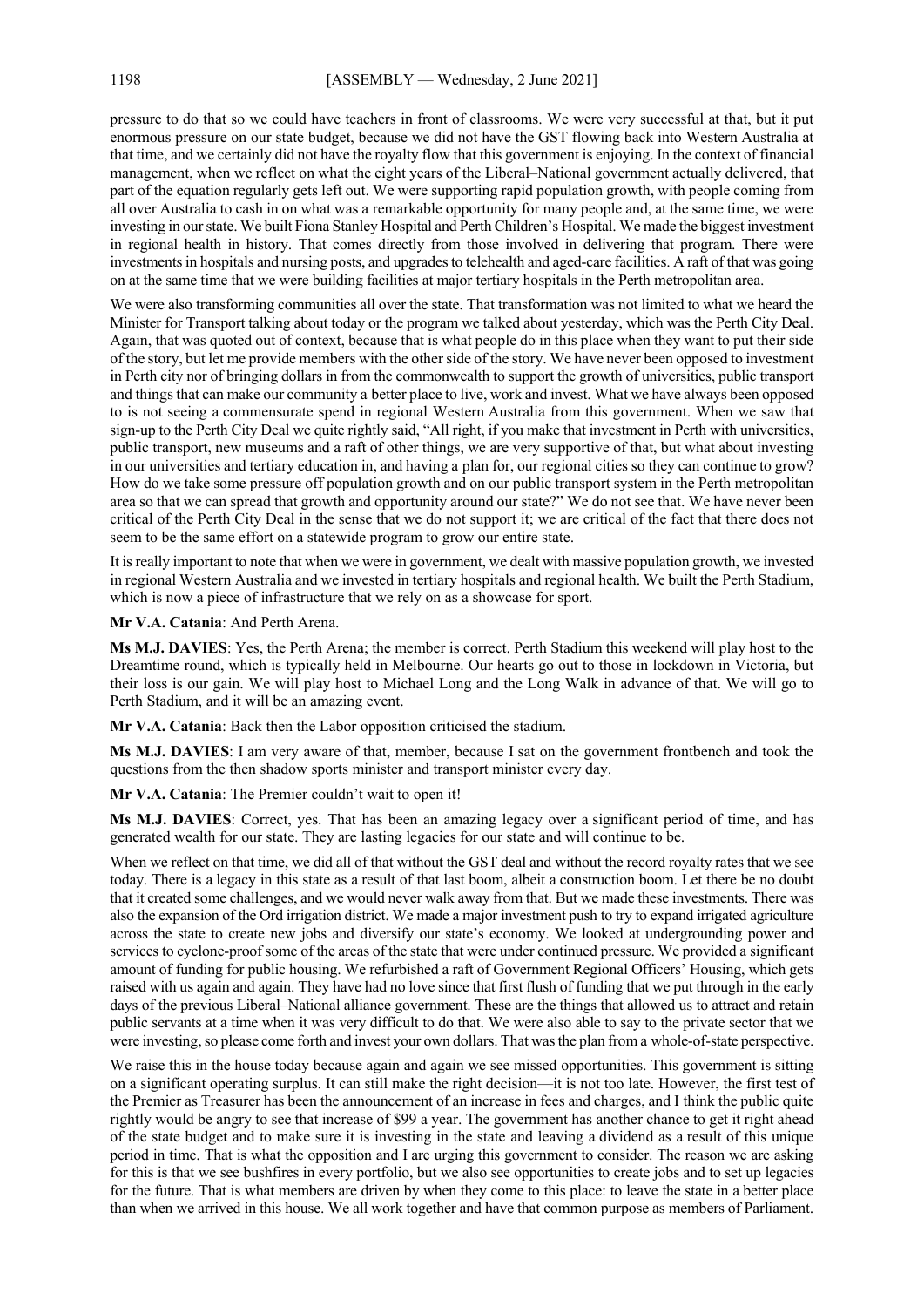pressure to do that so we could have teachers in front of classrooms. We were very successful at that, but it put enormous pressure on our state budget, because we did not have the GST flowing back into Western Australia at that time, and we certainly did not have the royalty flow that this government is enjoying. In the context of financial management, when we reflect on what the eight years of the Liberal–National government actually delivered, that part of the equation regularly gets left out. We were supporting rapid population growth, with people coming from all over Australia to cash in on what was a remarkable opportunity for many people and, at the same time, we were investing in our state. We built Fiona Stanley Hospital and Perth Children's Hospital. We made the biggest investment in regional health in history. That comes directly from those involved in delivering that program. There were investments in hospitals and nursing posts, and upgrades to telehealth and aged-care facilities. A raft of that was going on at the same time that we were building facilities at major tertiary hospitals in the Perth metropolitan area.

We were also transforming communities all over the state. That transformation was not limited to what we heard the Minister for Transport talking about today or the program we talked about yesterday, which was the Perth City Deal. Again, that was quoted out of context, because that is what people do in this place when they want to put their side of the story, but let me provide members with the other side of the story. We have never been opposed to investment in Perth city nor of bringing dollars in from the commonwealth to support the growth of universities, public transport and things that can make our community a better place to live, work and invest. What we have always been opposed to is not seeing a commensurate spend in regional Western Australia from this government. When we saw that sign-up to the Perth City Deal we quite rightly said, "All right, if you make that investment in Perth with universities, public transport, new museums and a raft of other things, we are very supportive of that, but what about investing in our universities and tertiary education in, and having a plan for, our regional cities so they can continue to grow? How do we take some pressure off population growth and on our public transport system in the Perth metropolitan area so that we can spread that growth and opportunity around our state?" We do not see that. We have never been critical of the Perth City Deal in the sense that we do not support it; we are critical of the fact that there does not seem to be the same effort on a statewide program to grow our entire state.

It is really important to note that when we were in government, we dealt with massive population growth, we invested in regional Western Australia and we invested in tertiary hospitals and regional health. We built the Perth Stadium, which is now a piece of infrastructure that we rely on as a showcase for sport.

**Mr V.A. Catania**: And Perth Arena.

**Ms M.J. DAVIES**: Yes, the Perth Arena; the member is correct. Perth Stadium this weekend will play host to the Dreamtime round, which is typically held in Melbourne. Our hearts go out to those in lockdown in Victoria, but their loss is our gain. We will play host to Michael Long and the Long Walk in advance of that. We will go to Perth Stadium, and it will be an amazing event.

**Mr V.A. Catania**: Back then the Labor opposition criticised the stadium.

**Ms M.J. DAVIES**: I am very aware of that, member, because I sat on the government frontbench and took the questions from the then shadow sports minister and transport minister every day.

**Mr V.A. Catania**: The Premier couldn't wait to open it!

**Ms M.J. DAVIES**: Correct, yes. That has been an amazing legacy over a significant period of time, and has generated wealth for our state. They are lasting legacies for our state and will continue to be.

When we reflect on that time, we did all of that without the GST deal and without the record royalty rates that we see today. There is a legacy in this state as a result of that last boom, albeit a construction boom. Let there be no doubt that it created some challenges, and we would never walk away from that. But we made these investments. There was also the expansion of the Ord irrigation district. We made a major investment push to try to expand irrigated agriculture across the state to create new jobs and diversify our state's economy. We looked at undergrounding power and services to cyclone-proof some of the areas of the state that were under continued pressure. We provided a significant amount of funding for public housing. We refurbished a raft of Government Regional Officers' Housing, which gets raised with us again and again. They have had no love since that first flush of funding that we put through in the early days of the previous Liberal–National alliance government. These are the things that allowed us to attract and retain public servants at a time when it was very difficult to do that. We were also able to say to the private sector that we were investing, so please come forth and invest your own dollars. That was the plan from a whole-of-state perspective.

We raise this in the house today because again and again we see missed opportunities. This government is sitting on a significant operating surplus. It can still make the right decision—it is not too late. However, the first test of the Premier as Treasurer has been the announcement of an increase in fees and charges, and I think the public quite rightly would be angry to see that increase of $99 a year. The government has another chance to get it right ahead of the state budget and to make sure it is investing in the state and leaving a dividend as a result of this unique period in time. That is what the opposition and I are urging this government to consider. The reason we are asking for this is that we see bushfires in every portfolio, but we also see opportunities to create jobs and to set up legacies for the future. That is what members are driven by when they come to this place: to leave the state in a better place than when we arrived in this house. We all work together and have that common purpose as members of Parliament.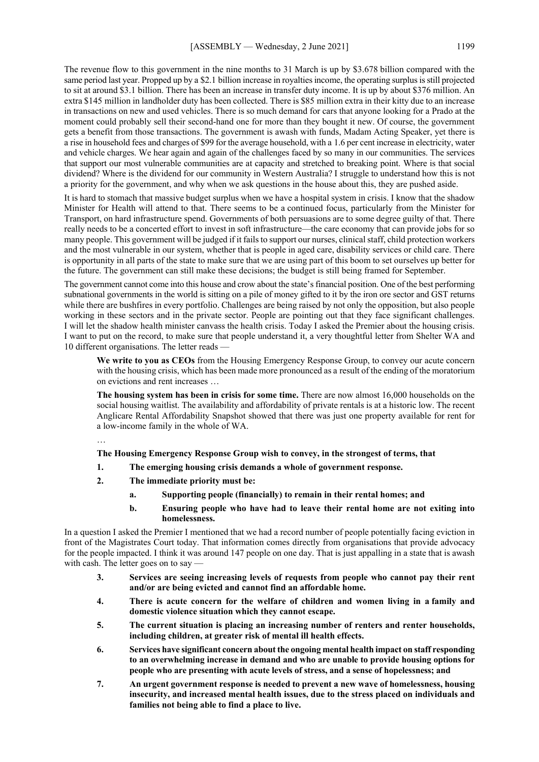The revenue flow to this government in the nine months to 31 March is up by $3.678 billion compared with the same period last year. Propped up by a $2.1 billion increase in royalties income, the operating surplus is still projected to sit at around $3.1 billion. There has been an increase in transfer duty income. It is up by about $376 million. An extra $145 million in landholder duty has been collected. There is $85 million extra in their kitty due to an increase in transactions on new and used vehicles. There is so much demand for cars that anyone looking for a Prado at the moment could probably sell their second-hand one for more than they bought it new. Of course, the government gets a benefit from those transactions. The government is awash with funds, Madam Acting Speaker, yet there is a rise in household fees and charges of $99 for the average household, with a 1.6 per cent increase in electricity, water and vehicle charges. We hear again and again of the challenges faced by so many in our communities. The services that support our most vulnerable communities are at capacity and stretched to breaking point. Where is that social dividend? Where is the dividend for our community in Western Australia? I struggle to understand how this is not a priority for the government, and why when we ask questions in the house about this, they are pushed aside.

It is hard to stomach that massive budget surplus when we have a hospital system in crisis. I know that the shadow Minister for Health will attend to that. There seems to be a continued focus, particularly from the Minister for Transport, on hard infrastructure spend. Governments of both persuasions are to some degree guilty of that. There really needs to be a concerted effort to invest in soft infrastructure—the care economy that can provide jobs for so many people. This government will be judged if it fails to support our nurses, clinical staff, child protection workers and the most vulnerable in our system, whether that is people in aged care, disability services or child care. There is opportunity in all parts of the state to make sure that we are using part of this boom to set ourselves up better for the future. The government can still make these decisions; the budget is still being framed for September.

The government cannot come into this house and crow about the state's financial position. One of the best performing subnational governments in the world is sitting on a pile of money gifted to it by the iron ore sector and GST returns while there are bushfires in every portfolio. Challenges are being raised by not only the opposition, but also people working in these sectors and in the private sector. People are pointing out that they face significant challenges. I will let the shadow health minister canvass the health crisis. Today I asked the Premier about the housing crisis. I want to put on the record, to make sure that people understand it, a very thoughtful letter from Shelter WA and 10 different organisations. The letter reads —

> **We write to you as CEOs** from the Housing Emergency Response Group, to convey our acute concern with the housing crisis, which has been made more pronounced as a result of the ending of the moratorium on evictions and rent increases …
>
> **The housing system has been in crisis for some time.** There are now almost 16,000 households on the social housing waitlist. The availability and affordability of private rentals is at a historic low. The recent Anglicare Rental Affordability Snapshot showed that there was just one property available for rent for a low-income family in the whole of WA.
>
> …
>
> **The Housing Emergency Response Group wish to convey, in the strongest of terms, that**
>
> 1. **The emerging housing crisis demands a whole of government response.**
> 2. **The immediate priority must be:**
>     a. **Supporting people (financially) to remain in their rental homes; and**
>     b. **Ensuring people who have had to leave their rental home are not exiting into homelessness.**

In a question I asked the Premier I mentioned that we had a record number of people potentially facing eviction in front of the Magistrates Court today. That information comes directly from organisations that provide advocacy for the people impacted. I think it was around 147 people on one day. That is just appalling in a state that is awash with cash. The letter goes on to say —

> 3. **Services are seeing increasing levels of requests from people who cannot pay their rent and/or are being evicted and cannot find an affordable home.**
> 4. **There is acute concern for the welfare of children and women living in a family and domestic violence situation which they cannot escape.**
> 5. **The current situation is placing an increasing number of renters and renter households, including children, at greater risk of mental ill health effects.**
> 6. **Services have significant concern about the ongoing mental health impact on staff responding to an overwhelming increase in demand and who are unable to provide housing options for people who are presenting with acute levels of stress, and a sense of hopelessness; and**
> 7. **An urgent government response is needed to prevent a new wave of homelessness, housing insecurity, and increased mental health issues, due to the stress placed on individuals and families not being able to find a place to live.**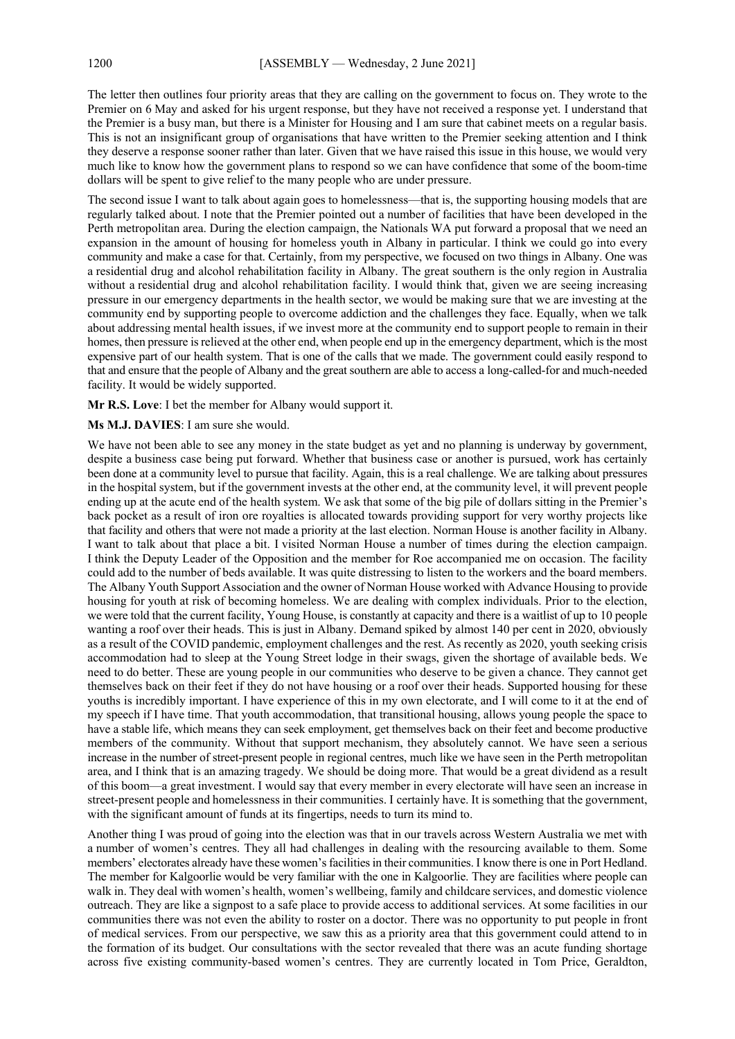The letter then outlines four priority areas that they are calling on the government to focus on. They wrote to the Premier on 6 May and asked for his urgent response, but they have not received a response yet. I understand that the Premier is a busy man, but there is a Minister for Housing and I am sure that cabinet meets on a regular basis. This is not an insignificant group of organisations that have written to the Premier seeking attention and I think they deserve a response sooner rather than later. Given that we have raised this issue in this house, we would very much like to know how the government plans to respond so we can have confidence that some of the boom-time dollars will be spent to give relief to the many people who are under pressure.

The second issue I want to talk about again goes to homelessness—that is, the supporting housing models that are regularly talked about. I note that the Premier pointed out a number of facilities that have been developed in the Perth metropolitan area. During the election campaign, the Nationals WA put forward a proposal that we need an expansion in the amount of housing for homeless youth in Albany in particular. I think we could go into every community and make a case for that. Certainly, from my perspective, we focused on two things in Albany. One was a residential drug and alcohol rehabilitation facility in Albany. The great southern is the only region in Australia without a residential drug and alcohol rehabilitation facility. I would think that, given we are seeing increasing pressure in our emergency departments in the health sector, we would be making sure that we are investing at the community end by supporting people to overcome addiction and the challenges they face. Equally, when we talk about addressing mental health issues, if we invest more at the community end to support people to remain in their homes, then pressure is relieved at the other end, when people end up in the emergency department, which is the most expensive part of our health system. That is one of the calls that we made. The government could easily respond to that and ensure that the people of Albany and the great southern are able to access a long-called-for and much-needed facility. It would be widely supported.

**Mr R.S. Love**: I bet the member for Albany would support it.

**Ms M.J. DAVIES**: I am sure she would.

We have not been able to see any money in the state budget as yet and no planning is underway by government, despite a business case being put forward. Whether that business case or another is pursued, work has certainly been done at a community level to pursue that facility. Again, this is a real challenge. We are talking about pressures in the hospital system, but if the government invests at the other end, at the community level, it will prevent people ending up at the acute end of the health system. We ask that some of the big pile of dollars sitting in the Premier's back pocket as a result of iron ore royalties is allocated towards providing support for very worthy projects like that facility and others that were not made a priority at the last election. Norman House is another facility in Albany. I want to talk about that place a bit. I visited Norman House a number of times during the election campaign. I think the Deputy Leader of the Opposition and the member for Roe accompanied me on occasion. The facility could add to the number of beds available. It was quite distressing to listen to the workers and the board members. The Albany Youth Support Association and the owner of Norman House worked with Advance Housing to provide housing for youth at risk of becoming homeless. We are dealing with complex individuals. Prior to the election, we were told that the current facility, Young House, is constantly at capacity and there is a waitlist of up to 10 people wanting a roof over their heads. This is just in Albany. Demand spiked by almost 140 per cent in 2020, obviously as a result of the COVID pandemic, employment challenges and the rest. As recently as 2020, youth seeking crisis accommodation had to sleep at the Young Street lodge in their swags, given the shortage of available beds. We need to do better. These are young people in our communities who deserve to be given a chance. They cannot get themselves back on their feet if they do not have housing or a roof over their heads. Supported housing for these youths is incredibly important. I have experience of this in my own electorate, and I will come to it at the end of my speech if I have time. That youth accommodation, that transitional housing, allows young people the space to have a stable life, which means they can seek employment, get themselves back on their feet and become productive members of the community. Without that support mechanism, they absolutely cannot. We have seen a serious increase in the number of street-present people in regional centres, much like we have seen in the Perth metropolitan area, and I think that is an amazing tragedy. We should be doing more. That would be a great dividend as a result of this boom—a great investment. I would say that every member in every electorate will have seen an increase in street-present people and homelessness in their communities. I certainly have. It is something that the government, with the significant amount of funds at its fingertips, needs to turn its mind to.

Another thing I was proud of going into the election was that in our travels across Western Australia we met with a number of women's centres. They all had challenges in dealing with the resourcing available to them. Some members' electorates already have these women's facilities in their communities. I know there is one in Port Hedland. The member for Kalgoorlie would be very familiar with the one in Kalgoorlie. They are facilities where people can walk in. They deal with women's health, women's wellbeing, family and childcare services, and domestic violence outreach. They are like a signpost to a safe place to provide access to additional services. At some facilities in our communities there was not even the ability to roster on a doctor. There was no opportunity to put people in front of medical services. From our perspective, we saw this as a priority area that this government could attend to in the formation of its budget. Our consultations with the sector revealed that there was an acute funding shortage across five existing community-based women's centres. They are currently located in Tom Price, Geraldton,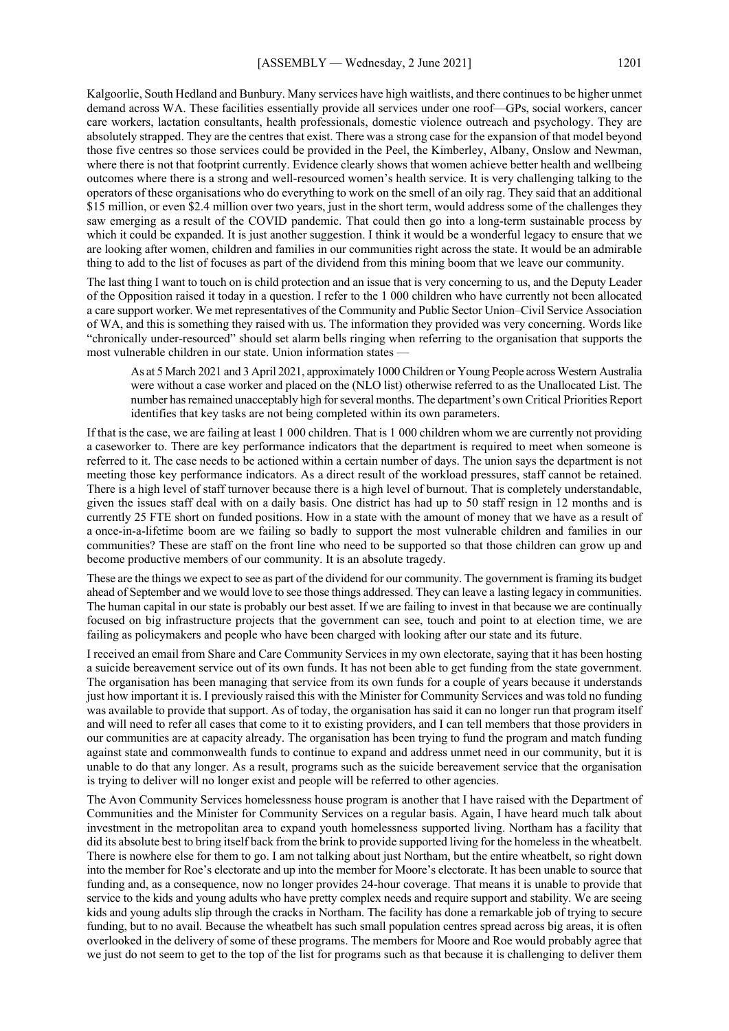Kalgoorlie, South Hedland and Bunbury. Many services have high waitlists, and there continues to be higher unmet demand across WA. These facilities essentially provide all services under one roof—GPs, social workers, cancer care workers, lactation consultants, health professionals, domestic violence outreach and psychology. They are absolutely strapped. They are the centres that exist. There was a strong case for the expansion of that model beyond those five centres so those services could be provided in the Peel, the Kimberley, Albany, Onslow and Newman, where there is not that footprint currently. Evidence clearly shows that women achieve better health and wellbeing outcomes where there is a strong and well-resourced women's health service. It is very challenging talking to the operators of these organisations who do everything to work on the smell of an oily rag. They said that an additional $15 million, or even $2.4 million over two years, just in the short term, would address some of the challenges they saw emerging as a result of the COVID pandemic. That could then go into a long-term sustainable process by which it could be expanded. It is just another suggestion. I think it would be a wonderful legacy to ensure that we are looking after women, children and families in our communities right across the state. It would be an admirable thing to add to the list of focuses as part of the dividend from this mining boom that we leave our community.

The last thing I want to touch on is child protection and an issue that is very concerning to us, and the Deputy Leader of the Opposition raised it today in a question. I refer to the 1 000 children who have currently not been allocated a care support worker. We met representatives of the Community and Public Sector Union–Civil Service Association of WA, and this is something they raised with us. The information they provided was very concerning. Words like "chronically under-resourced" should set alarm bells ringing when referring to the organisation that supports the most vulnerable children in our state. Union information states —

> As at 5 March 2021 and 3 April 2021, approximately 1000 Children or Young People across Western Australia were without a case worker and placed on the (NLO list) otherwise referred to as the Unallocated List. The number has remained unacceptably high for several months. The department's own Critical Priorities Report identifies that key tasks are not being completed within its own parameters.

If that is the case, we are failing at least 1 000 children. That is 1 000 children whom we are currently not providing a caseworker to. There are key performance indicators that the department is required to meet when someone is referred to it. The case needs to be actioned within a certain number of days. The union says the department is not meeting those key performance indicators. As a direct result of the workload pressures, staff cannot be retained. There is a high level of staff turnover because there is a high level of burnout. That is completely understandable, given the issues staff deal with on a daily basis. One district has had up to 50 staff resign in 12 months and is currently 25 FTE short on funded positions. How in a state with the amount of money that we have as a result of a once-in-a-lifetime boom are we failing so badly to support the most vulnerable children and families in our communities? These are staff on the front line who need to be supported so that those children can grow up and become productive members of our community. It is an absolute tragedy.

These are the things we expect to see as part of the dividend for our community. The government is framing its budget ahead of September and we would love to see those things addressed. They can leave a lasting legacy in communities. The human capital in our state is probably our best asset. If we are failing to invest in that because we are continually focused on big infrastructure projects that the government can see, touch and point to at election time, we are failing as policymakers and people who have been charged with looking after our state and its future.

I received an email from Share and Care Community Services in my own electorate, saying that it has been hosting a suicide bereavement service out of its own funds. It has not been able to get funding from the state government. The organisation has been managing that service from its own funds for a couple of years because it understands just how important it is. I previously raised this with the Minister for Community Services and was told no funding was available to provide that support. As of today, the organisation has said it can no longer run that program itself and will need to refer all cases that come to it to existing providers, and I can tell members that those providers in our communities are at capacity already. The organisation has been trying to fund the program and match funding against state and commonwealth funds to continue to expand and address unmet need in our community, but it is unable to do that any longer. As a result, programs such as the suicide bereavement service that the organisation is trying to deliver will no longer exist and people will be referred to other agencies.

The Avon Community Services homelessness house program is another that I have raised with the Department of Communities and the Minister for Community Services on a regular basis. Again, I have heard much talk about investment in the metropolitan area to expand youth homelessness supported living. Northam has a facility that did its absolute best to bring itself back from the brink to provide supported living for the homeless in the wheatbelt. There is nowhere else for them to go. I am not talking about just Northam, but the entire wheatbelt, so right down into the member for Roe's electorate and up into the member for Moore's electorate. It has been unable to source that funding and, as a consequence, now no longer provides 24-hour coverage. That means it is unable to provide that service to the kids and young adults who have pretty complex needs and require support and stability. We are seeing kids and young adults slip through the cracks in Northam. The facility has done a remarkable job of trying to secure funding, but to no avail. Because the wheatbelt has such small population centres spread across big areas, it is often overlooked in the delivery of some of these programs. The members for Moore and Roe would probably agree that we just do not seem to get to the top of the list for programs such as that because it is challenging to deliver them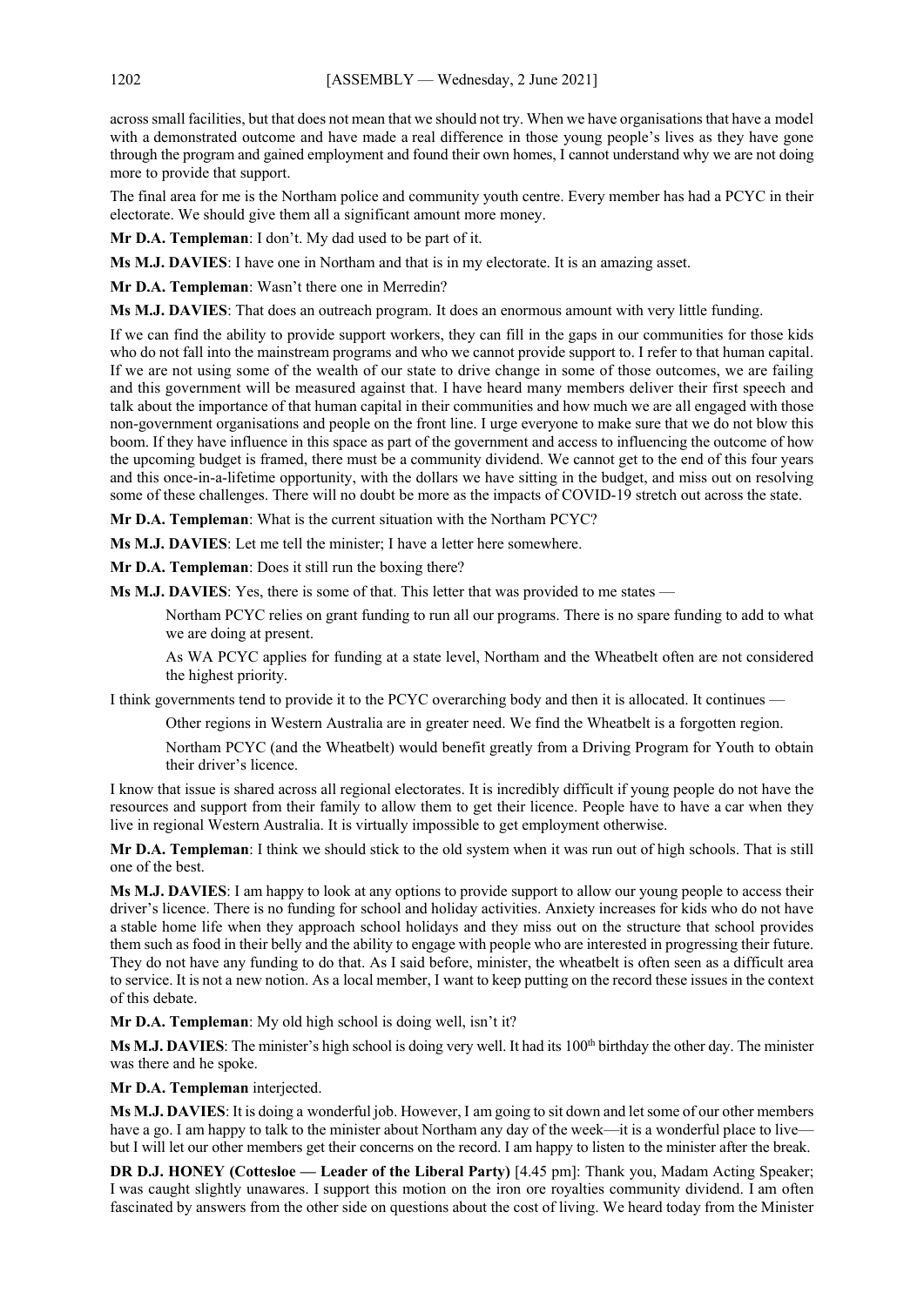across small facilities, but that does not mean that we should not try. When we have organisations that have a model with a demonstrated outcome and have made a real difference in those young people's lives as they have gone through the program and gained employment and found their own homes, I cannot understand why we are not doing more to provide that support.

The final area for me is the Northam police and community youth centre. Every member has had a PCYC in their electorate. We should give them all a significant amount more money.

**Mr D.A. Templeman**: I don't. My dad used to be part of it.

**Ms M.J. DAVIES**: I have one in Northam and that is in my electorate. It is an amazing asset.

**Mr D.A. Templeman**: Wasn't there one in Merredin?

**Ms M.J. DAVIES**: That does an outreach program. It does an enormous amount with very little funding.

If we can find the ability to provide support workers, they can fill in the gaps in our communities for those kids who do not fall into the mainstream programs and who we cannot provide support to. I refer to that human capital. If we are not using some of the wealth of our state to drive change in some of those outcomes, we are failing and this government will be measured against that. I have heard many members deliver their first speech and talk about the importance of that human capital in their communities and how much we are all engaged with those non-government organisations and people on the front line. I urge everyone to make sure that we do not blow this boom. If they have influence in this space as part of the government and access to influencing the outcome of how the upcoming budget is framed, there must be a community dividend. We cannot get to the end of this four years and this once-in-a-lifetime opportunity, with the dollars we have sitting in the budget, and miss out on resolving some of these challenges. There will no doubt be more as the impacts of COVID-19 stretch out across the state.

**Mr D.A. Templeman**: What is the current situation with the Northam PCYC?

**Ms M.J. DAVIES**: Let me tell the minister; I have a letter here somewhere.

**Mr D.A. Templeman**: Does it still run the boxing there?

**Ms M.J. DAVIES**: Yes, there is some of that. This letter that was provided to me states —

> Northam PCYC relies on grant funding to run all our programs. There is no spare funding to add to what we are doing at present.
>
> As WA PCYC applies for funding at a state level, Northam and the Wheatbelt often are not considered the highest priority.

I think governments tend to provide it to the PCYC overarching body and then it is allocated. It continues —

> Other regions in Western Australia are in greater need. We find the Wheatbelt is a forgotten region.
>
> Northam PCYC (and the Wheatbelt) would benefit greatly from a Driving Program for Youth to obtain their driver's licence.

I know that issue is shared across all regional electorates. It is incredibly difficult if young people do not have the resources and support from their family to allow them to get their licence. People have to have a car when they live in regional Western Australia. It is virtually impossible to get employment otherwise.

**Mr D.A. Templeman**: I think we should stick to the old system when it was run out of high schools. That is still one of the best.

**Ms M.J. DAVIES**: I am happy to look at any options to provide support to allow our young people to access their driver's licence. There is no funding for school and holiday activities. Anxiety increases for kids who do not have a stable home life when they approach school holidays and they miss out on the structure that school provides them such as food in their belly and the ability to engage with people who are interested in progressing their future. They do not have any funding to do that. As I said before, minister, the wheatbelt is often seen as a difficult area to service. It is not a new notion. As a local member, I want to keep putting on the record these issues in the context of this debate.

**Mr D.A. Templeman**: My old high school is doing well, isn't it?

**Ms M.J. DAVIES**: The minister's high school is doing very well. It had its 100th birthday the other day. The minister was there and he spoke.

**Mr D.A. Templeman** interjected.

**Ms M.J. DAVIES**: It is doing a wonderful job. However, I am going to sit down and let some of our other members have a go. I am happy to talk to the minister about Northam any day of the week—it is a wonderful place to live—but I will let our other members get their concerns on the record. I am happy to listen to the minister after the break.

**DR D.J. HONEY (Cottesloe — Leader of the Liberal Party)** [4.45 pm]: Thank you, Madam Acting Speaker; I was caught slightly unawares. I support this motion on the iron ore royalties community dividend. I am often fascinated by answers from the other side on questions about the cost of living. We heard today from the Minister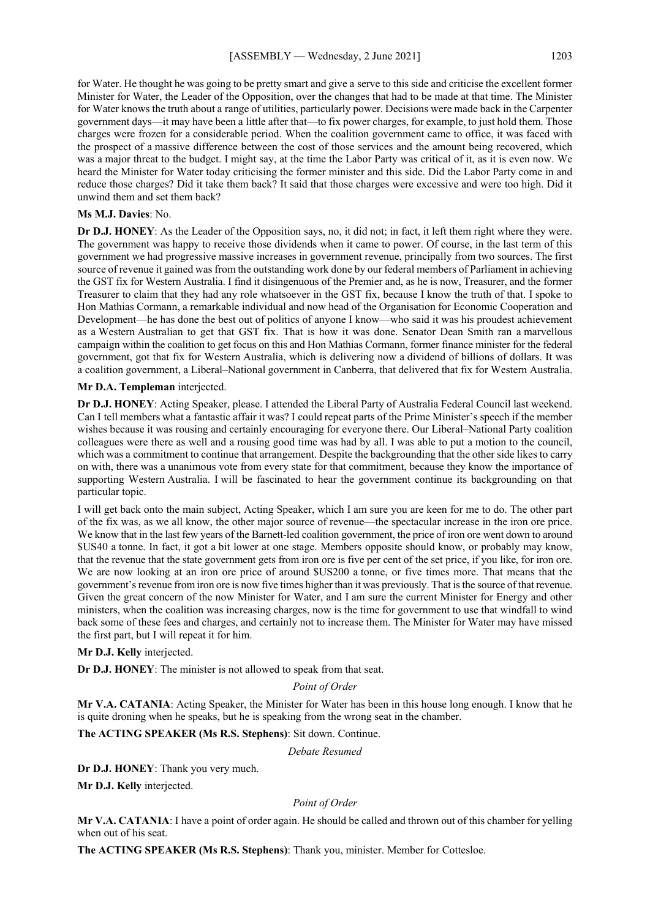for Water. He thought he was going to be pretty smart and give a serve to this side and criticise the excellent former Minister for Water, the Leader of the Opposition, over the changes that had to be made at that time. The Minister for Water knows the truth about a range of utilities, particularly power. Decisions were made back in the Carpenter government days—it may have been a little after that—to fix power charges, for example, to just hold them. Those charges were frozen for a considerable period. When the coalition government came to office, it was faced with the prospect of a massive difference between the cost of those services and the amount being recovered, which was a major threat to the budget. I might say, at the time the Labor Party was critical of it, as it is even now. We heard the Minister for Water today criticising the former minister and this side. Did the Labor Party come in and reduce those charges? Did it take them back? It said that those charges were excessive and were too high. Did it unwind them and set them back?

**Ms M.J. Davies**: No.

**Dr D.J. HONEY**: As the Leader of the Opposition says, no, it did not; in fact, it left them right where they were. The government was happy to receive those dividends when it came to power. Of course, in the last term of this government we had progressive massive increases in government revenue, principally from two sources. The first source of revenue it gained was from the outstanding work done by our federal members of Parliament in achieving the GST fix for Western Australia. I find it disingenuous of the Premier and, as he is now, Treasurer, and the former Treasurer to claim that they had any role whatsoever in the GST fix, because I know the truth of that. I spoke to Hon Mathias Cormann, a remarkable individual and now head of the Organisation for Economic Cooperation and Development—he has done the best out of politics of anyone I know—who said it was his proudest achievement as a Western Australian to get that GST fix. That is how it was done. Senator Dean Smith ran a marvellous campaign within the coalition to get focus on this and Hon Mathias Cormann, former finance minister for the federal government, got that fix for Western Australia, which is delivering now a dividend of billions of dollars. It was a coalition government, a Liberal–National government in Canberra, that delivered that fix for Western Australia.

**Mr D.A. Templeman** interjected.

**Dr D.J. HONEY**: Acting Speaker, please. I attended the Liberal Party of Australia Federal Council last weekend. Can I tell members what a fantastic affair it was? I could repeat parts of the Prime Minister's speech if the member wishes because it was rousing and certainly encouraging for everyone there. Our Liberal–National Party coalition colleagues were there as well and a rousing good time was had by all. I was able to put a motion to the council, which was a commitment to continue that arrangement. Despite the backgrounding that the other side likes to carry on with, there was a unanimous vote from every state for that commitment, because they know the importance of supporting Western Australia. I will be fascinated to hear the government continue its backgrounding on that particular topic.

I will get back onto the main subject, Acting Speaker, which I am sure you are keen for me to do. The other part of the fix was, as we all know, the other major source of revenue—the spectacular increase in the iron ore price. We know that in the last few years of the Barnett-led coalition government, the price of iron ore went down to around \$US40 a tonne. In fact, it got a bit lower at one stage. Members opposite should know, or probably may know, that the revenue that the state government gets from iron ore is five per cent of the set price, if you like, for iron ore. We are now looking at an iron ore price of around \$US200 a tonne, or five times more. That means that the government's revenue from iron ore is now five times higher than it was previously. That is the source of that revenue. Given the great concern of the now Minister for Water, and I am sure the current Minister for Energy and other ministers, when the coalition was increasing charges, now is the time for government to use that windfall to wind back some of these fees and charges, and certainly not to increase them. The Minister for Water may have missed the first part, but I will repeat it for him.

**Mr D.J. Kelly** interjected.

**Dr D.J. HONEY**: The minister is not allowed to speak from that seat.

*Point of Order*

**Mr V.A. CATANIA**: Acting Speaker, the Minister for Water has been in this house long enough. I know that he is quite droning when he speaks, but he is speaking from the wrong seat in the chamber.

**The ACTING SPEAKER (Ms R.S. Stephens)**: Sit down. Continue.

*Debate Resumed*

**Dr D.J. HONEY**: Thank you very much.

**Mr D.J. Kelly** interjected.

*Point of Order*

**Mr V.A. CATANIA**: I have a point of order again. He should be called and thrown out of this chamber for yelling when out of his seat.

**The ACTING SPEAKER (Ms R.S. Stephens)**: Thank you, minister. Member for Cottesloe.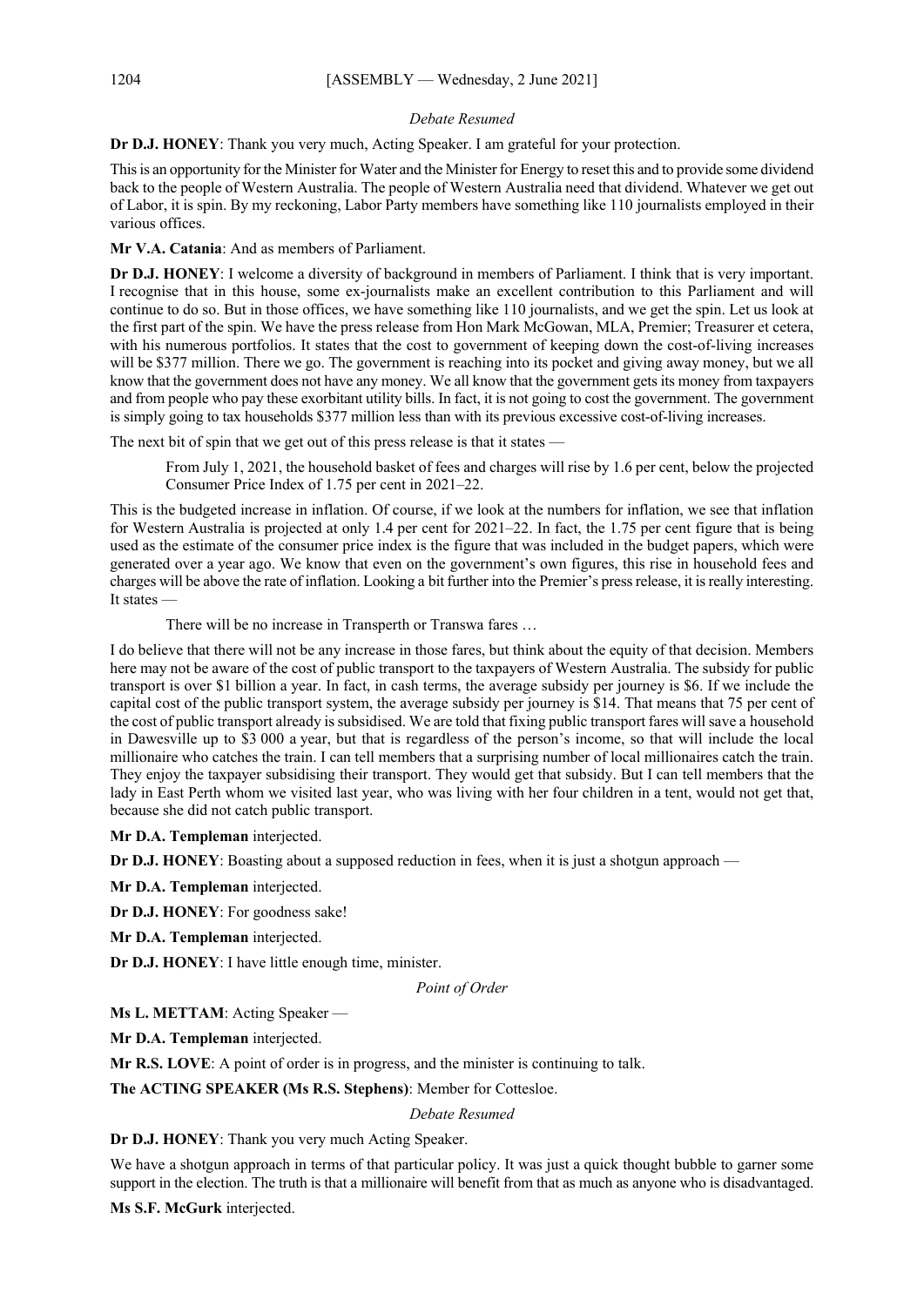*Debate Resumed*

**Dr D.J. HONEY**: Thank you very much, Acting Speaker. I am grateful for your protection.

This is an opportunity for the Minister for Water and the Minister for Energy to reset this and to provide some dividend back to the people of Western Australia. The people of Western Australia need that dividend. Whatever we get out of Labor, it is spin. By my reckoning, Labor Party members have something like 110 journalists employed in their various offices.

**Mr V.A. Catania**: And as members of Parliament.

**Dr D.J. HONEY**: I welcome a diversity of background in members of Parliament. I think that is very important. I recognise that in this house, some ex-journalists make an excellent contribution to this Parliament and will continue to do so. But in those offices, we have something like 110 journalists, and we get the spin. Let us look at the first part of the spin. We have the press release from Hon Mark McGowan, MLA, Premier; Treasurer et cetera, with his numerous portfolios. It states that the cost to government of keeping down the cost-of-living increases will be $377 million. There we go. The government is reaching into its pocket and giving away money, but we all know that the government does not have any money. We all know that the government gets its money from taxpayers and from people who pay these exorbitant utility bills. In fact, it is not going to cost the government. The government is simply going to tax households $377 million less than with its previous excessive cost-of-living increases.

The next bit of spin that we get out of this press release is that it states —

> From July 1, 2021, the household basket of fees and charges will rise by 1.6 per cent, below the projected Consumer Price Index of 1.75 per cent in 2021–22.

This is the budgeted increase in inflation. Of course, if we look at the numbers for inflation, we see that inflation for Western Australia is projected at only 1.4 per cent for 2021–22. In fact, the 1.75 per cent figure that is being used as the estimate of the consumer price index is the figure that was included in the budget papers, which were generated over a year ago. We know that even on the government's own figures, this rise in household fees and charges will be above the rate of inflation. Looking a bit further into the Premier's press release, it is really interesting. It states —

> There will be no increase in Transperth or Transwa fares …

I do believe that there will not be any increase in those fares, but think about the equity of that decision. Members here may not be aware of the cost of public transport to the taxpayers of Western Australia. The subsidy for public transport is over $1 billion a year. In fact, in cash terms, the average subsidy per journey is $6. If we include the capital cost of the public transport system, the average subsidy per journey is $14. That means that 75 per cent of the cost of public transport already is subsidised. We are told that fixing public transport fares will save a household in Dawesville up to $3 000 a year, but that is regardless of the person's income, so that will include the local millionaire who catches the train. I can tell members that a surprising number of local millionaires catch the train. They enjoy the taxpayer subsidising their transport. They would get that subsidy. But I can tell members that the lady in East Perth whom we visited last year, who was living with her four children in a tent, would not get that, because she did not catch public transport.

**Mr D.A. Templeman** interjected.

**Dr D.J. HONEY**: Boasting about a supposed reduction in fees, when it is just a shotgun approach —

**Mr D.A. Templeman** interjected.

**Dr D.J. HONEY**: For goodness sake!

**Mr D.A. Templeman** interjected.

**Dr D.J. HONEY**: I have little enough time, minister.

*Point of Order*

**Ms L. METTAM**: Acting Speaker —

**Mr D.A. Templeman** interjected.

**Mr R.S. LOVE**: A point of order is in progress, and the minister is continuing to talk.

**The ACTING SPEAKER (Ms R.S. Stephens)**: Member for Cottesloe.

*Debate Resumed*

**Dr D.J. HONEY**: Thank you very much Acting Speaker.

We have a shotgun approach in terms of that particular policy. It was just a quick thought bubble to garner some support in the election. The truth is that a millionaire will benefit from that as much as anyone who is disadvantaged.

**Ms S.F. McGurk** interjected.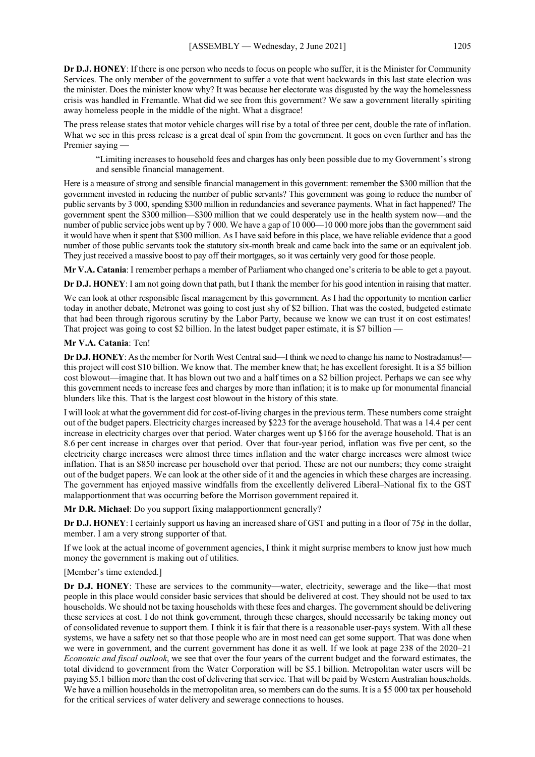**Dr D.J. HONEY**: If there is one person who needs to focus on people who suffer, it is the Minister for Community Services. The only member of the government to suffer a vote that went backwards in this last state election was the minister. Does the minister know why? It was because her electorate was disgusted by the way the homelessness crisis was handled in Fremantle. What did we see from this government? We saw a government literally spiriting away homeless people in the middle of the night. What a disgrace!

The press release states that motor vehicle charges will rise by a total of three per cent, double the rate of inflation. What we see in this press release is a great deal of spin from the government. It goes on even further and has the Premier saying —

> "Limiting increases to household fees and charges has only been possible due to my Government's strong and sensible financial management.

Here is a measure of strong and sensible financial management in this government: remember the $300 million that the government invested in reducing the number of public servants? This government was going to reduce the number of public servants by 3 000, spending $300 million in redundancies and severance payments. What in fact happened? The government spent the $300 million—$300 million that we could desperately use in the health system now—and the number of public service jobs went up by 7 000. We have a gap of 10 000—10 000 more jobs than the government said it would have when it spent that $300 million. As I have said before in this place, we have reliable evidence that a good number of those public servants took the statutory six-month break and came back into the same or an equivalent job. They just received a massive boost to pay off their mortgages, so it was certainly very good for those people.

**Mr V.A. Catania**: I remember perhaps a member of Parliament who changed one's criteria to be able to get a payout.

**Dr D.J. HONEY**: I am not going down that path, but I thank the member for his good intention in raising that matter.

We can look at other responsible fiscal management by this government. As I had the opportunity to mention earlier today in another debate, Metronet was going to cost just shy of $2 billion. That was the costed, budgeted estimate that had been through rigorous scrutiny by the Labor Party, because we know we can trust it on cost estimates! That project was going to cost $2 billion. In the latest budget paper estimate, it is $7 billion —

**Mr V.A. Catania**: Ten!

**Dr D.J. HONEY**: As the member for North West Central said—I think we need to change his name to Nostradamus!—this project will cost $10 billion. We know that. The member knew that; he has excellent foresight. It is a $5 billion cost blowout—imagine that. It has blown out two and a half times on a $2 billion project. Perhaps we can see why this government needs to increase fees and charges by more than inflation; it is to make up for monumental financial blunders like this. That is the largest cost blowout in the history of this state.

I will look at what the government did for cost-of-living charges in the previous term. These numbers come straight out of the budget papers. Electricity charges increased by $223 for the average household. That was a 14.4 per cent increase in electricity charges over that period. Water charges went up $166 for the average household. That is an 8.6 per cent increase in charges over that period. Over that four-year period, inflation was five per cent, so the electricity charge increases were almost three times inflation and the water charge increases were almost twice inflation. That is an $850 increase per household over that period. These are not our numbers; they come straight out of the budget papers. We can look at the other side of it and the agencies in which these charges are increasing. The government has enjoyed massive windfalls from the excellently delivered Liberal–National fix to the GST malapportionment that was occurring before the Morrison government repaired it.

**Mr D.R. Michael**: Do you support fixing malapportionment generally?

**Dr D.J. HONEY**: I certainly support us having an increased share of GST and putting in a floor of 75¢ in the dollar, member. I am a very strong supporter of that.

If we look at the actual income of government agencies, I think it might surprise members to know just how much money the government is making out of utilities.

[Member's time extended.]

**Dr D.J. HONEY**: These are services to the community—water, electricity, sewerage and the like—that most people in this place would consider basic services that should be delivered at cost. They should not be used to tax households. We should not be taxing households with these fees and charges. The government should be delivering these services at cost. I do not think government, through these charges, should necessarily be taking money out of consolidated revenue to support them. I think it is fair that there is a reasonable user-pays system. With all these systems, we have a safety net so that those people who are in most need can get some support. That was done when we were in government, and the current government has done it as well. If we look at page 238 of the 2020–21 *Economic and fiscal outlook*, we see that over the four years of the current budget and the forward estimates, the total dividend to government from the Water Corporation will be $5.1 billion. Metropolitan water users will be paying $5.1 billion more than the cost of delivering that service. That will be paid by Western Australian households. We have a million households in the metropolitan area, so members can do the sums. It is a $5 000 tax per household for the critical services of water delivery and sewerage connections to houses.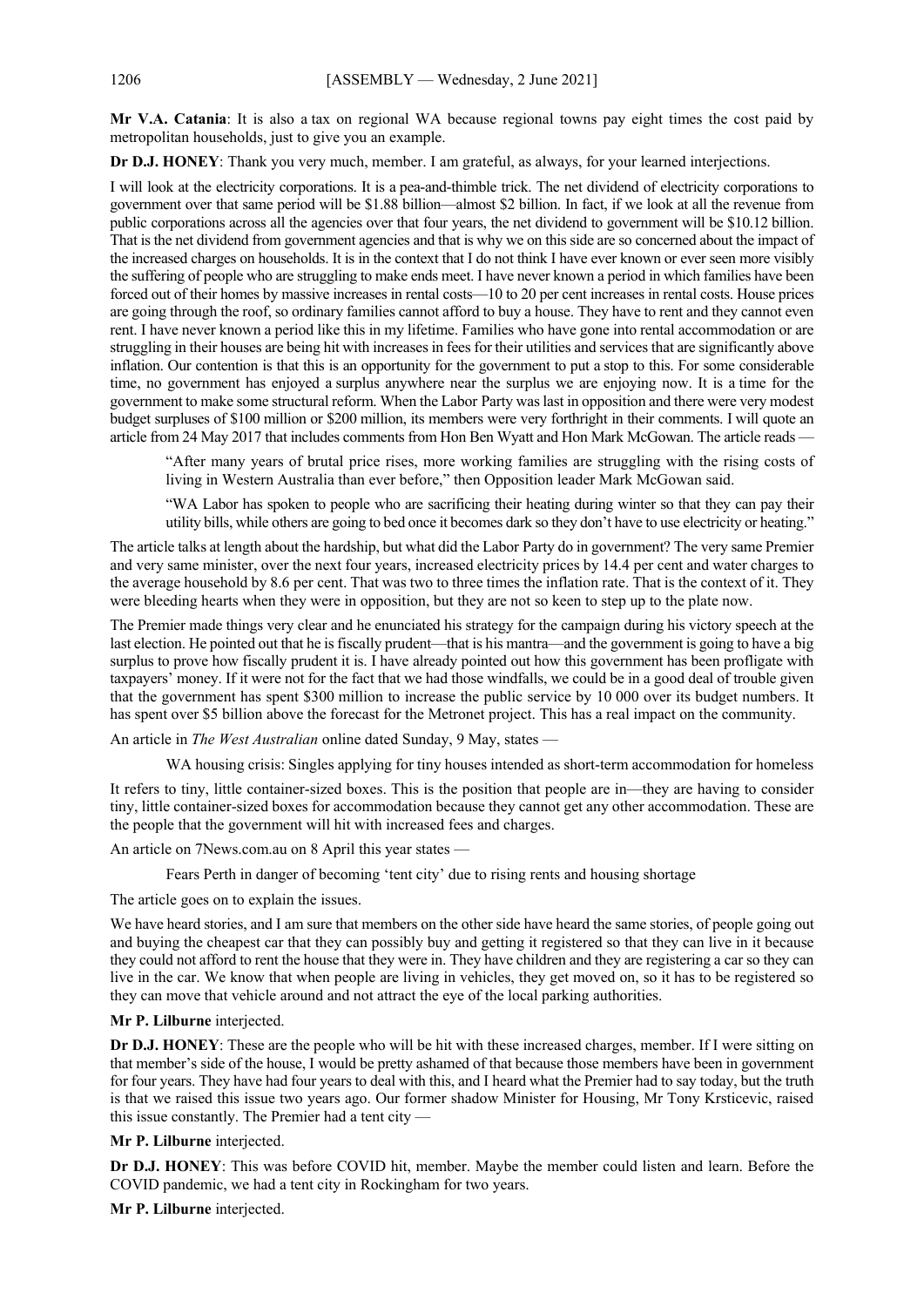**Mr V.A. Catania**: It is also a tax on regional WA because regional towns pay eight times the cost paid by metropolitan households, just to give you an example.

**Dr D.J. HONEY**: Thank you very much, member. I am grateful, as always, for your learned interjections.

I will look at the electricity corporations. It is a pea-and-thimble trick. The net dividend of electricity corporations to government over that same period will be $1.88 billion—almost $2 billion. In fact, if we look at all the revenue from public corporations across all the agencies over that four years, the net dividend to government will be $10.12 billion. That is the net dividend from government agencies and that is why we on this side are so concerned about the impact of the increased charges on households. It is in the context that I do not think I have ever known or ever seen more visibly the suffering of people who are struggling to make ends meet. I have never known a period in which families have been forced out of their homes by massive increases in rental costs—10 to 20 per cent increases in rental costs. House prices are going through the roof, so ordinary families cannot afford to buy a house. They have to rent and they cannot even rent. I have never known a period like this in my lifetime. Families who have gone into rental accommodation or are struggling in their houses are being hit with increases in fees for their utilities and services that are significantly above inflation. Our contention is that this is an opportunity for the government to put a stop to this. For some considerable time, no government has enjoyed a surplus anywhere near the surplus we are enjoying now. It is a time for the government to make some structural reform. When the Labor Party was last in opposition and there were very modest budget surpluses of $100 million or $200 million, its members were very forthright in their comments. I will quote an article from 24 May 2017 that includes comments from Hon Ben Wyatt and Hon Mark McGowan. The article reads —

> "After many years of brutal price rises, more working families are struggling with the rising costs of living in Western Australia than ever before," then Opposition leader Mark McGowan said.
>
> "WA Labor has spoken to people who are sacrificing their heating during winter so that they can pay their utility bills, while others are going to bed once it becomes dark so they don't have to use electricity or heating."

The article talks at length about the hardship, but what did the Labor Party do in government? The very same Premier and very same minister, over the next four years, increased electricity prices by 14.4 per cent and water charges to the average household by 8.6 per cent. That was two to three times the inflation rate. That is the context of it. They were bleeding hearts when they were in opposition, but they are not so keen to step up to the plate now.

The Premier made things very clear and he enunciated his strategy for the campaign during his victory speech at the last election. He pointed out that he is fiscally prudent—that is his mantra—and the government is going to have a big surplus to prove how fiscally prudent it is. I have already pointed out how this government has been profligate with taxpayers' money. If it were not for the fact that we had those windfalls, we could be in a good deal of trouble given that the government has spent $300 million to increase the public service by 10 000 over its budget numbers. It has spent over $5 billion above the forecast for the Metronet project. This has a real impact on the community.

An article in *The West Australian* online dated Sunday, 9 May, states —

> WA housing crisis: Singles applying for tiny houses intended as short-term accommodation for homeless

It refers to tiny, little container-sized boxes. This is the position that people are in—they are having to consider tiny, little container-sized boxes for accommodation because they cannot get any other accommodation. These are the people that the government will hit with increased fees and charges.

An article on 7News.com.au on 8 April this year states —

> Fears Perth in danger of becoming 'tent city' due to rising rents and housing shortage

The article goes on to explain the issues.

We have heard stories, and I am sure that members on the other side have heard the same stories, of people going out and buying the cheapest car that they can possibly buy and getting it registered so that they can live in it because they could not afford to rent the house that they were in. They have children and they are registering a car so they can live in the car. We know that when people are living in vehicles, they get moved on, so it has to be registered so they can move that vehicle around and not attract the eye of the local parking authorities.

**Mr P. Lilburne** interjected.

**Dr D.J. HONEY**: These are the people who will be hit with these increased charges, member. If I were sitting on that member's side of the house, I would be pretty ashamed of that because those members have been in government for four years. They have had four years to deal with this, and I heard what the Premier had to say today, but the truth is that we raised this issue two years ago. Our former shadow Minister for Housing, Mr Tony Krsticevic, raised this issue constantly. The Premier had a tent city —

**Mr P. Lilburne** interjected.

**Dr D.J. HONEY**: This was before COVID hit, member. Maybe the member could listen and learn. Before the COVID pandemic, we had a tent city in Rockingham for two years.

**Mr P. Lilburne** interjected.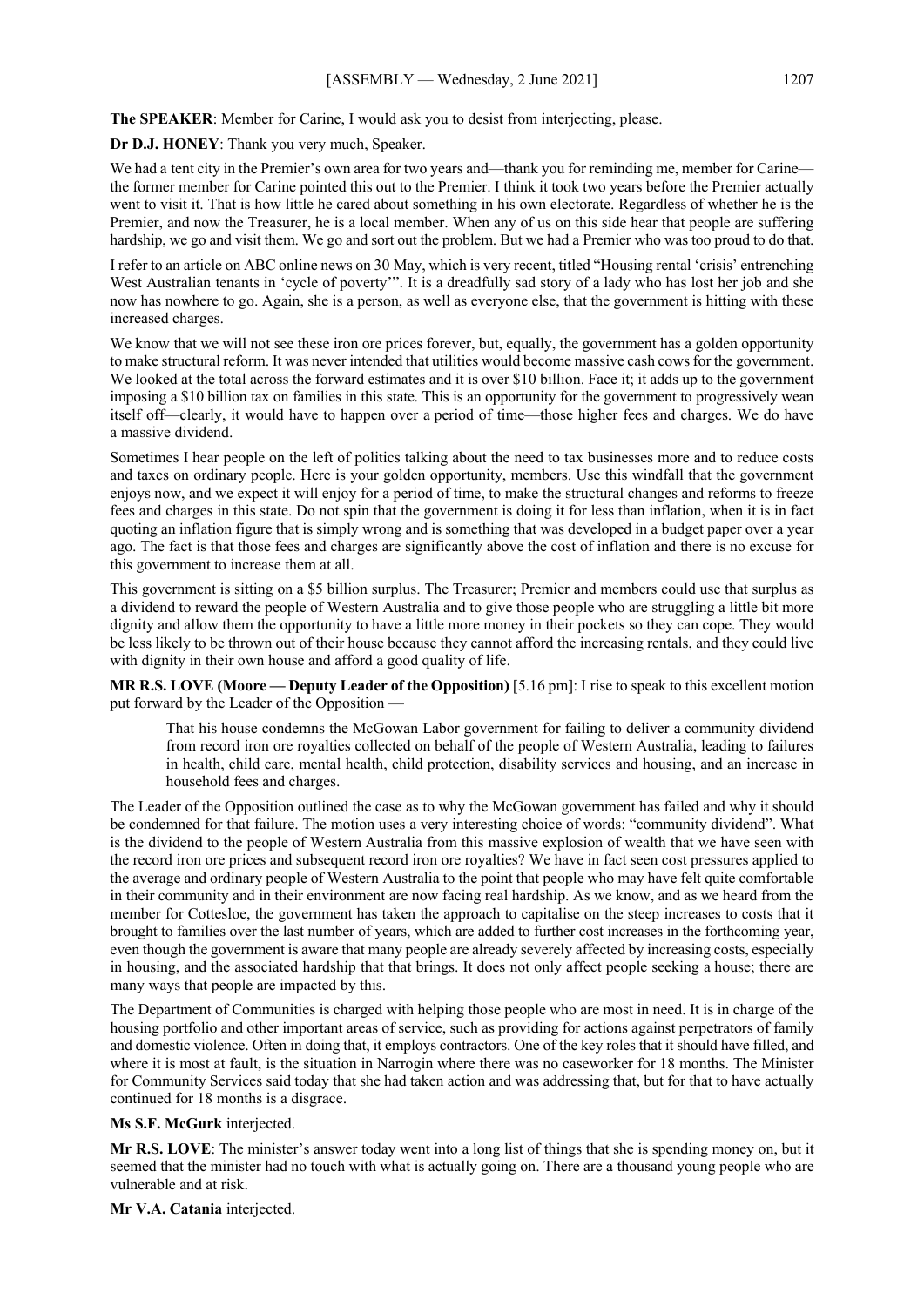**The SPEAKER**: Member for Carine, I would ask you to desist from interjecting, please.

**Dr D.J. HONEY**: Thank you very much, Speaker.

We had a tent city in the Premier's own area for two years and—thank you for reminding me, member for Carine—the former member for Carine pointed this out to the Premier. I think it took two years before the Premier actually went to visit it. That is how little he cared about something in his own electorate. Regardless of whether he is the Premier, and now the Treasurer, he is a local member. When any of us on this side hear that people are suffering hardship, we go and visit them. We go and sort out the problem. But we had a Premier who was too proud to do that.

I refer to an article on ABC online news on 30 May, which is very recent, titled "Housing rental 'crisis' entrenching West Australian tenants in 'cycle of poverty'". It is a dreadfully sad story of a lady who has lost her job and she now has nowhere to go. Again, she is a person, as well as everyone else, that the government is hitting with these increased charges.

We know that we will not see these iron ore prices forever, but, equally, the government has a golden opportunity to make structural reform. It was never intended that utilities would become massive cash cows for the government. We looked at the total across the forward estimates and it is over $10 billion. Face it; it adds up to the government imposing a $10 billion tax on families in this state. This is an opportunity for the government to progressively wean itself off—clearly, it would have to happen over a period of time—those higher fees and charges. We do have a massive dividend.

Sometimes I hear people on the left of politics talking about the need to tax businesses more and to reduce costs and taxes on ordinary people. Here is your golden opportunity, members. Use this windfall that the government enjoys now, and we expect it will enjoy for a period of time, to make the structural changes and reforms to freeze fees and charges in this state. Do not spin that the government is doing it for less than inflation, when it is in fact quoting an inflation figure that is simply wrong and is something that was developed in a budget paper over a year ago. The fact is that those fees and charges are significantly above the cost of inflation and there is no excuse for this government to increase them at all.

This government is sitting on a $5 billion surplus. The Treasurer; Premier and members could use that surplus as a dividend to reward the people of Western Australia and to give those people who are struggling a little bit more dignity and allow them the opportunity to have a little more money in their pockets so they can cope. They would be less likely to be thrown out of their house because they cannot afford the increasing rentals, and they could live with dignity in their own house and afford a good quality of life.

**MR R.S. LOVE (Moore — Deputy Leader of the Opposition)** [5.16 pm]: I rise to speak to this excellent motion put forward by the Leader of the Opposition —

> That his house condemns the McGowan Labor government for failing to deliver a community dividend from record iron ore royalties collected on behalf of the people of Western Australia, leading to failures in health, child care, mental health, child protection, disability services and housing, and an increase in household fees and charges.

The Leader of the Opposition outlined the case as to why the McGowan government has failed and why it should be condemned for that failure. The motion uses a very interesting choice of words: "community dividend". What is the dividend to the people of Western Australia from this massive explosion of wealth that we have seen with the record iron ore prices and subsequent record iron ore royalties? We have in fact seen cost pressures applied to the average and ordinary people of Western Australia to the point that people who may have felt quite comfortable in their community and in their environment are now facing real hardship. As we know, and as we heard from the member for Cottesloe, the government has taken the approach to capitalise on the steep increases to costs that it brought to families over the last number of years, which are added to further cost increases in the forthcoming year, even though the government is aware that many people are already severely affected by increasing costs, especially in housing, and the associated hardship that that brings. It does not only affect people seeking a house; there are many ways that people are impacted by this.

The Department of Communities is charged with helping those people who are most in need. It is in charge of the housing portfolio and other important areas of service, such as providing for actions against perpetrators of family and domestic violence. Often in doing that, it employs contractors. One of the key roles that it should have filled, and where it is most at fault, is the situation in Narrogin where there was no caseworker for 18 months. The Minister for Community Services said today that she had taken action and was addressing that, but for that to have actually continued for 18 months is a disgrace.

**Ms S.F. McGurk** interjected.

**Mr R.S. LOVE**: The minister's answer today went into a long list of things that she is spending money on, but it seemed that the minister had no touch with what is actually going on. There are a thousand young people who are vulnerable and at risk.

**Mr V.A. Catania** interjected.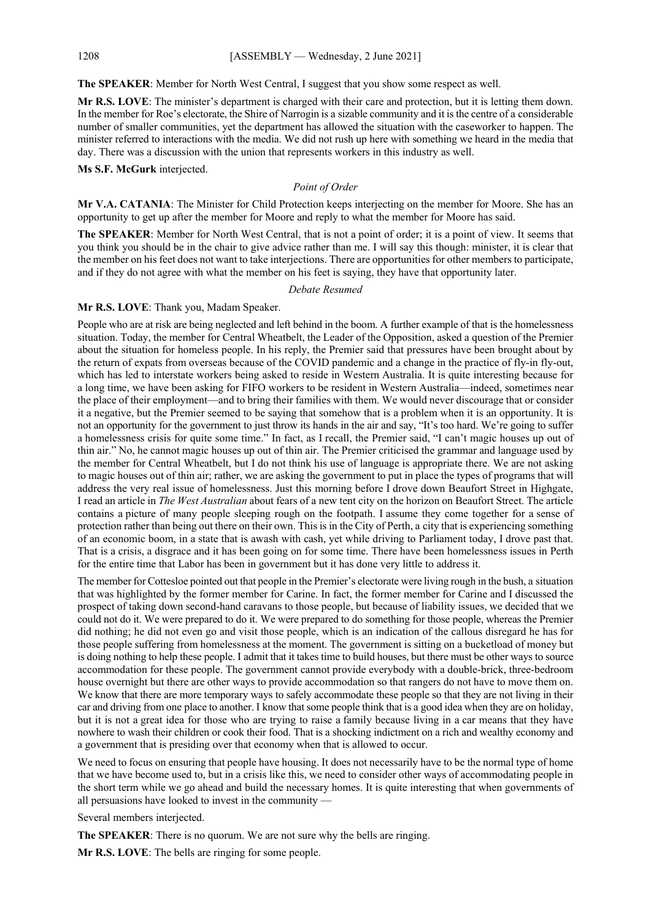**The SPEAKER**: Member for North West Central, I suggest that you show some respect as well.

**Mr R.S. LOVE**: The minister's department is charged with their care and protection, but it is letting them down. In the member for Roe's electorate, the Shire of Narrogin is a sizable community and it is the centre of a considerable number of smaller communities, yet the department has allowed the situation with the caseworker to happen. The minister referred to interactions with the media. We did not rush up here with something we heard in the media that day. There was a discussion with the union that represents workers in this industry as well.

**Ms S.F. McGurk** interjected.

*Point of Order*

**Mr V.A. CATANIA**: The Minister for Child Protection keeps interjecting on the member for Moore. She has an opportunity to get up after the member for Moore and reply to what the member for Moore has said.

**The SPEAKER**: Member for North West Central, that is not a point of order; it is a point of view. It seems that you think you should be in the chair to give advice rather than me. I will say this though: minister, it is clear that the member on his feet does not want to take interjections. There are opportunities for other members to participate, and if they do not agree with what the member on his feet is saying, they have that opportunity later.

*Debate Resumed*

**Mr R.S. LOVE**: Thank you, Madam Speaker.

People who are at risk are being neglected and left behind in the boom. A further example of that is the homelessness situation. Today, the member for Central Wheatbelt, the Leader of the Opposition, asked a question of the Premier about the situation for homeless people. In his reply, the Premier said that pressures have been brought about by the return of expats from overseas because of the COVID pandemic and a change in the practice of fly-in fly-out, which has led to interstate workers being asked to reside in Western Australia. It is quite interesting because for a long time, we have been asking for FIFO workers to be resident in Western Australia—indeed, sometimes near the place of their employment—and to bring their families with them. We would never discourage that or consider it a negative, but the Premier seemed to be saying that somehow that is a problem when it is an opportunity. It is not an opportunity for the government to just throw its hands in the air and say, "It's too hard. We're going to suffer a homelessness crisis for quite some time." In fact, as I recall, the Premier said, "I can't magic houses up out of thin air." No, he cannot magic houses up out of thin air. The Premier criticised the grammar and language used by the member for Central Wheatbelt, but I do not think his use of language is appropriate there. We are not asking to magic houses out of thin air; rather, we are asking the government to put in place the types of programs that will address the very real issue of homelessness. Just this morning before I drove down Beaufort Street in Highgate, I read an article in *The West Australian* about fears of a new tent city on the horizon on Beaufort Street. The article contains a picture of many people sleeping rough on the footpath. I assume they come together for a sense of protection rather than being out there on their own. This is in the City of Perth, a city that is experiencing something of an economic boom, in a state that is awash with cash, yet while driving to Parliament today, I drove past that. That is a crisis, a disgrace and it has been going on for some time. There have been homelessness issues in Perth for the entire time that Labor has been in government but it has done very little to address it.

The member for Cottesloe pointed out that people in the Premier's electorate were living rough in the bush, a situation that was highlighted by the former member for Carine. In fact, the former member for Carine and I discussed the prospect of taking down second-hand caravans to those people, but because of liability issues, we decided that we could not do it. We were prepared to do it. We were prepared to do something for those people, whereas the Premier did nothing; he did not even go and visit those people, which is an indication of the callous disregard he has for those people suffering from homelessness at the moment. The government is sitting on a bucketload of money but is doing nothing to help these people. I admit that it takes time to build houses, but there must be other ways to source accommodation for these people. The government cannot provide everybody with a double-brick, three-bedroom house overnight but there are other ways to provide accommodation so that rangers do not have to move them on. We know that there are more temporary ways to safely accommodate these people so that they are not living in their car and driving from one place to another. I know that some people think that is a good idea when they are on holiday, but it is not a great idea for those who are trying to raise a family because living in a car means that they have nowhere to wash their children or cook their food. That is a shocking indictment on a rich and wealthy economy and a government that is presiding over that economy when that is allowed to occur.

We need to focus on ensuring that people have housing. It does not necessarily have to be the normal type of home that we have become used to, but in a crisis like this, we need to consider other ways of accommodating people in the short term while we go ahead and build the necessary homes. It is quite interesting that when governments of all persuasions have looked to invest in the community —

Several members interjected.

**The SPEAKER**: There is no quorum. We are not sure why the bells are ringing.

**Mr R.S. LOVE**: The bells are ringing for some people.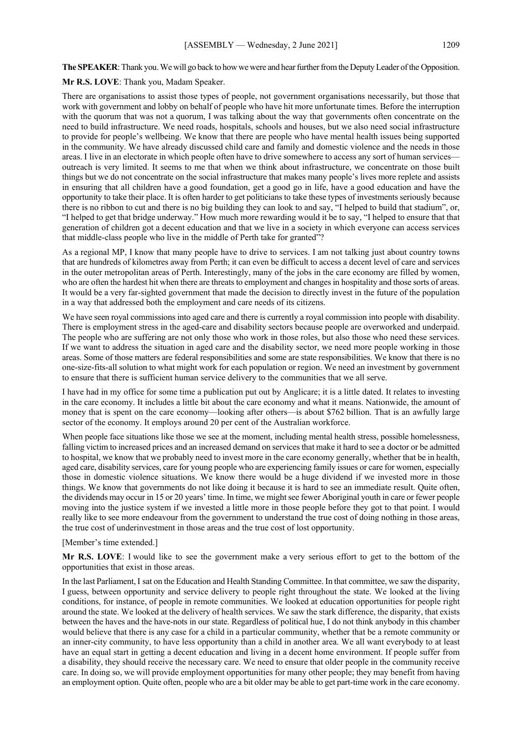**The SPEAKER**: Thank you. We will go back to how we were and hear further from the Deputy Leader of the Opposition.

**Mr R.S. LOVE**: Thank you, Madam Speaker.

There are organisations to assist those types of people, not government organisations necessarily, but those that work with government and lobby on behalf of people who have hit more unfortunate times. Before the interruption with the quorum that was not a quorum, I was talking about the way that governments often concentrate on the need to build infrastructure. We need roads, hospitals, schools and houses, but we also need social infrastructure to provide for people's wellbeing. We know that there are people who have mental health issues being supported in the community. We have already discussed child care and family and domestic violence and the needs in those areas. I live in an electorate in which people often have to drive somewhere to access any sort of human services—outreach is very limited. It seems to me that when we think about infrastructure, we concentrate on those built things but we do not concentrate on the social infrastructure that makes many people's lives more replete and assists in ensuring that all children have a good foundation, get a good go in life, have a good education and have the opportunity to take their place. It is often harder to get politicians to take these types of investments seriously because there is no ribbon to cut and there is no big building they can look to and say, "I helped to build that stadium", or, "I helped to get that bridge underway." How much more rewarding would it be to say, "I helped to ensure that that generation of children got a decent education and that we live in a society in which everyone can access services that middle-class people who live in the middle of Perth take for granted"?

As a regional MP, I know that many people have to drive to services. I am not talking just about country towns that are hundreds of kilometres away from Perth; it can even be difficult to access a decent level of care and services in the outer metropolitan areas of Perth. Interestingly, many of the jobs in the care economy are filled by women, who are often the hardest hit when there are threats to employment and changes in hospitality and those sorts of areas. It would be a very far-sighted government that made the decision to directly invest in the future of the population in a way that addressed both the employment and care needs of its citizens.

We have seen royal commissions into aged care and there is currently a royal commission into people with disability. There is employment stress in the aged-care and disability sectors because people are overworked and underpaid. The people who are suffering are not only those who work in those roles, but also those who need these services. If we want to address the situation in aged care and the disability sector, we need more people working in those areas. Some of those matters are federal responsibilities and some are state responsibilities. We know that there is no one-size-fits-all solution to what might work for each population or region. We need an investment by government to ensure that there is sufficient human service delivery to the communities that we all serve.

I have had in my office for some time a publication put out by Anglicare; it is a little dated. It relates to investing in the care economy. It includes a little bit about the care economy and what it means. Nationwide, the amount of money that is spent on the care economy—looking after others—is about $762 billion. That is an awfully large sector of the economy. It employs around 20 per cent of the Australian workforce.

When people face situations like those we see at the moment, including mental health stress, possible homelessness, falling victim to increased prices and an increased demand on services that make it hard to see a doctor or be admitted to hospital, we know that we probably need to invest more in the care economy generally, whether that be in health, aged care, disability services, care for young people who are experiencing family issues or care for women, especially those in domestic violence situations. We know there would be a huge dividend if we invested more in those things. We know that governments do not like doing it because it is hard to see an immediate result. Quite often, the dividends may occur in 15 or 20 years' time. In time, we might see fewer Aboriginal youth in care or fewer people moving into the justice system if we invested a little more in those people before they got to that point. I would really like to see more endeavour from the government to understand the true cost of doing nothing in those areas, the true cost of underinvestment in those areas and the true cost of lost opportunity.

[Member's time extended.]

**Mr R.S. LOVE**: I would like to see the government make a very serious effort to get to the bottom of the opportunities that exist in those areas.

In the last Parliament, I sat on the Education and Health Standing Committee. In that committee, we saw the disparity, I guess, between opportunity and service delivery to people right throughout the state. We looked at the living conditions, for instance, of people in remote communities. We looked at education opportunities for people right around the state. We looked at the delivery of health services. We saw the stark difference, the disparity, that exists between the haves and the have-nots in our state. Regardless of political hue, I do not think anybody in this chamber would believe that there is any case for a child in a particular community, whether that be a remote community or an inner-city community, to have less opportunity than a child in another area. We all want everybody to at least have an equal start in getting a decent education and living in a decent home environment. If people suffer from a disability, they should receive the necessary care. We need to ensure that older people in the community receive care. In doing so, we will provide employment opportunities for many other people; they may benefit from having an employment option. Quite often, people who are a bit older may be able to get part-time work in the care economy.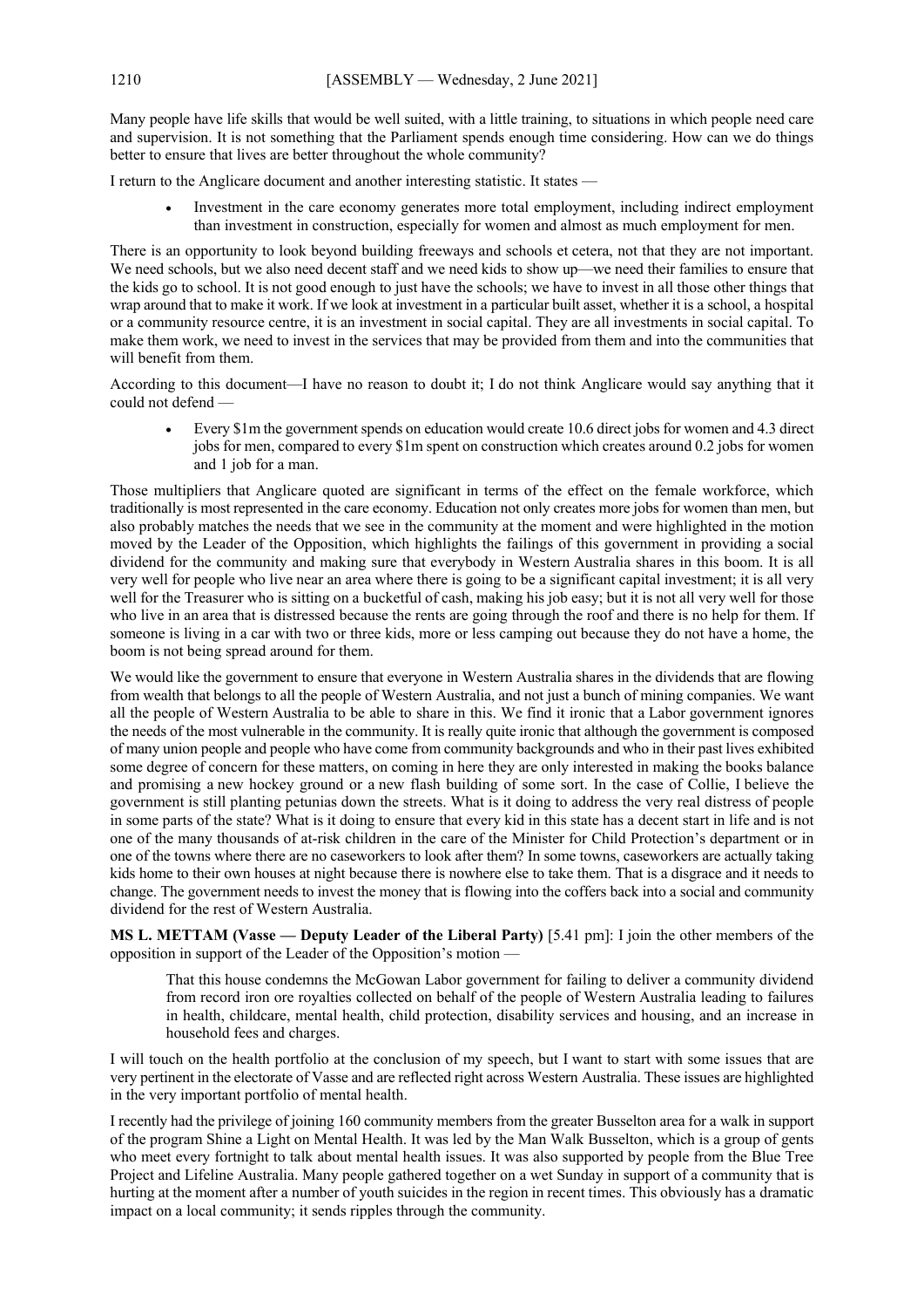Many people have life skills that would be well suited, with a little training, to situations in which people need care and supervision. It is not something that the Parliament spends enough time considering. How can we do things better to ensure that lives are better throughout the whole community?

I return to the Anglicare document and another interesting statistic. It states —

- Investment in the care economy generates more total employment, including indirect employment than investment in construction, especially for women and almost as much employment for men.

There is an opportunity to look beyond building freeways and schools et cetera, not that they are not important. We need schools, but we also need decent staff and we need kids to show up—we need their families to ensure that the kids go to school. It is not good enough to just have the schools; we have to invest in all those other things that wrap around that to make it work. If we look at investment in a particular built asset, whether it is a school, a hospital or a community resource centre, it is an investment in social capital. They are all investments in social capital. To make them work, we need to invest in the services that may be provided from them and into the communities that will benefit from them.

According to this document—I have no reason to doubt it; I do not think Anglicare would say anything that it could not defend —

- Every \$1m the government spends on education would create 10.6 direct jobs for women and 4.3 direct jobs for men, compared to every \$1m spent on construction which creates around 0.2 jobs for women and 1 job for a man.

Those multipliers that Anglicare quoted are significant in terms of the effect on the female workforce, which traditionally is most represented in the care economy. Education not only creates more jobs for women than men, but also probably matches the needs that we see in the community at the moment and were highlighted in the motion moved by the Leader of the Opposition, which highlights the failings of this government in providing a social dividend for the community and making sure that everybody in Western Australia shares in this boom. It is all very well for people who live near an area where there is going to be a significant capital investment; it is all very well for the Treasurer who is sitting on a bucketful of cash, making his job easy; but it is not all very well for those who live in an area that is distressed because the rents are going through the roof and there is no help for them. If someone is living in a car with two or three kids, more or less camping out because they do not have a home, the boom is not being spread around for them.

We would like the government to ensure that everyone in Western Australia shares in the dividends that are flowing from wealth that belongs to all the people of Western Australia, and not just a bunch of mining companies. We want all the people of Western Australia to be able to share in this. We find it ironic that a Labor government ignores the needs of the most vulnerable in the community. It is really quite ironic that although the government is composed of many union people and people who have come from community backgrounds and who in their past lives exhibited some degree of concern for these matters, on coming in here they are only interested in making the books balance and promising a new hockey ground or a new flash building of some sort. In the case of Collie, I believe the government is still planting petunias down the streets. What is it doing to address the very real distress of people in some parts of the state? What is it doing to ensure that every kid in this state has a decent start in life and is not one of the many thousands of at-risk children in the care of the Minister for Child Protection's department or in one of the towns where there are no caseworkers to look after them? In some towns, caseworkers are actually taking kids home to their own houses at night because there is nowhere else to take them. That is a disgrace and it needs to change. The government needs to invest the money that is flowing into the coffers back into a social and community dividend for the rest of Western Australia.

**MS L. METTAM (Vasse — Deputy Leader of the Liberal Party)** [5.41 pm]: I join the other members of the opposition in support of the Leader of the Opposition's motion —

> That this house condemns the McGowan Labor government for failing to deliver a community dividend from record iron ore royalties collected on behalf of the people of Western Australia leading to failures in health, childcare, mental health, child protection, disability services and housing, and an increase in household fees and charges.

I will touch on the health portfolio at the conclusion of my speech, but I want to start with some issues that are very pertinent in the electorate of Vasse and are reflected right across Western Australia. These issues are highlighted in the very important portfolio of mental health.

I recently had the privilege of joining 160 community members from the greater Busselton area for a walk in support of the program Shine a Light on Mental Health. It was led by the Man Walk Busselton, which is a group of gents who meet every fortnight to talk about mental health issues. It was also supported by people from the Blue Tree Project and Lifeline Australia. Many people gathered together on a wet Sunday in support of a community that is hurting at the moment after a number of youth suicides in the region in recent times. This obviously has a dramatic impact on a local community; it sends ripples through the community.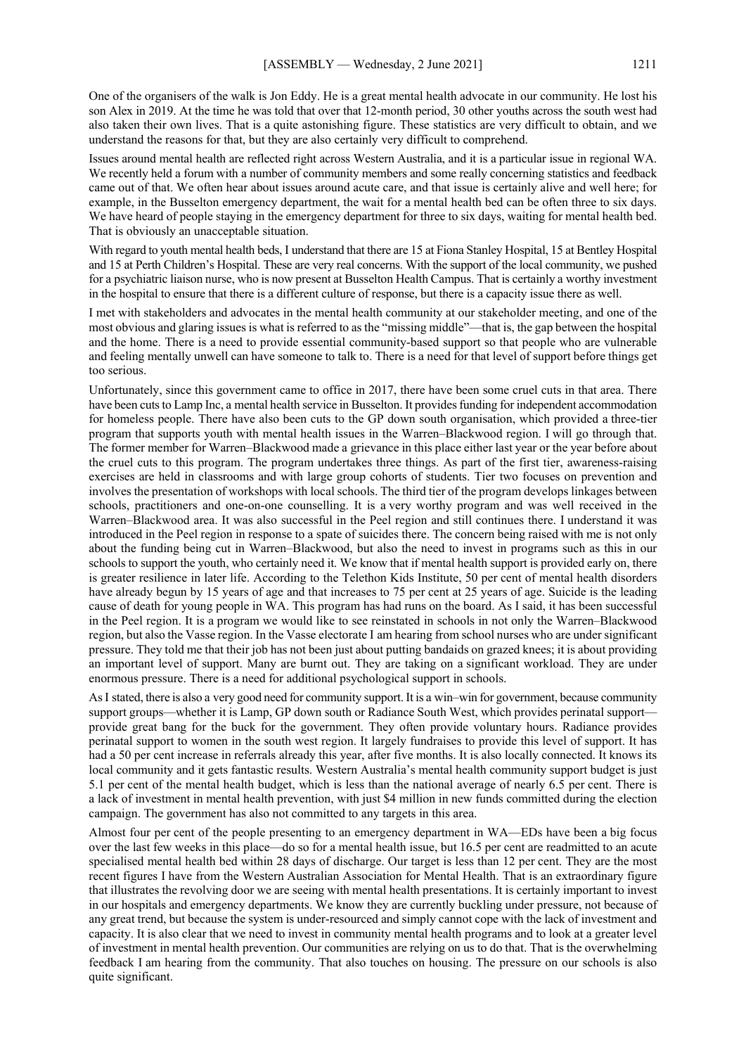One of the organisers of the walk is Jon Eddy. He is a great mental health advocate in our community. He lost his son Alex in 2019. At the time he was told that over that 12-month period, 30 other youths across the south west had also taken their own lives. That is a quite astonishing figure. These statistics are very difficult to obtain, and we understand the reasons for that, but they are also certainly very difficult to comprehend.

Issues around mental health are reflected right across Western Australia, and it is a particular issue in regional WA. We recently held a forum with a number of community members and some really concerning statistics and feedback came out of that. We often hear about issues around acute care, and that issue is certainly alive and well here; for example, in the Busselton emergency department, the wait for a mental health bed can be often three to six days. We have heard of people staying in the emergency department for three to six days, waiting for mental health bed. That is obviously an unacceptable situation.

With regard to youth mental health beds, I understand that there are 15 at Fiona Stanley Hospital, 15 at Bentley Hospital and 15 at Perth Children's Hospital. These are very real concerns. With the support of the local community, we pushed for a psychiatric liaison nurse, who is now present at Busselton Health Campus. That is certainly a worthy investment in the hospital to ensure that there is a different culture of response, but there is a capacity issue there as well.

I met with stakeholders and advocates in the mental health community at our stakeholder meeting, and one of the most obvious and glaring issues is what is referred to as the "missing middle"—that is, the gap between the hospital and the home. There is a need to provide essential community-based support so that people who are vulnerable and feeling mentally unwell can have someone to talk to. There is a need for that level of support before things get too serious.

Unfortunately, since this government came to office in 2017, there have been some cruel cuts in that area. There have been cuts to Lamp Inc, a mental health service in Busselton. It provides funding for independent accommodation for homeless people. There have also been cuts to the GP down south organisation, which provided a three-tier program that supports youth with mental health issues in the Warren–Blackwood region. I will go through that. The former member for Warren–Blackwood made a grievance in this place either last year or the year before about the cruel cuts to this program. The program undertakes three things. As part of the first tier, awareness-raising exercises are held in classrooms and with large group cohorts of students. Tier two focuses on prevention and involves the presentation of workshops with local schools. The third tier of the program develops linkages between schools, practitioners and one-on-one counselling. It is a very worthy program and was well received in the Warren–Blackwood area. It was also successful in the Peel region and still continues there. I understand it was introduced in the Peel region in response to a spate of suicides there. The concern being raised with me is not only about the funding being cut in Warren–Blackwood, but also the need to invest in programs such as this in our schools to support the youth, who certainly need it. We know that if mental health support is provided early on, there is greater resilience in later life. According to the Telethon Kids Institute, 50 per cent of mental health disorders have already begun by 15 years of age and that increases to 75 per cent at 25 years of age. Suicide is the leading cause of death for young people in WA. This program has had runs on the board. As I said, it has been successful in the Peel region. It is a program we would like to see reinstated in schools in not only the Warren–Blackwood region, but also the Vasse region. In the Vasse electorate I am hearing from school nurses who are under significant pressure. They told me that their job has not been just about putting bandaids on grazed knees; it is about providing an important level of support. Many are burnt out. They are taking on a significant workload. They are under enormous pressure. There is a need for additional psychological support in schools.

As I stated, there is also a very good need for community support. It is a win–win for government, because community support groups—whether it is Lamp, GP down south or Radiance South West, which provides perinatal support—provide great bang for the buck for the government. They often provide voluntary hours. Radiance provides perinatal support to women in the south west region. It largely fundraises to provide this level of support. It has had a 50 per cent increase in referrals already this year, after five months. It is also locally connected. It knows its local community and it gets fantastic results. Western Australia's mental health community support budget is just 5.1 per cent of the mental health budget, which is less than the national average of nearly 6.5 per cent. There is a lack of investment in mental health prevention, with just $4 million in new funds committed during the election campaign. The government has also not committed to any targets in this area.

Almost four per cent of the people presenting to an emergency department in WA—EDs have been a big focus over the last few weeks in this place—do so for a mental health issue, but 16.5 per cent are readmitted to an acute specialised mental health bed within 28 days of discharge. Our target is less than 12 per cent. They are the most recent figures I have from the Western Australian Association for Mental Health. That is an extraordinary figure that illustrates the revolving door we are seeing with mental health presentations. It is certainly important to invest in our hospitals and emergency departments. We know they are currently buckling under pressure, not because of any great trend, but because the system is under-resourced and simply cannot cope with the lack of investment and capacity. It is also clear that we need to invest in community mental health programs and to look at a greater level of investment in mental health prevention. Our communities are relying on us to do that. That is the overwhelming feedback I am hearing from the community. That also touches on housing. The pressure on our schools is also quite significant.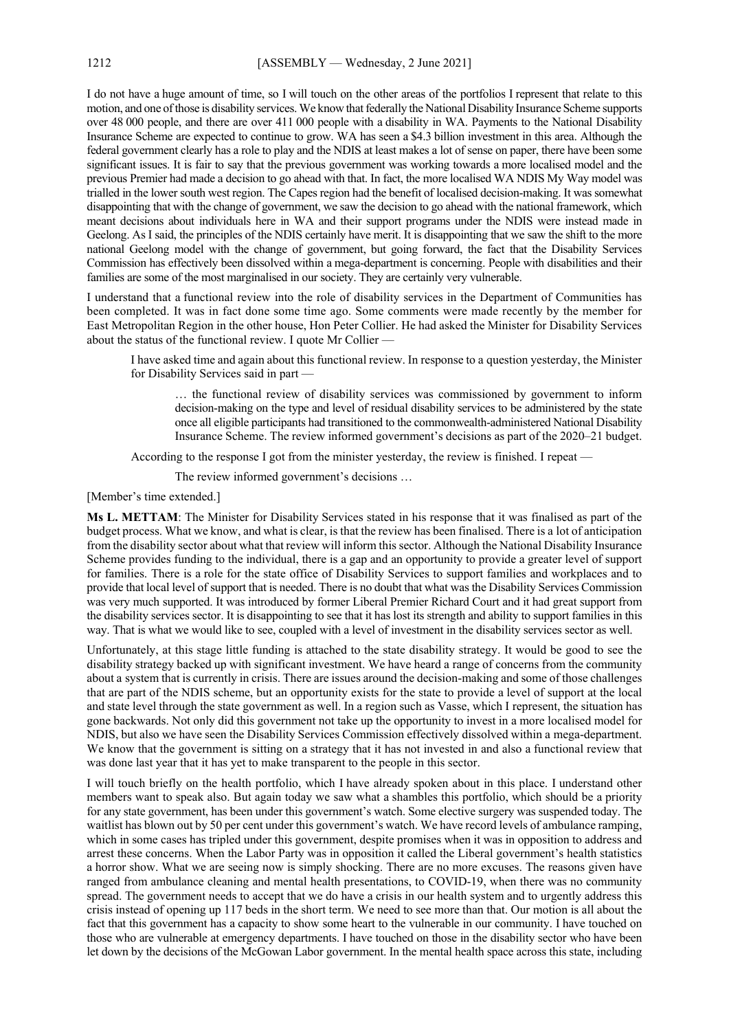I do not have a huge amount of time, so I will touch on the other areas of the portfolios I represent that relate to this motion, and one of those is disability services. We know that federally the National Disability Insurance Scheme supports over 48 000 people, and there are over 411 000 people with a disability in WA. Payments to the National Disability Insurance Scheme are expected to continue to grow. WA has seen a $4.3 billion investment in this area. Although the federal government clearly has a role to play and the NDIS at least makes a lot of sense on paper, there have been some significant issues. It is fair to say that the previous government was working towards a more localised model and the previous Premier had made a decision to go ahead with that. In fact, the more localised WA NDIS My Way model was trialled in the lower south west region. The Capes region had the benefit of localised decision-making. It was somewhat disappointing that with the change of government, we saw the decision to go ahead with the national framework, which meant decisions about individuals here in WA and their support programs under the NDIS were instead made in Geelong. As I said, the principles of the NDIS certainly have merit. It is disappointing that we saw the shift to the more national Geelong model with the change of government, but going forward, the fact that the Disability Services Commission has effectively been dissolved within a mega-department is concerning. People with disabilities and their families are some of the most marginalised in our society. They are certainly very vulnerable.

I understand that a functional review into the role of disability services in the Department of Communities has been completed. It was in fact done some time ago. Some comments were made recently by the member for East Metropolitan Region in the other house, Hon Peter Collier. He had asked the Minister for Disability Services about the status of the functional review. I quote Mr Collier —

> I have asked time and again about this functional review. In response to a question yesterday, the Minister for Disability Services said in part —
>
> > … the functional review of disability services was commissioned by government to inform decision-making on the type and level of residual disability services to be administered by the state once all eligible participants had transitioned to the commonwealth-administered National Disability Insurance Scheme. The review informed government's decisions as part of the 2020–21 budget.
>
> According to the response I got from the minister yesterday, the review is finished. I repeat —
>
> > The review informed government's decisions …

[Member's time extended.]

**Ms L. METTAM**: The Minister for Disability Services stated in his response that it was finalised as part of the budget process. What we know, and what is clear, is that the review has been finalised. There is a lot of anticipation from the disability sector about what that review will inform this sector. Although the National Disability Insurance Scheme provides funding to the individual, there is a gap and an opportunity to provide a greater level of support for families. There is a role for the state office of Disability Services to support families and workplaces and to provide that local level of support that is needed. There is no doubt that what was the Disability Services Commission was very much supported. It was introduced by former Liberal Premier Richard Court and it had great support from the disability services sector. It is disappointing to see that it has lost its strength and ability to support families in this way. That is what we would like to see, coupled with a level of investment in the disability services sector as well.

Unfortunately, at this stage little funding is attached to the state disability strategy. It would be good to see the disability strategy backed up with significant investment. We have heard a range of concerns from the community about a system that is currently in crisis. There are issues around the decision-making and some of those challenges that are part of the NDIS scheme, but an opportunity exists for the state to provide a level of support at the local and state level through the state government as well. In a region such as Vasse, which I represent, the situation has gone backwards. Not only did this government not take up the opportunity to invest in a more localised model for NDIS, but also we have seen the Disability Services Commission effectively dissolved within a mega-department. We know that the government is sitting on a strategy that it has not invested in and also a functional review that was done last year that it has yet to make transparent to the people in this sector.

I will touch briefly on the health portfolio, which I have already spoken about in this place. I understand other members want to speak also. But again today we saw what a shambles this portfolio, which should be a priority for any state government, has been under this government's watch. Some elective surgery was suspended today. The waitlist has blown out by 50 per cent under this government's watch. We have record levels of ambulance ramping, which in some cases has tripled under this government, despite promises when it was in opposition to address and arrest these concerns. When the Labor Party was in opposition it called the Liberal government's health statistics a horror show. What we are seeing now is simply shocking. There are no more excuses. The reasons given have ranged from ambulance cleaning and mental health presentations, to COVID-19, when there was no community spread. The government needs to accept that we do have a crisis in our health system and to urgently address this crisis instead of opening up 117 beds in the short term. We need to see more than that. Our motion is all about the fact that this government has a capacity to show some heart to the vulnerable in our community. I have touched on those who are vulnerable at emergency departments. I have touched on those in the disability sector who have been let down by the decisions of the McGowan Labor government. In the mental health space across this state, including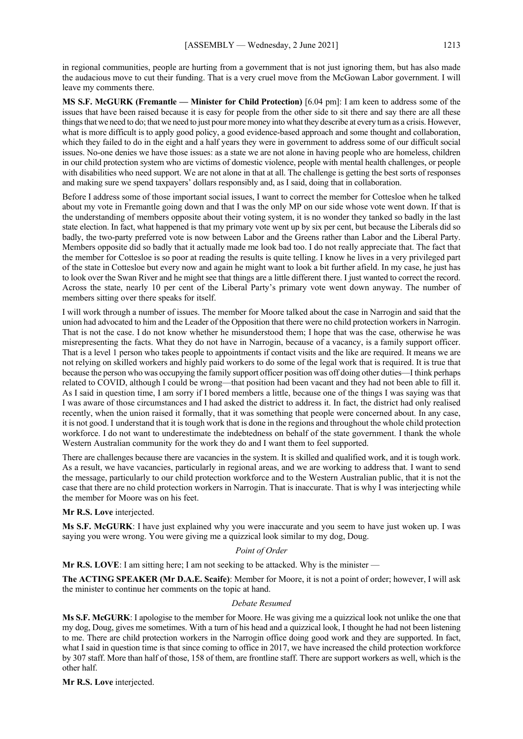in regional communities, people are hurting from a government that is not just ignoring them, but has also made the audacious move to cut their funding. That is a very cruel move from the McGowan Labor government. I will leave my comments there.

**MS S.F. McGURK (Fremantle — Minister for Child Protection)** [6.04 pm]: I am keen to address some of the issues that have been raised because it is easy for people from the other side to sit there and say there are all these things that we need to do; that we need to just pour more money into what they describe at every turn as a crisis. However, what is more difficult is to apply good policy, a good evidence-based approach and some thought and collaboration, which they failed to do in the eight and a half years they were in government to address some of our difficult social issues. No-one denies we have those issues: as a state we are not alone in having people who are homeless, children in our child protection system who are victims of domestic violence, people with mental health challenges, or people with disabilities who need support. We are not alone in that at all. The challenge is getting the best sorts of responses and making sure we spend taxpayers' dollars responsibly and, as I said, doing that in collaboration.

Before I address some of those important social issues, I want to correct the member for Cottesloe when he talked about my vote in Fremantle going down and that I was the only MP on our side whose vote went down. If that is the understanding of members opposite about their voting system, it is no wonder they tanked so badly in the last state election. In fact, what happened is that my primary vote went up by six per cent, but because the Liberals did so badly, the two-party preferred vote is now between Labor and the Greens rather than Labor and the Liberal Party. Members opposite did so badly that it actually made me look bad too. I do not really appreciate that. The fact that the member for Cottesloe is so poor at reading the results is quite telling. I know he lives in a very privileged part of the state in Cottesloe but every now and again he might want to look a bit further afield. In my case, he just has to look over the Swan River and he might see that things are a little different there. I just wanted to correct the record. Across the state, nearly 10 per cent of the Liberal Party's primary vote went down anyway. The number of members sitting over there speaks for itself.

I will work through a number of issues. The member for Moore talked about the case in Narrogin and said that the union had advocated to him and the Leader of the Opposition that there were no child protection workers in Narrogin. That is not the case. I do not know whether he misunderstood them; I hope that was the case, otherwise he was misrepresenting the facts. What they do not have in Narrogin, because of a vacancy, is a family support officer. That is a level 1 person who takes people to appointments if contact visits and the like are required. It means we are not relying on skilled workers and highly paid workers to do some of the legal work that is required. It is true that because the person who was occupying the family support officer position was off doing other duties—I think perhaps related to COVID, although I could be wrong—that position had been vacant and they had not been able to fill it. As I said in question time, I am sorry if I bored members a little, because one of the things I was saying was that I was aware of those circumstances and I had asked the district to address it. In fact, the district had only realised recently, when the union raised it formally, that it was something that people were concerned about. In any case, it is not good. I understand that it is tough work that is done in the regions and throughout the whole child protection workforce. I do not want to underestimate the indebtedness on behalf of the state government. I thank the whole Western Australian community for the work they do and I want them to feel supported.

There are challenges because there are vacancies in the system. It is skilled and qualified work, and it is tough work. As a result, we have vacancies, particularly in regional areas, and we are working to address that. I want to send the message, particularly to our child protection workforce and to the Western Australian public, that it is not the case that there are no child protection workers in Narrogin. That is inaccurate. That is why I was interjecting while the member for Moore was on his feet.

**Mr R.S. Love** interjected.

**Ms S.F. McGURK**: I have just explained why you were inaccurate and you seem to have just woken up. I was saying you were wrong. You were giving me a quizzical look similar to my dog, Doug.

*Point of Order*

**Mr R.S. LOVE**: I am sitting here; I am not seeking to be attacked. Why is the minister —

**The ACTING SPEAKER (Mr D.A.E. Scaife)**: Member for Moore, it is not a point of order; however, I will ask the minister to continue her comments on the topic at hand.

*Debate Resumed*

**Ms S.F. McGURK**: I apologise to the member for Moore. He was giving me a quizzical look not unlike the one that my dog, Doug, gives me sometimes. With a turn of his head and a quizzical look, I thought he had not been listening to me. There are child protection workers in the Narrogin office doing good work and they are supported. In fact, what I said in question time is that since coming to office in 2017, we have increased the child protection workforce by 307 staff. More than half of those, 158 of them, are frontline staff. There are support workers as well, which is the other half.

**Mr R.S. Love** interjected.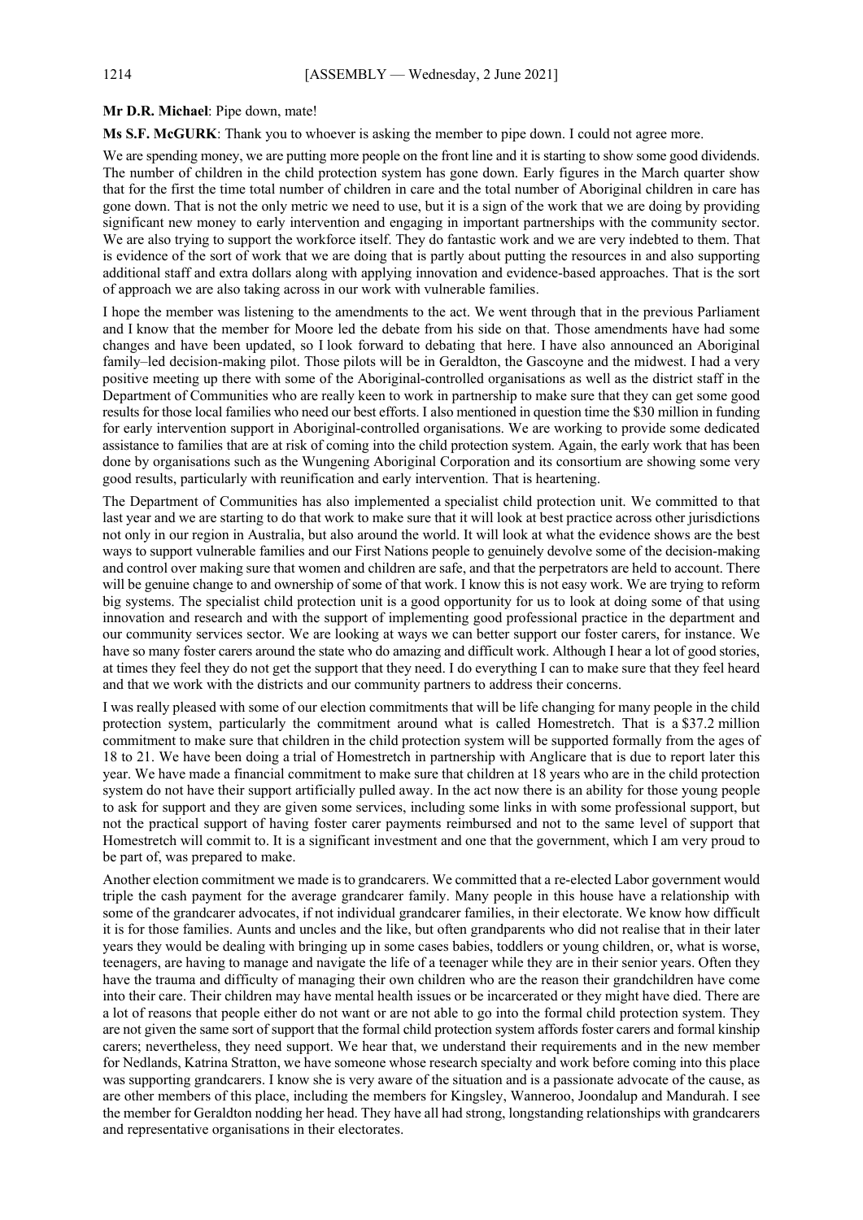**Mr D.R. Michael**: Pipe down, mate!

**Ms S.F. McGURK**: Thank you to whoever is asking the member to pipe down. I could not agree more.

We are spending money, we are putting more people on the front line and it is starting to show some good dividends. The number of children in the child protection system has gone down. Early figures in the March quarter show that for the first the time total number of children in care and the total number of Aboriginal children in care has gone down. That is not the only metric we need to use, but it is a sign of the work that we are doing by providing significant new money to early intervention and engaging in important partnerships with the community sector. We are also trying to support the workforce itself. They do fantastic work and we are very indebted to them. That is evidence of the sort of work that we are doing that is partly about putting the resources in and also supporting additional staff and extra dollars along with applying innovation and evidence-based approaches. That is the sort of approach we are also taking across in our work with vulnerable families.

I hope the member was listening to the amendments to the act. We went through that in the previous Parliament and I know that the member for Moore led the debate from his side on that. Those amendments have had some changes and have been updated, so I look forward to debating that here. I have also announced an Aboriginal family–led decision-making pilot. Those pilots will be in Geraldton, the Gascoyne and the midwest. I had a very positive meeting up there with some of the Aboriginal-controlled organisations as well as the district staff in the Department of Communities who are really keen to work in partnership to make sure that they can get some good results for those local families who need our best efforts. I also mentioned in question time the $30 million in funding for early intervention support in Aboriginal-controlled organisations. We are working to provide some dedicated assistance to families that are at risk of coming into the child protection system. Again, the early work that has been done by organisations such as the Wungening Aboriginal Corporation and its consortium are showing some very good results, particularly with reunification and early intervention. That is heartening.

The Department of Communities has also implemented a specialist child protection unit. We committed to that last year and we are starting to do that work to make sure that it will look at best practice across other jurisdictions not only in our region in Australia, but also around the world. It will look at what the evidence shows are the best ways to support vulnerable families and our First Nations people to genuinely devolve some of the decision-making and control over making sure that women and children are safe, and that the perpetrators are held to account. There will be genuine change to and ownership of some of that work. I know this is not easy work. We are trying to reform big systems. The specialist child protection unit is a good opportunity for us to look at doing some of that using innovation and research and with the support of implementing good professional practice in the department and our community services sector. We are looking at ways we can better support our foster carers, for instance. We have so many foster carers around the state who do amazing and difficult work. Although I hear a lot of good stories, at times they feel they do not get the support that they need. I do everything I can to make sure that they feel heard and that we work with the districts and our community partners to address their concerns.

I was really pleased with some of our election commitments that will be life changing for many people in the child protection system, particularly the commitment around what is called Homestretch. That is a $37.2 million commitment to make sure that children in the child protection system will be supported formally from the ages of 18 to 21. We have been doing a trial of Homestretch in partnership with Anglicare that is due to report later this year. We have made a financial commitment to make sure that children at 18 years who are in the child protection system do not have their support artificially pulled away. In the act now there is an ability for those young people to ask for support and they are given some services, including some links in with some professional support, but not the practical support of having foster carer payments reimbursed and not to the same level of support that Homestretch will commit to. It is a significant investment and one that the government, which I am very proud to be part of, was prepared to make.

Another election commitment we made is to grandcarers. We committed that a re-elected Labor government would triple the cash payment for the average grandcarer family. Many people in this house have a relationship with some of the grandcarer advocates, if not individual grandcarer families, in their electorate. We know how difficult it is for those families. Aunts and uncles and the like, but often grandparents who did not realise that in their later years they would be dealing with bringing up in some cases babies, toddlers or young children, or, what is worse, teenagers, are having to manage and navigate the life of a teenager while they are in their senior years. Often they have the trauma and difficulty of managing their own children who are the reason their grandchildren have come into their care. Their children may have mental health issues or be incarcerated or they might have died. There are a lot of reasons that people either do not want or are not able to go into the formal child protection system. They are not given the same sort of support that the formal child protection system affords foster carers and formal kinship carers; nevertheless, they need support. We hear that, we understand their requirements and in the new member for Nedlands, Katrina Stratton, we have someone whose research specialty and work before coming into this place was supporting grandcarers. I know she is very aware of the situation and is a passionate advocate of the cause, as are other members of this place, including the members for Kingsley, Wanneroo, Joondalup and Mandurah. I see the member for Geraldton nodding her head. They have all had strong, longstanding relationships with grandcarers and representative organisations in their electorates.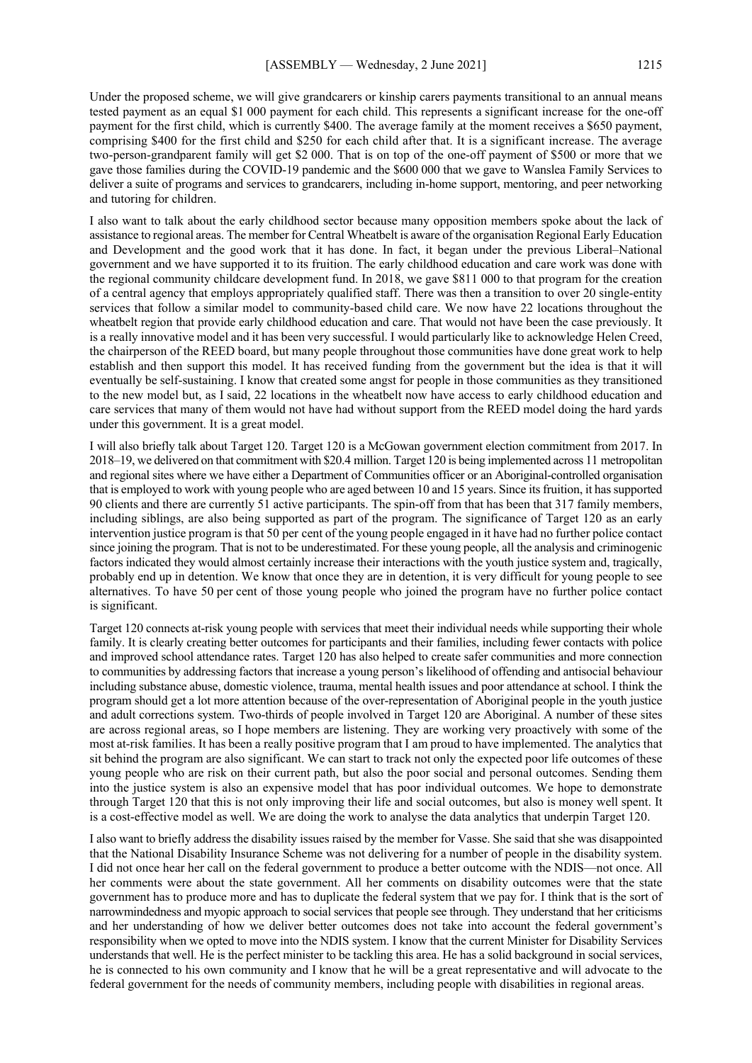Under the proposed scheme, we will give grandcarers or kinship carers payments transitional to an annual means tested payment as an equal $1 000 payment for each child. This represents a significant increase for the one-off payment for the first child, which is currently $400. The average family at the moment receives a $650 payment, comprising $400 for the first child and $250 for each child after that. It is a significant increase. The average two-person-grandparent family will get $2 000. That is on top of the one-off payment of $500 or more that we gave those families during the COVID-19 pandemic and the $600 000 that we gave to Wanslea Family Services to deliver a suite of programs and services to grandcarers, including in-home support, mentoring, and peer networking and tutoring for children.

I also want to talk about the early childhood sector because many opposition members spoke about the lack of assistance to regional areas. The member for Central Wheatbelt is aware of the organisation Regional Early Education and Development and the good work that it has done. In fact, it began under the previous Liberal–National government and we have supported it to its fruition. The early childhood education and care work was done with the regional community childcare development fund. In 2018, we gave $811 000 to that program for the creation of a central agency that employs appropriately qualified staff. There was then a transition to over 20 single-entity services that follow a similar model to community-based child care. We now have 22 locations throughout the wheatbelt region that provide early childhood education and care. That would not have been the case previously. It is a really innovative model and it has been very successful. I would particularly like to acknowledge Helen Creed, the chairperson of the REED board, but many people throughout those communities have done great work to help establish and then support this model. It has received funding from the government but the idea is that it will eventually be self-sustaining. I know that created some angst for people in those communities as they transitioned to the new model but, as I said, 22 locations in the wheatbelt now have access to early childhood education and care services that many of them would not have had without support from the REED model doing the hard yards under this government. It is a great model.

I will also briefly talk about Target 120. Target 120 is a McGowan government election commitment from 2017. In 2018–19, we delivered on that commitment with $20.4 million. Target 120 is being implemented across 11 metropolitan and regional sites where we have either a Department of Communities officer or an Aboriginal-controlled organisation that is employed to work with young people who are aged between 10 and 15 years. Since its fruition, it has supported 90 clients and there are currently 51 active participants. The spin-off from that has been that 317 family members, including siblings, are also being supported as part of the program. The significance of Target 120 as an early intervention justice program is that 50 per cent of the young people engaged in it have had no further police contact since joining the program. That is not to be underestimated. For these young people, all the analysis and criminogenic factors indicated they would almost certainly increase their interactions with the youth justice system and, tragically, probably end up in detention. We know that once they are in detention, it is very difficult for young people to see alternatives. To have 50 per cent of those young people who joined the program have no further police contact is significant.

Target 120 connects at-risk young people with services that meet their individual needs while supporting their whole family. It is clearly creating better outcomes for participants and their families, including fewer contacts with police and improved school attendance rates. Target 120 has also helped to create safer communities and more connection to communities by addressing factors that increase a young person's likelihood of offending and antisocial behaviour including substance abuse, domestic violence, trauma, mental health issues and poor attendance at school. I think the program should get a lot more attention because of the over-representation of Aboriginal people in the youth justice and adult corrections system. Two-thirds of people involved in Target 120 are Aboriginal. A number of these sites are across regional areas, so I hope members are listening. They are working very proactively with some of the most at-risk families. It has been a really positive program that I am proud to have implemented. The analytics that sit behind the program are also significant. We can start to track not only the expected poor life outcomes of these young people who are risk on their current path, but also the poor social and personal outcomes. Sending them into the justice system is also an expensive model that has poor individual outcomes. We hope to demonstrate through Target 120 that this is not only improving their life and social outcomes, but also is money well spent. It is a cost-effective model as well. We are doing the work to analyse the data analytics that underpin Target 120.

I also want to briefly address the disability issues raised by the member for Vasse. She said that she was disappointed that the National Disability Insurance Scheme was not delivering for a number of people in the disability system. I did not once hear her call on the federal government to produce a better outcome with the NDIS—not once. All her comments were about the state government. All her comments on disability outcomes were that the state government has to produce more and has to duplicate the federal system that we pay for. I think that is the sort of narrowmindedness and myopic approach to social services that people see through. They understand that her criticisms and her understanding of how we deliver better outcomes does not take into account the federal government's responsibility when we opted to move into the NDIS system. I know that the current Minister for Disability Services understands that well. He is the perfect minister to be tackling this area. He has a solid background in social services, he is connected to his own community and I know that he will be a great representative and will advocate to the federal government for the needs of community members, including people with disabilities in regional areas.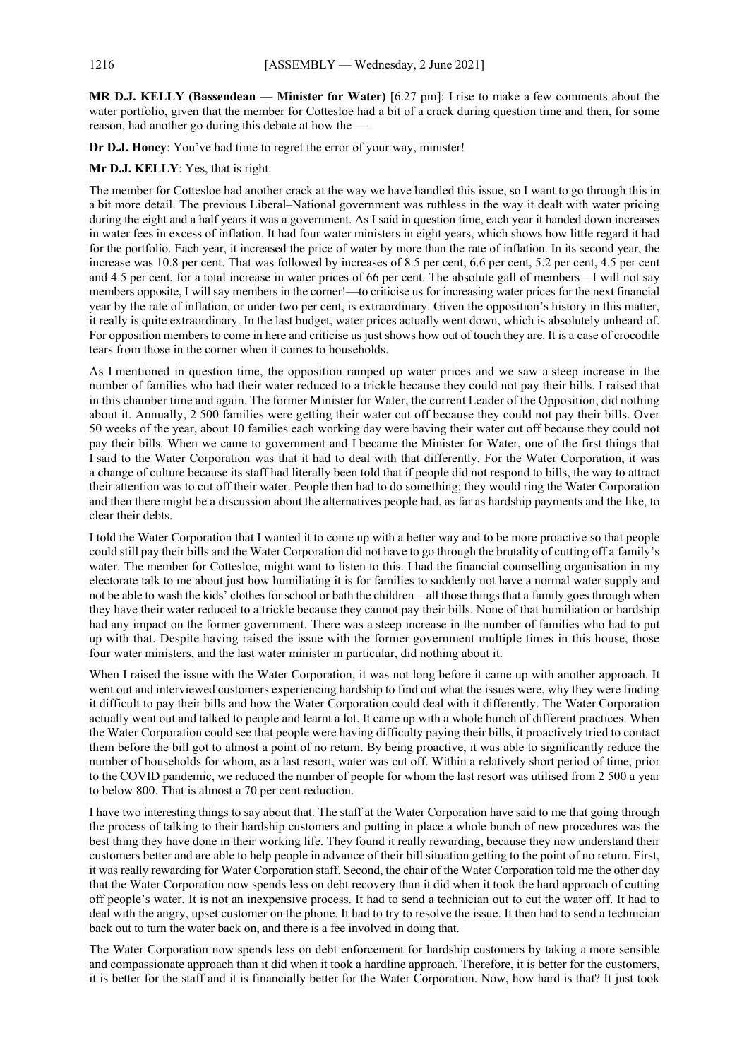**MR D.J. KELLY (Bassendean — Minister for Water)** [6.27 pm]: I rise to make a few comments about the water portfolio, given that the member for Cottesloe had a bit of a crack during question time and then, for some reason, had another go during this debate at how the —

**Dr D.J. Honey**: You've had time to regret the error of your way, minister!

**Mr D.J. KELLY**: Yes, that is right.

The member for Cottesloe had another crack at the way we have handled this issue, so I want to go through this in a bit more detail. The previous Liberal–National government was ruthless in the way it dealt with water pricing during the eight and a half years it was a government. As I said in question time, each year it handed down increases in water fees in excess of inflation. It had four water ministers in eight years, which shows how little regard it had for the portfolio. Each year, it increased the price of water by more than the rate of inflation. In its second year, the increase was 10.8 per cent. That was followed by increases of 8.5 per cent, 6.6 per cent, 5.2 per cent, 4.5 per cent and 4.5 per cent, for a total increase in water prices of 66 per cent. The absolute gall of members—I will not say members opposite, I will say members in the corner!—to criticise us for increasing water prices for the next financial year by the rate of inflation, or under two per cent, is extraordinary. Given the opposition's history in this matter, it really is quite extraordinary. In the last budget, water prices actually went down, which is absolutely unheard of. For opposition members to come in here and criticise us just shows how out of touch they are. It is a case of crocodile tears from those in the corner when it comes to households.

As I mentioned in question time, the opposition ramped up water prices and we saw a steep increase in the number of families who had their water reduced to a trickle because they could not pay their bills. I raised that in this chamber time and again. The former Minister for Water, the current Leader of the Opposition, did nothing about it. Annually, 2 500 families were getting their water cut off because they could not pay their bills. Over 50 weeks of the year, about 10 families each working day were having their water cut off because they could not pay their bills. When we came to government and I became the Minister for Water, one of the first things that I said to the Water Corporation was that it had to deal with that differently. For the Water Corporation, it was a change of culture because its staff had literally been told that if people did not respond to bills, the way to attract their attention was to cut off their water. People then had to do something; they would ring the Water Corporation and then there might be a discussion about the alternatives people had, as far as hardship payments and the like, to clear their debts.

I told the Water Corporation that I wanted it to come up with a better way and to be more proactive so that people could still pay their bills and the Water Corporation did not have to go through the brutality of cutting off a family's water. The member for Cottesloe, might want to listen to this. I had the financial counselling organisation in my electorate talk to me about just how humiliating it is for families to suddenly not have a normal water supply and not be able to wash the kids' clothes for school or bath the children—all those things that a family goes through when they have their water reduced to a trickle because they cannot pay their bills. None of that humiliation or hardship had any impact on the former government. There was a steep increase in the number of families who had to put up with that. Despite having raised the issue with the former government multiple times in this house, those four water ministers, and the last water minister in particular, did nothing about it.

When I raised the issue with the Water Corporation, it was not long before it came up with another approach. It went out and interviewed customers experiencing hardship to find out what the issues were, why they were finding it difficult to pay their bills and how the Water Corporation could deal with it differently. The Water Corporation actually went out and talked to people and learnt a lot. It came up with a whole bunch of different practices. When the Water Corporation could see that people were having difficulty paying their bills, it proactively tried to contact them before the bill got to almost a point of no return. By being proactive, it was able to significantly reduce the number of households for whom, as a last resort, water was cut off. Within a relatively short period of time, prior to the COVID pandemic, we reduced the number of people for whom the last resort was utilised from 2 500 a year to below 800. That is almost a 70 per cent reduction.

I have two interesting things to say about that. The staff at the Water Corporation have said to me that going through the process of talking to their hardship customers and putting in place a whole bunch of new procedures was the best thing they have done in their working life. They found it really rewarding, because they now understand their customers better and are able to help people in advance of their bill situation getting to the point of no return. First, it was really rewarding for Water Corporation staff. Second, the chair of the Water Corporation told me the other day that the Water Corporation now spends less on debt recovery than it did when it took the hard approach of cutting off people's water. It is not an inexpensive process. It had to send a technician out to cut the water off. It had to deal with the angry, upset customer on the phone. It had to try to resolve the issue. It then had to send a technician back out to turn the water back on, and there is a fee involved in doing that.

The Water Corporation now spends less on debt enforcement for hardship customers by taking a more sensible and compassionate approach than it did when it took a hardline approach. Therefore, it is better for the customers, it is better for the staff and it is financially better for the Water Corporation. Now, how hard is that? It just took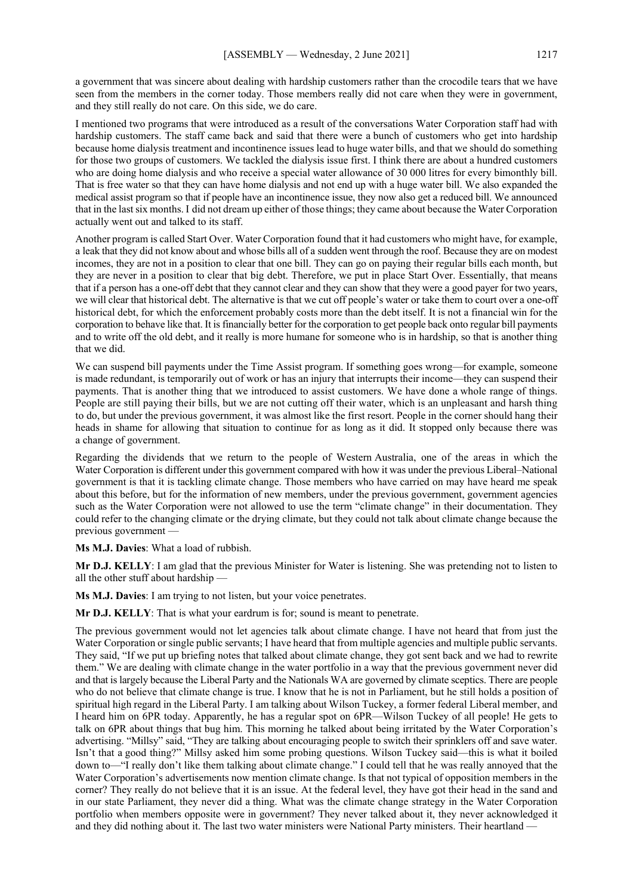a government that was sincere about dealing with hardship customers rather than the crocodile tears that we have seen from the members in the corner today. Those members really did not care when they were in government, and they still really do not care. On this side, we do care.

I mentioned two programs that were introduced as a result of the conversations Water Corporation staff had with hardship customers. The staff came back and said that there were a bunch of customers who get into hardship because home dialysis treatment and incontinence issues lead to huge water bills, and that we should do something for those two groups of customers. We tackled the dialysis issue first. I think there are about a hundred customers who are doing home dialysis and who receive a special water allowance of 30 000 litres for every bimonthly bill. That is free water so that they can have home dialysis and not end up with a huge water bill. We also expanded the medical assist program so that if people have an incontinence issue, they now also get a reduced bill. We announced that in the last six months. I did not dream up either of those things; they came about because the Water Corporation actually went out and talked to its staff.

Another program is called Start Over. Water Corporation found that it had customers who might have, for example, a leak that they did not know about and whose bills all of a sudden went through the roof. Because they are on modest incomes, they are not in a position to clear that one bill. They can go on paying their regular bills each month, but they are never in a position to clear that big debt. Therefore, we put in place Start Over. Essentially, that means that if a person has a one-off debt that they cannot clear and they can show that they were a good payer for two years, we will clear that historical debt. The alternative is that we cut off people's water or take them to court over a one-off historical debt, for which the enforcement probably costs more than the debt itself. It is not a financial win for the corporation to behave like that. It is financially better for the corporation to get people back onto regular bill payments and to write off the old debt, and it really is more humane for someone who is in hardship, so that is another thing that we did.

We can suspend bill payments under the Time Assist program. If something goes wrong—for example, someone is made redundant, is temporarily out of work or has an injury that interrupts their income—they can suspend their payments. That is another thing that we introduced to assist customers. We have done a whole range of things. People are still paying their bills, but we are not cutting off their water, which is an unpleasant and harsh thing to do, but under the previous government, it was almost like the first resort. People in the corner should hang their heads in shame for allowing that situation to continue for as long as it did. It stopped only because there was a change of government.

Regarding the dividends that we return to the people of Western Australia, one of the areas in which the Water Corporation is different under this government compared with how it was under the previous Liberal–National government is that it is tackling climate change. Those members who have carried on may have heard me speak about this before, but for the information of new members, under the previous government, government agencies such as the Water Corporation were not allowed to use the term "climate change" in their documentation. They could refer to the changing climate or the drying climate, but they could not talk about climate change because the previous government —

**Ms M.J. Davies**: What a load of rubbish.

**Mr D.J. KELLY**: I am glad that the previous Minister for Water is listening. She was pretending not to listen to all the other stuff about hardship —

**Ms M.J. Davies**: I am trying to not listen, but your voice penetrates.

**Mr D.J. KELLY**: That is what your eardrum is for; sound is meant to penetrate.

The previous government would not let agencies talk about climate change. I have not heard that from just the Water Corporation or single public servants; I have heard that from multiple agencies and multiple public servants. They said, "If we put up briefing notes that talked about climate change, they got sent back and we had to rewrite them." We are dealing with climate change in the water portfolio in a way that the previous government never did and that is largely because the Liberal Party and the Nationals WA are governed by climate sceptics. There are people who do not believe that climate change is true. I know that he is not in Parliament, but he still holds a position of spiritual high regard in the Liberal Party. I am talking about Wilson Tuckey, a former federal Liberal member, and I heard him on 6PR today. Apparently, he has a regular spot on 6PR—Wilson Tuckey of all people! He gets to talk on 6PR about things that bug him. This morning he talked about being irritated by the Water Corporation's advertising. "Millsy" said, "They are talking about encouraging people to switch their sprinklers off and save water. Isn't that a good thing?" Millsy asked him some probing questions. Wilson Tuckey said—this is what it boiled down to—"I really don't like them talking about climate change." I could tell that he was really annoyed that the Water Corporation's advertisements now mention climate change. Is that not typical of opposition members in the corner? They really do not believe that it is an issue. At the federal level, they have got their head in the sand and in our state Parliament, they never did a thing. What was the climate change strategy in the Water Corporation portfolio when members opposite were in government? They never talked about it, they never acknowledged it and they did nothing about it. The last two water ministers were National Party ministers. Their heartland —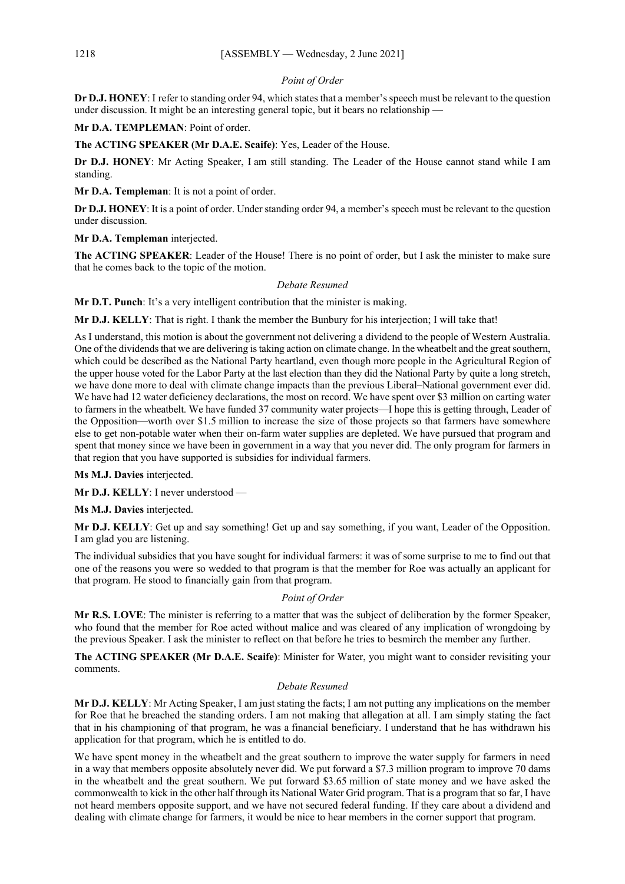*Point of Order*

**Dr D.J. HONEY**: I refer to standing order 94, which states that a member's speech must be relevant to the question under discussion. It might be an interesting general topic, but it bears no relationship —

**Mr D.A. TEMPLEMAN**: Point of order.

**The ACTING SPEAKER (Mr D.A.E. Scaife)**: Yes, Leader of the House.

**Dr D.J. HONEY**: Mr Acting Speaker, I am still standing. The Leader of the House cannot stand while I am standing.

**Mr D.A. Templeman**: It is not a point of order.

**Dr D.J. HONEY**: It is a point of order. Under standing order 94, a member's speech must be relevant to the question under discussion.

**Mr D.A. Templeman** interjected.

**The ACTING SPEAKER**: Leader of the House! There is no point of order, but I ask the minister to make sure that he comes back to the topic of the motion.

*Debate Resumed*

**Mr D.T. Punch**: It's a very intelligent contribution that the minister is making.

**Mr D.J. KELLY**: That is right. I thank the member the Bunbury for his interjection; I will take that!

As I understand, this motion is about the government not delivering a dividend to the people of Western Australia. One of the dividends that we are delivering is taking action on climate change. In the wheatbelt and the great southern, which could be described as the National Party heartland, even though more people in the Agricultural Region of the upper house voted for the Labor Party at the last election than they did the National Party by quite a long stretch, we have done more to deal with climate change impacts than the previous Liberal–National government ever did. We have had 12 water deficiency declarations, the most on record. We have spent over $3 million on carting water to farmers in the wheatbelt. We have funded 37 community water projects—I hope this is getting through, Leader of the Opposition—worth over $1.5 million to increase the size of those projects so that farmers have somewhere else to get non-potable water when their on-farm water supplies are depleted. We have pursued that program and spent that money since we have been in government in a way that you never did. The only program for farmers in that region that you have supported is subsidies for individual farmers.

**Ms M.J. Davies** interjected.

**Mr D.J. KELLY**: I never understood —

**Ms M.J. Davies** interjected.

**Mr D.J. KELLY**: Get up and say something! Get up and say something, if you want, Leader of the Opposition. I am glad you are listening.

The individual subsidies that you have sought for individual farmers: it was of some surprise to me to find out that one of the reasons you were so wedded to that program is that the member for Roe was actually an applicant for that program. He stood to financially gain from that program.

*Point of Order*

**Mr R.S. LOVE**: The minister is referring to a matter that was the subject of deliberation by the former Speaker, who found that the member for Roe acted without malice and was cleared of any implication of wrongdoing by the previous Speaker. I ask the minister to reflect on that before he tries to besmirch the member any further.

**The ACTING SPEAKER (Mr D.A.E. Scaife)**: Minister for Water, you might want to consider revisiting your comments.

*Debate Resumed*

**Mr D.J. KELLY**: Mr Acting Speaker, I am just stating the facts; I am not putting any implications on the member for Roe that he breached the standing orders. I am not making that allegation at all. I am simply stating the fact that in his championing of that program, he was a financial beneficiary. I understand that he has withdrawn his application for that program, which he is entitled to do.

We have spent money in the wheatbelt and the great southern to improve the water supply for farmers in need in a way that members opposite absolutely never did. We put forward a $7.3 million program to improve 70 dams in the wheatbelt and the great southern. We put forward $3.65 million of state money and we have asked the commonwealth to kick in the other half through its National Water Grid program. That is a program that so far, I have not heard members opposite support, and we have not secured federal funding. If they care about a dividend and dealing with climate change for farmers, it would be nice to hear members in the corner support that program.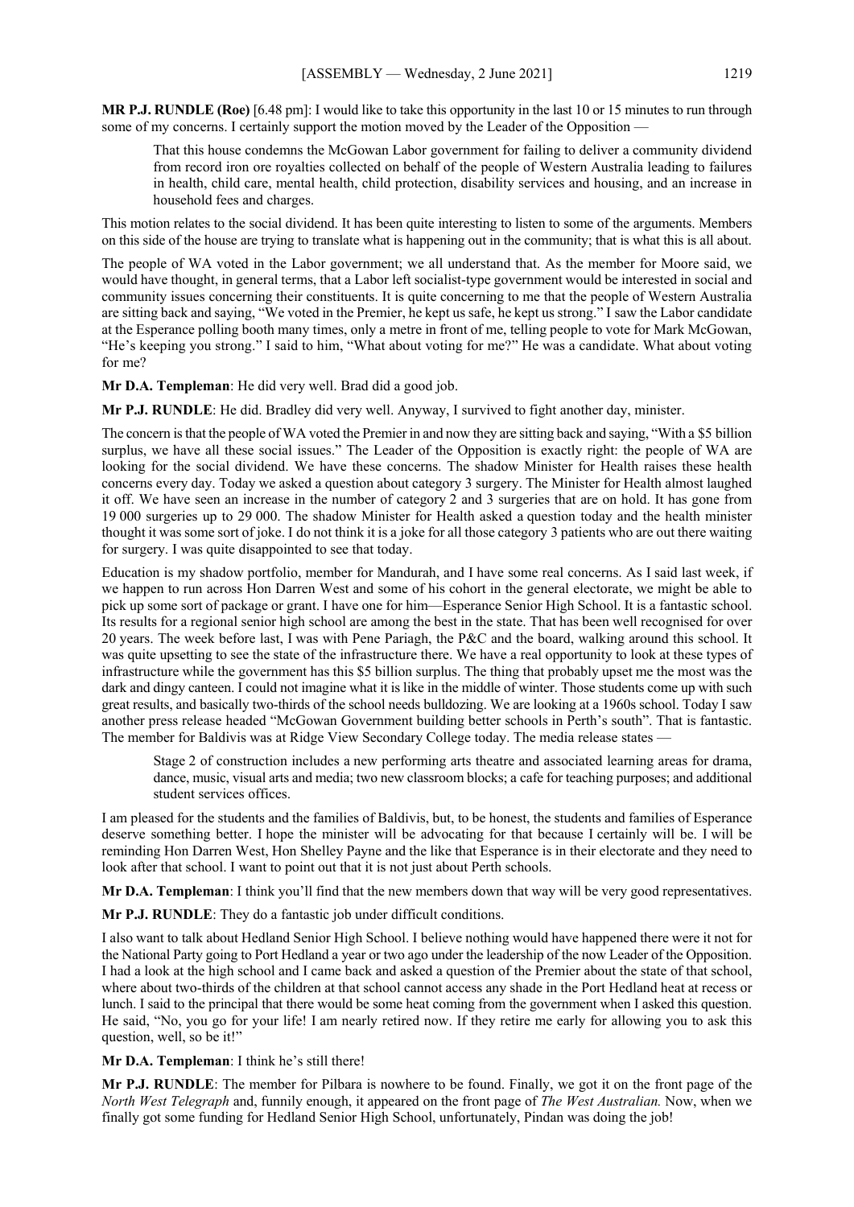**MR P.J. RUNDLE (Roe)** [6.48 pm]: I would like to take this opportunity in the last 10 or 15 minutes to run through some of my concerns. I certainly support the motion moved by the Leader of the Opposition —

> That this house condemns the McGowan Labor government for failing to deliver a community dividend from record iron ore royalties collected on behalf of the people of Western Australia leading to failures in health, child care, mental health, child protection, disability services and housing, and an increase in household fees and charges.

This motion relates to the social dividend. It has been quite interesting to listen to some of the arguments. Members on this side of the house are trying to translate what is happening out in the community; that is what this is all about.

The people of WA voted in the Labor government; we all understand that. As the member for Moore said, we would have thought, in general terms, that a Labor left socialist-type government would be interested in social and community issues concerning their constituents. It is quite concerning to me that the people of Western Australia are sitting back and saying, "We voted in the Premier, he kept us safe, he kept us strong." I saw the Labor candidate at the Esperance polling booth many times, only a metre in front of me, telling people to vote for Mark McGowan, "He's keeping you strong." I said to him, "What about voting for me?" He was a candidate. What about voting for me?

**Mr D.A. Templeman**: He did very well. Brad did a good job.

**Mr P.J. RUNDLE**: He did. Bradley did very well. Anyway, I survived to fight another day, minister.

The concern is that the people of WA voted the Premier in and now they are sitting back and saying, "With a $5 billion surplus, we have all these social issues." The Leader of the Opposition is exactly right: the people of WA are looking for the social dividend. We have these concerns. The shadow Minister for Health raises these health concerns every day. Today we asked a question about category 3 surgery. The Minister for Health almost laughed it off. We have seen an increase in the number of category 2 and 3 surgeries that are on hold. It has gone from 19 000 surgeries up to 29 000. The shadow Minister for Health asked a question today and the health minister thought it was some sort of joke. I do not think it is a joke for all those category 3 patients who are out there waiting for surgery. I was quite disappointed to see that today.

Education is my shadow portfolio, member for Mandurah, and I have some real concerns. As I said last week, if we happen to run across Hon Darren West and some of his cohort in the general electorate, we might be able to pick up some sort of package or grant. I have one for him—Esperance Senior High School. It is a fantastic school. Its results for a regional senior high school are among the best in the state. That has been well recognised for over 20 years. The week before last, I was with Pene Pariagh, the P&C and the board, walking around this school. It was quite upsetting to see the state of the infrastructure there. We have a real opportunity to look at these types of infrastructure while the government has this $5 billion surplus. The thing that probably upset me the most was the dark and dingy canteen. I could not imagine what it is like in the middle of winter. Those students come up with such great results, and basically two-thirds of the school needs bulldozing. We are looking at a 1960s school. Today I saw another press release headed "McGowan Government building better schools in Perth's south". That is fantastic. The member for Baldivis was at Ridge View Secondary College today. The media release states —

> Stage 2 of construction includes a new performing arts theatre and associated learning areas for drama, dance, music, visual arts and media; two new classroom blocks; a cafe for teaching purposes; and additional student services offices.

I am pleased for the students and the families of Baldivis, but, to be honest, the students and families of Esperance deserve something better. I hope the minister will be advocating for that because I certainly will be. I will be reminding Hon Darren West, Hon Shelley Payne and the like that Esperance is in their electorate and they need to look after that school. I want to point out that it is not just about Perth schools.

**Mr D.A. Templeman**: I think you'll find that the new members down that way will be very good representatives.

**Mr P.J. RUNDLE**: They do a fantastic job under difficult conditions.

I also want to talk about Hedland Senior High School. I believe nothing would have happened there were it not for the National Party going to Port Hedland a year or two ago under the leadership of the now Leader of the Opposition. I had a look at the high school and I came back and asked a question of the Premier about the state of that school, where about two-thirds of the children at that school cannot access any shade in the Port Hedland heat at recess or lunch. I said to the principal that there would be some heat coming from the government when I asked this question. He said, "No, you go for your life! I am nearly retired now. If they retire me early for allowing you to ask this question, well, so be it!"

**Mr D.A. Templeman**: I think he's still there!

**Mr P.J. RUNDLE**: The member for Pilbara is nowhere to be found. Finally, we got it on the front page of the *North West Telegraph* and, funnily enough, it appeared on the front page of *The West Australian.* Now, when we finally got some funding for Hedland Senior High School, unfortunately, Pindan was doing the job!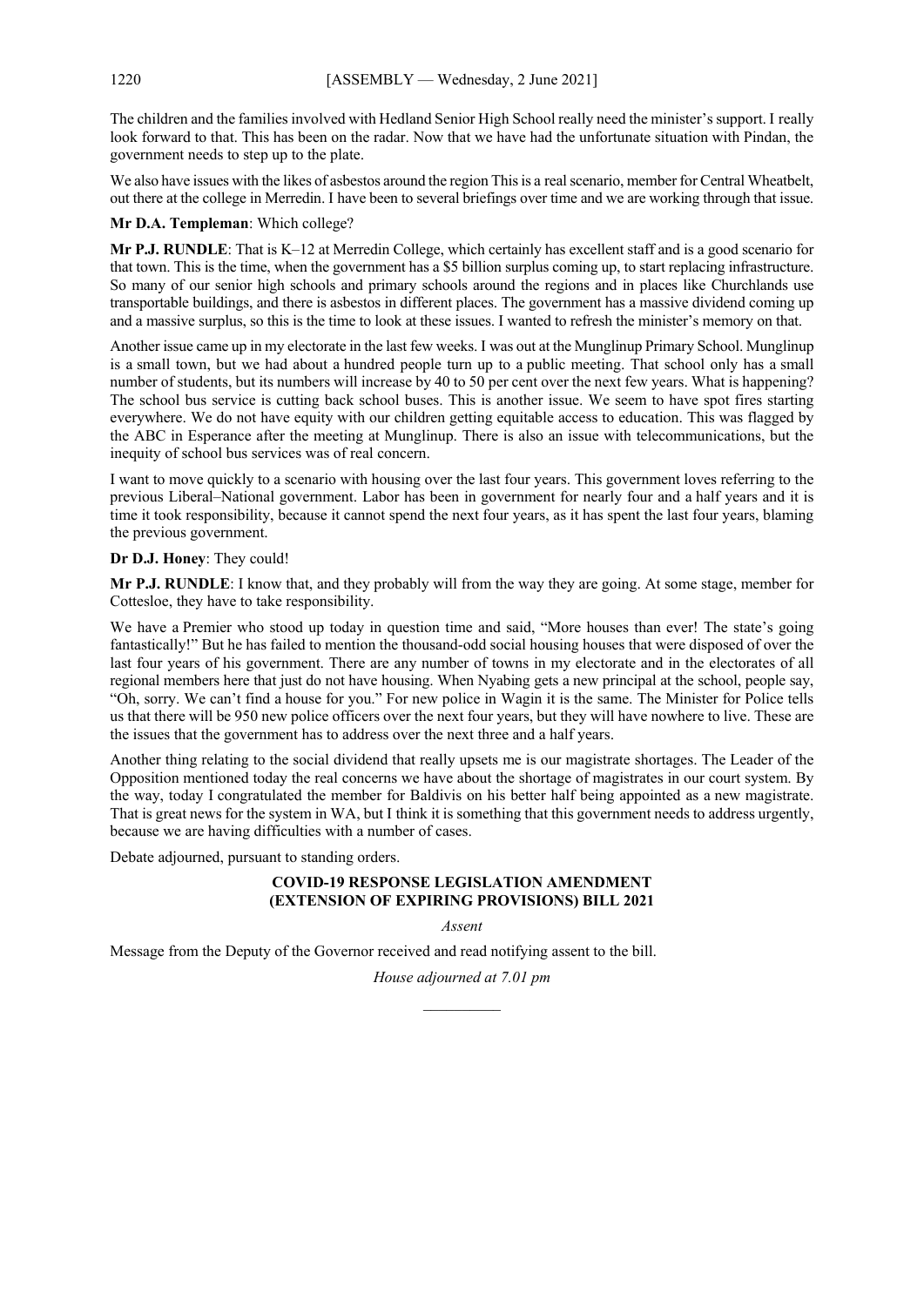The children and the families involved with Hedland Senior High School really need the minister's support. I really look forward to that. This has been on the radar. Now that we have had the unfortunate situation with Pindan, the government needs to step up to the plate.

We also have issues with the likes of asbestos around the region This is a real scenario, member for Central Wheatbelt, out there at the college in Merredin. I have been to several briefings over time and we are working through that issue.

**Mr D.A. Templeman**: Which college?

**Mr P.J. RUNDLE**: That is K–12 at Merredin College, which certainly has excellent staff and is a good scenario for that town. This is the time, when the government has a $5 billion surplus coming up, to start replacing infrastructure. So many of our senior high schools and primary schools around the regions and in places like Churchlands use transportable buildings, and there is asbestos in different places. The government has a massive dividend coming up and a massive surplus, so this is the time to look at these issues. I wanted to refresh the minister's memory on that.

Another issue came up in my electorate in the last few weeks. I was out at the Munglinup Primary School. Munglinup is a small town, but we had about a hundred people turn up to a public meeting. That school only has a small number of students, but its numbers will increase by 40 to 50 per cent over the next few years. What is happening? The school bus service is cutting back school buses. This is another issue. We seem to have spot fires starting everywhere. We do not have equity with our children getting equitable access to education. This was flagged by the ABC in Esperance after the meeting at Munglinup. There is also an issue with telecommunications, but the inequity of school bus services was of real concern.

I want to move quickly to a scenario with housing over the last four years. This government loves referring to the previous Liberal–National government. Labor has been in government for nearly four and a half years and it is time it took responsibility, because it cannot spend the next four years, as it has spent the last four years, blaming the previous government.

**Dr D.J. Honey**: They could!

**Mr P.J. RUNDLE**: I know that, and they probably will from the way they are going. At some stage, member for Cottesloe, they have to take responsibility.

We have a Premier who stood up today in question time and said, "More houses than ever! The state's going fantastically!" But he has failed to mention the thousand-odd social housing houses that were disposed of over the last four years of his government. There are any number of towns in my electorate and in the electorates of all regional members here that just do not have housing. When Nyabing gets a new principal at the school, people say, "Oh, sorry. We can't find a house for you." For new police in Wagin it is the same. The Minister for Police tells us that there will be 950 new police officers over the next four years, but they will have nowhere to live. These are the issues that the government has to address over the next three and a half years.

Another thing relating to the social dividend that really upsets me is our magistrate shortages. The Leader of the Opposition mentioned today the real concerns we have about the shortage of magistrates in our court system. By the way, today I congratulated the member for Baldivis on his better half being appointed as a new magistrate. That is great news for the system in WA, but I think it is something that this government needs to address urgently, because we are having difficulties with a number of cases.

Debate adjourned, pursuant to standing orders.

## COVID-19 RESPONSE LEGISLATION AMENDMENT (EXTENSION OF EXPIRING PROVISIONS) BILL 2021

*Assent*

Message from the Deputy of the Governor received and read notifying assent to the bill.

*House adjourned at 7.01 pm*